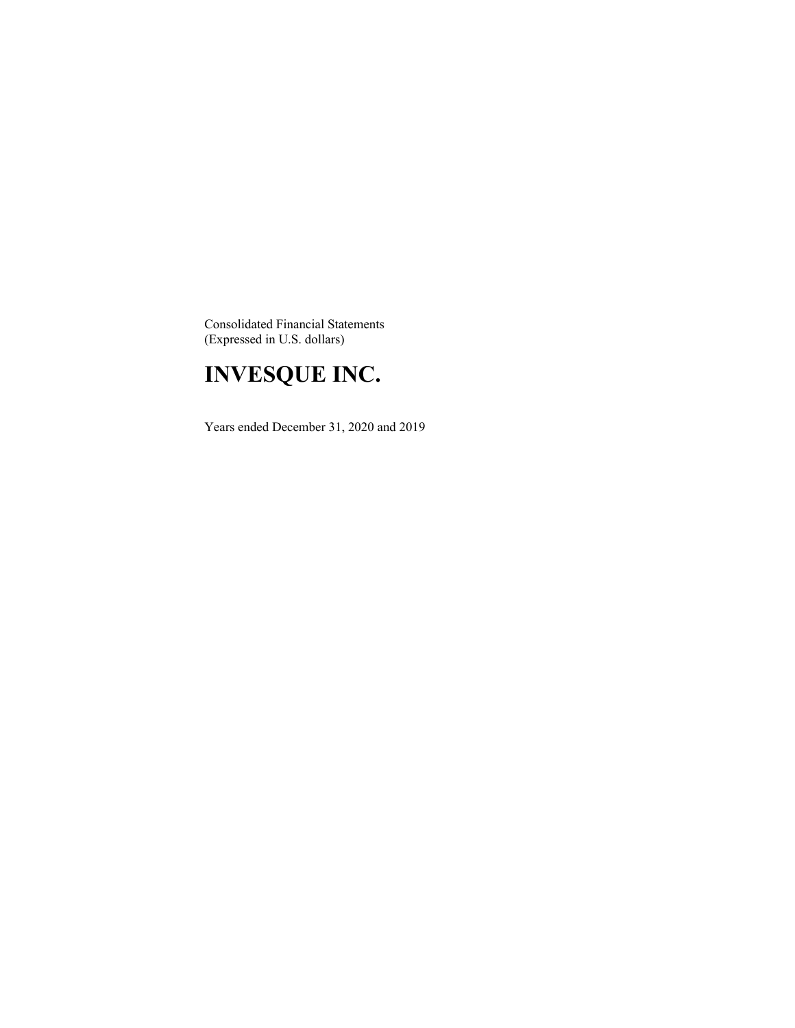Consolidated Financial Statements
(Expressed in U.S. dollars)

# INVESQUE INC.

Years ended December 31, 2020 and 2019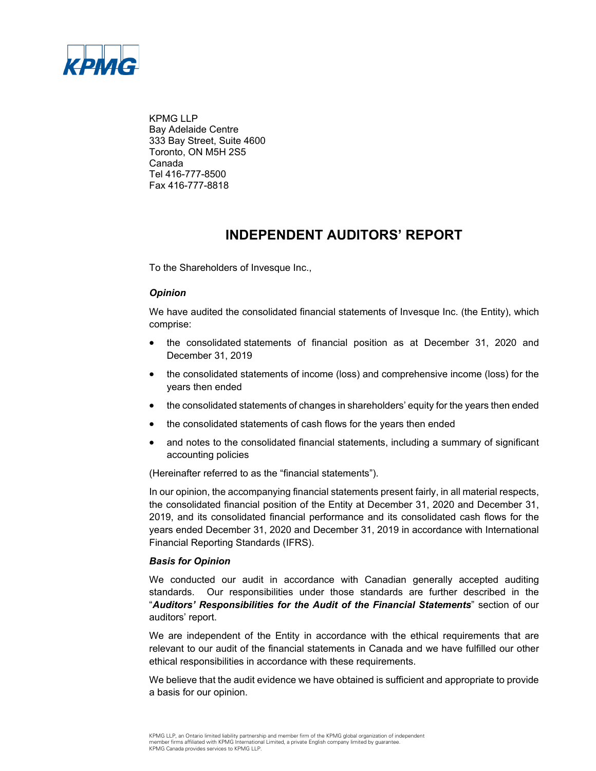KPMG LLP
Bay Adelaide Centre
333 Bay Street, Suite 4600
Toronto, ON M5H 2S5
Canada
Tel 416-777-8500
Fax 416-777-8818

# INDEPENDENT AUDITORS' REPORT

To the Shareholders of Invesque Inc.,

### *Opinion*

We have audited the consolidated financial statements of Invesque Inc. (the Entity), which comprise:

- the consolidated statements of financial position as at December 31, 2020 and December 31, 2019
- the consolidated statements of income (loss) and comprehensive income (loss) for the years then ended
- the consolidated statements of changes in shareholders' equity for the years then ended
- the consolidated statements of cash flows for the years then ended
- and notes to the consolidated financial statements, including a summary of significant accounting policies

(Hereinafter referred to as the "financial statements").

In our opinion, the accompanying financial statements present fairly, in all material respects, the consolidated financial position of the Entity at December 31, 2020 and December 31, 2019, and its consolidated financial performance and its consolidated cash flows for the years ended December 31, 2020 and December 31, 2019 in accordance with International Financial Reporting Standards (IFRS).

### *Basis for Opinion*

We conducted our audit in accordance with Canadian generally accepted auditing standards. Our responsibilities under those standards are further described in the "***Auditors' Responsibilities for the Audit of the Financial Statements***" section of our auditors' report.

We are independent of the Entity in accordance with the ethical requirements that are relevant to our audit of the financial statements in Canada and we have fulfilled our other ethical responsibilities in accordance with these requirements.

We believe that the audit evidence we have obtained is sufficient and appropriate to provide a basis for our opinion.

KPMG LLP, an Ontario limited liability partnership and member firm of the KPMG global organization of independent member firms affiliated with KPMG International Limited, a private English company limited by guarantee.
KPMG Canada provides services to KPMG LLP.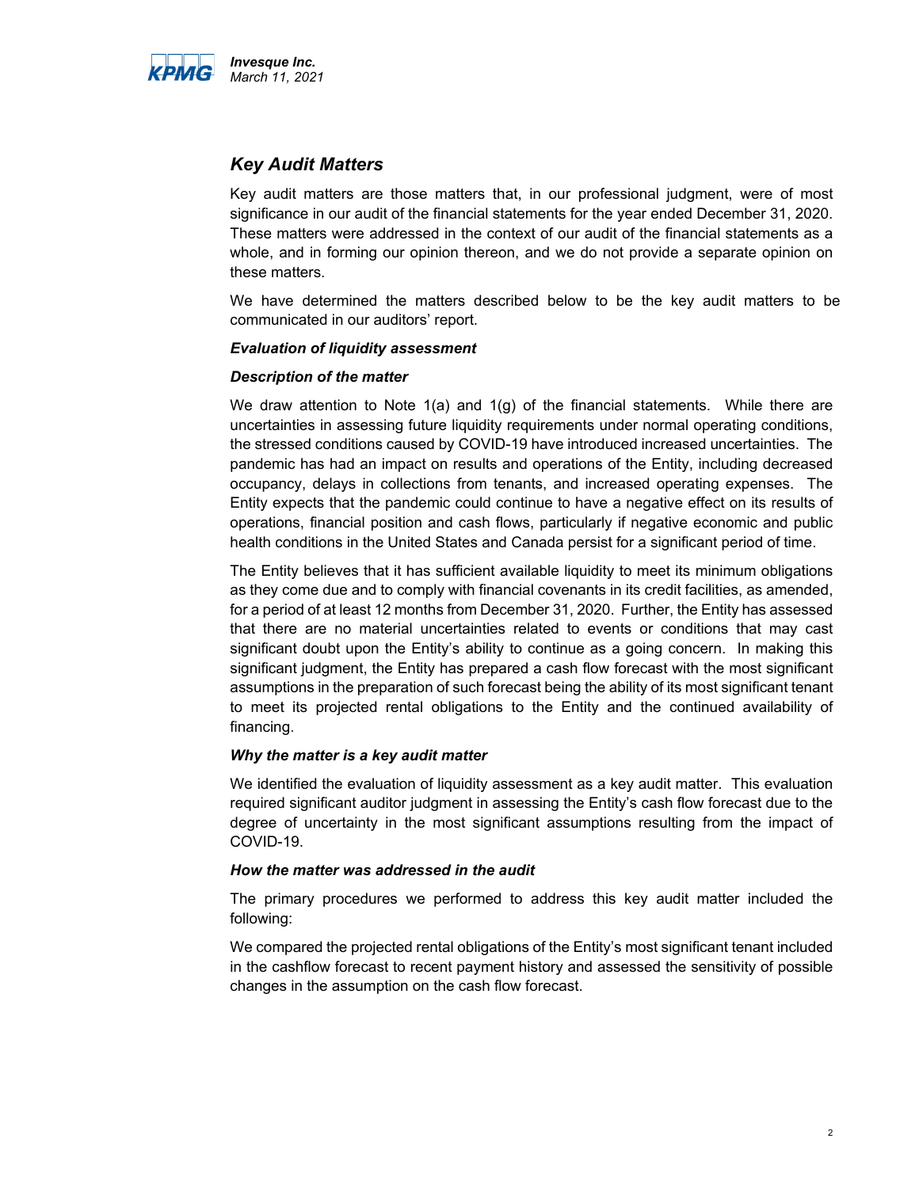## *Key Audit Matters*

Key audit matters are those matters that, in our professional judgment, were of most significance in our audit of the financial statements for the year ended December 31, 2020. These matters were addressed in the context of our audit of the financial statements as a whole, and in forming our opinion thereon, and we do not provide a separate opinion on these matters.

We have determined the matters described below to be the key audit matters to be communicated in our auditors' report.

***Evaluation of liquidity assessment***

***Description of the matter***

We draw attention to Note 1(a) and 1(g) of the financial statements. While there are uncertainties in assessing future liquidity requirements under normal operating conditions, the stressed conditions caused by COVID-19 have introduced increased uncertainties. The pandemic has had an impact on results and operations of the Entity, including decreased occupancy, delays in collections from tenants, and increased operating expenses. The Entity expects that the pandemic could continue to have a negative effect on its results of operations, financial position and cash flows, particularly if negative economic and public health conditions in the United States and Canada persist for a significant period of time.

The Entity believes that it has sufficient available liquidity to meet its minimum obligations as they come due and to comply with financial covenants in its credit facilities, as amended, for a period of at least 12 months from December 31, 2020. Further, the Entity has assessed that there are no material uncertainties related to events or conditions that may cast significant doubt upon the Entity's ability to continue as a going concern. In making this significant judgment, the Entity has prepared a cash flow forecast with the most significant assumptions in the preparation of such forecast being the ability of its most significant tenant to meet its projected rental obligations to the Entity and the continued availability of financing.

***Why the matter is a key audit matter***

We identified the evaluation of liquidity assessment as a key audit matter. This evaluation required significant auditor judgment in assessing the Entity's cash flow forecast due to the degree of uncertainty in the most significant assumptions resulting from the impact of COVID-19.

***How the matter was addressed in the audit***

The primary procedures we performed to address this key audit matter included the following:

We compared the projected rental obligations of the Entity's most significant tenant included in the cashflow forecast to recent payment history and assessed the sensitivity of possible changes in the assumption on the cash flow forecast.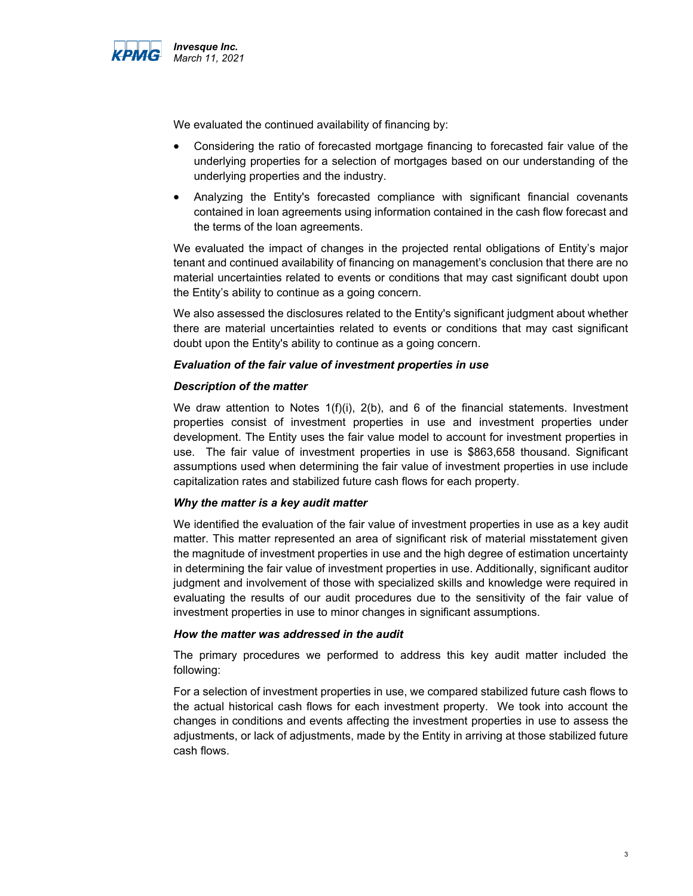We evaluated the continued availability of financing by:

- Considering the ratio of forecasted mortgage financing to forecasted fair value of the underlying properties for a selection of mortgages based on our understanding of the underlying properties and the industry.
- Analyzing the Entity's forecasted compliance with significant financial covenants contained in loan agreements using information contained in the cash flow forecast and the terms of the loan agreements.

We evaluated the impact of changes in the projected rental obligations of Entity's major tenant and continued availability of financing on management's conclusion that there are no material uncertainties related to events or conditions that may cast significant doubt upon the Entity's ability to continue as a going concern.

We also assessed the disclosures related to the Entity's significant judgment about whether there are material uncertainties related to events or conditions that may cast significant doubt upon the Entity's ability to continue as a going concern.

***Evaluation of the fair value of investment properties in use***

***Description of the matter***

We draw attention to Notes 1(f)(i), 2(b), and 6 of the financial statements. Investment properties consist of investment properties in use and investment properties under development. The Entity uses the fair value model to account for investment properties in use. The fair value of investment properties in use is $863,658 thousand. Significant assumptions used when determining the fair value of investment properties in use include capitalization rates and stabilized future cash flows for each property.

***Why the matter is a key audit matter***

We identified the evaluation of the fair value of investment properties in use as a key audit matter. This matter represented an area of significant risk of material misstatement given the magnitude of investment properties in use and the high degree of estimation uncertainty in determining the fair value of investment properties in use. Additionally, significant auditor judgment and involvement of those with specialized skills and knowledge were required in evaluating the results of our audit procedures due to the sensitivity of the fair value of investment properties in use to minor changes in significant assumptions.

***How the matter was addressed in the audit***

The primary procedures we performed to address this key audit matter included the following:

For a selection of investment properties in use, we compared stabilized future cash flows to the actual historical cash flows for each investment property. We took into account the changes in conditions and events affecting the investment properties in use to assess the adjustments, or lack of adjustments, made by the Entity in arriving at those stabilized future cash flows.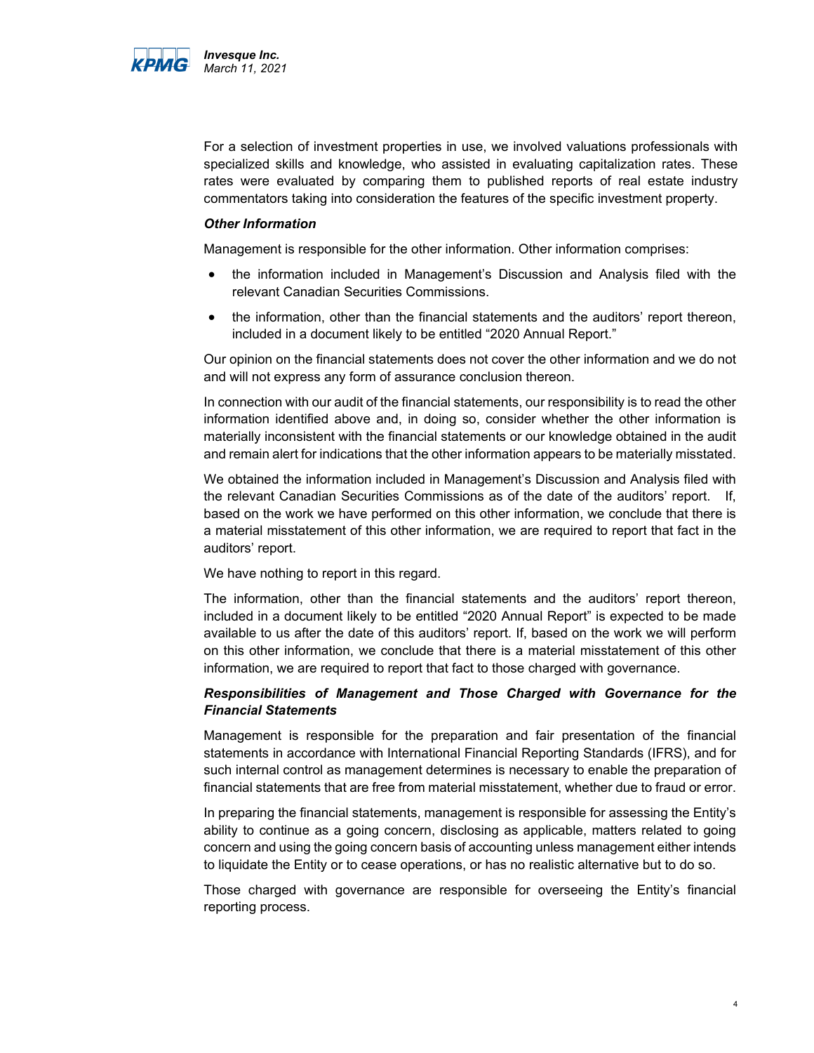For a selection of investment properties in use, we involved valuations professionals with specialized skills and knowledge, who assisted in evaluating capitalization rates. These rates were evaluated by comparing them to published reports of real estate industry commentators taking into consideration the features of the specific investment property.

***Other Information***

Management is responsible for the other information. Other information comprises:

- the information included in Management's Discussion and Analysis filed with the relevant Canadian Securities Commissions.
- the information, other than the financial statements and the auditors' report thereon, included in a document likely to be entitled "2020 Annual Report."

Our opinion on the financial statements does not cover the other information and we do not and will not express any form of assurance conclusion thereon.

In connection with our audit of the financial statements, our responsibility is to read the other information identified above and, in doing so, consider whether the other information is materially inconsistent with the financial statements or our knowledge obtained in the audit and remain alert for indications that the other information appears to be materially misstated.

We obtained the information included in Management's Discussion and Analysis filed with the relevant Canadian Securities Commissions as of the date of the auditors' report. If, based on the work we have performed on this other information, we conclude that there is a material misstatement of this other information, we are required to report that fact in the auditors' report.

We have nothing to report in this regard.

The information, other than the financial statements and the auditors' report thereon, included in a document likely to be entitled "2020 Annual Report" is expected to be made available to us after the date of this auditors' report. If, based on the work we will perform on this other information, we conclude that there is a material misstatement of this other information, we are required to report that fact to those charged with governance.

***Responsibilities of Management and Those Charged with Governance for the Financial Statements***

Management is responsible for the preparation and fair presentation of the financial statements in accordance with International Financial Reporting Standards (IFRS), and for such internal control as management determines is necessary to enable the preparation of financial statements that are free from material misstatement, whether due to fraud or error.

In preparing the financial statements, management is responsible for assessing the Entity's ability to continue as a going concern, disclosing as applicable, matters related to going concern and using the going concern basis of accounting unless management either intends to liquidate the Entity or to cease operations, or has no realistic alternative but to do so.

Those charged with governance are responsible for overseeing the Entity's financial reporting process.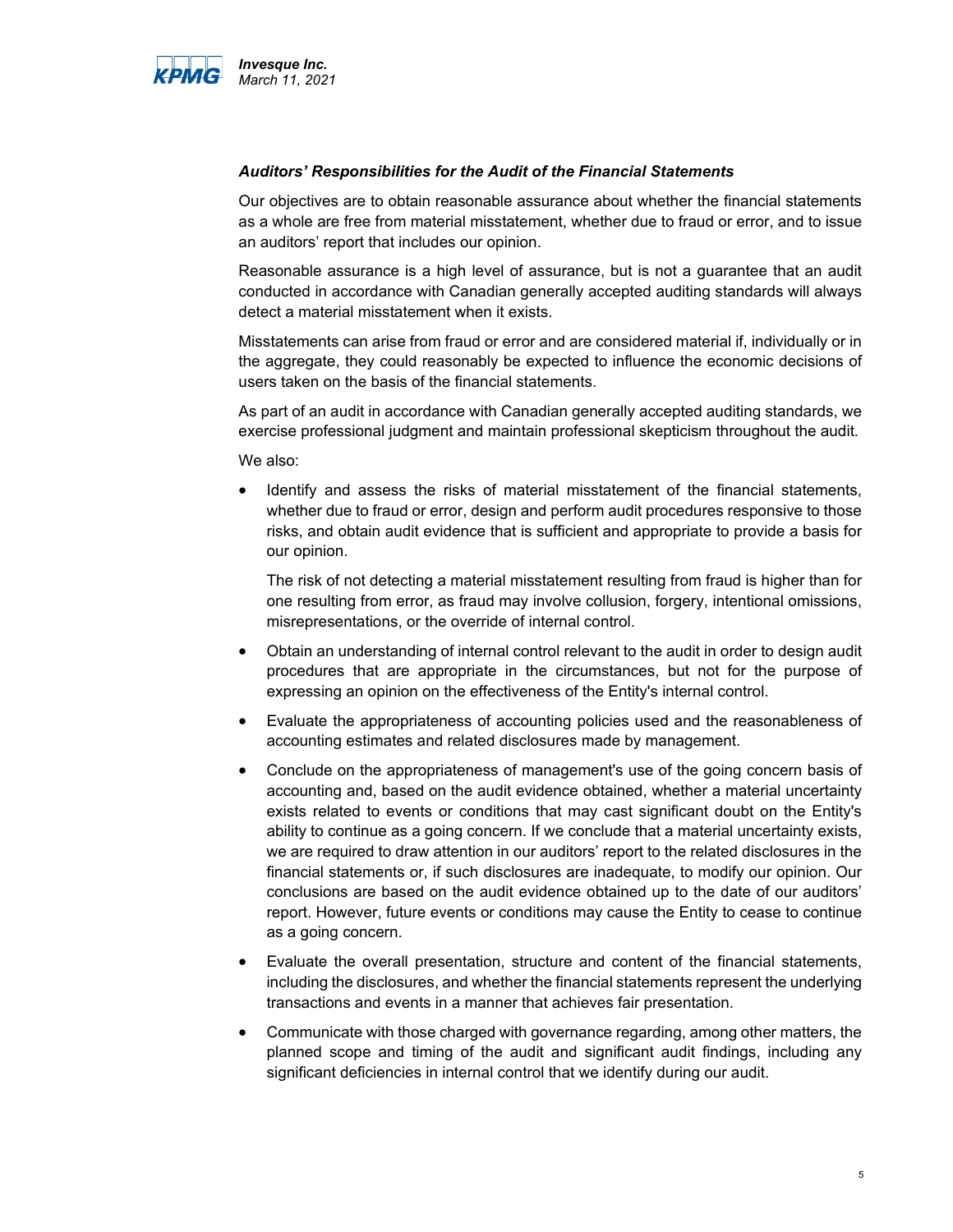### *Auditors' Responsibilities for the Audit of the Financial Statements*

Our objectives are to obtain reasonable assurance about whether the financial statements as a whole are free from material misstatement, whether due to fraud or error, and to issue an auditors' report that includes our opinion.

Reasonable assurance is a high level of assurance, but is not a guarantee that an audit conducted in accordance with Canadian generally accepted auditing standards will always detect a material misstatement when it exists.

Misstatements can arise from fraud or error and are considered material if, individually or in the aggregate, they could reasonably be expected to influence the economic decisions of users taken on the basis of the financial statements.

As part of an audit in accordance with Canadian generally accepted auditing standards, we exercise professional judgment and maintain professional skepticism throughout the audit.

We also:

- Identify and assess the risks of material misstatement of the financial statements, whether due to fraud or error, design and perform audit procedures responsive to those risks, and obtain audit evidence that is sufficient and appropriate to provide a basis for our opinion.

  The risk of not detecting a material misstatement resulting from fraud is higher than for one resulting from error, as fraud may involve collusion, forgery, intentional omissions, misrepresentations, or the override of internal control.

- Obtain an understanding of internal control relevant to the audit in order to design audit procedures that are appropriate in the circumstances, but not for the purpose of expressing an opinion on the effectiveness of the Entity's internal control.

- Evaluate the appropriateness of accounting policies used and the reasonableness of accounting estimates and related disclosures made by management.

- Conclude on the appropriateness of management's use of the going concern basis of accounting and, based on the audit evidence obtained, whether a material uncertainty exists related to events or conditions that may cast significant doubt on the Entity's ability to continue as a going concern. If we conclude that a material uncertainty exists, we are required to draw attention in our auditors' report to the related disclosures in the financial statements or, if such disclosures are inadequate, to modify our opinion. Our conclusions are based on the audit evidence obtained up to the date of our auditors' report. However, future events or conditions may cause the Entity to cease to continue as a going concern.

- Evaluate the overall presentation, structure and content of the financial statements, including the disclosures, and whether the financial statements represent the underlying transactions and events in a manner that achieves fair presentation.

- Communicate with those charged with governance regarding, among other matters, the planned scope and timing of the audit and significant audit findings, including any significant deficiencies in internal control that we identify during our audit.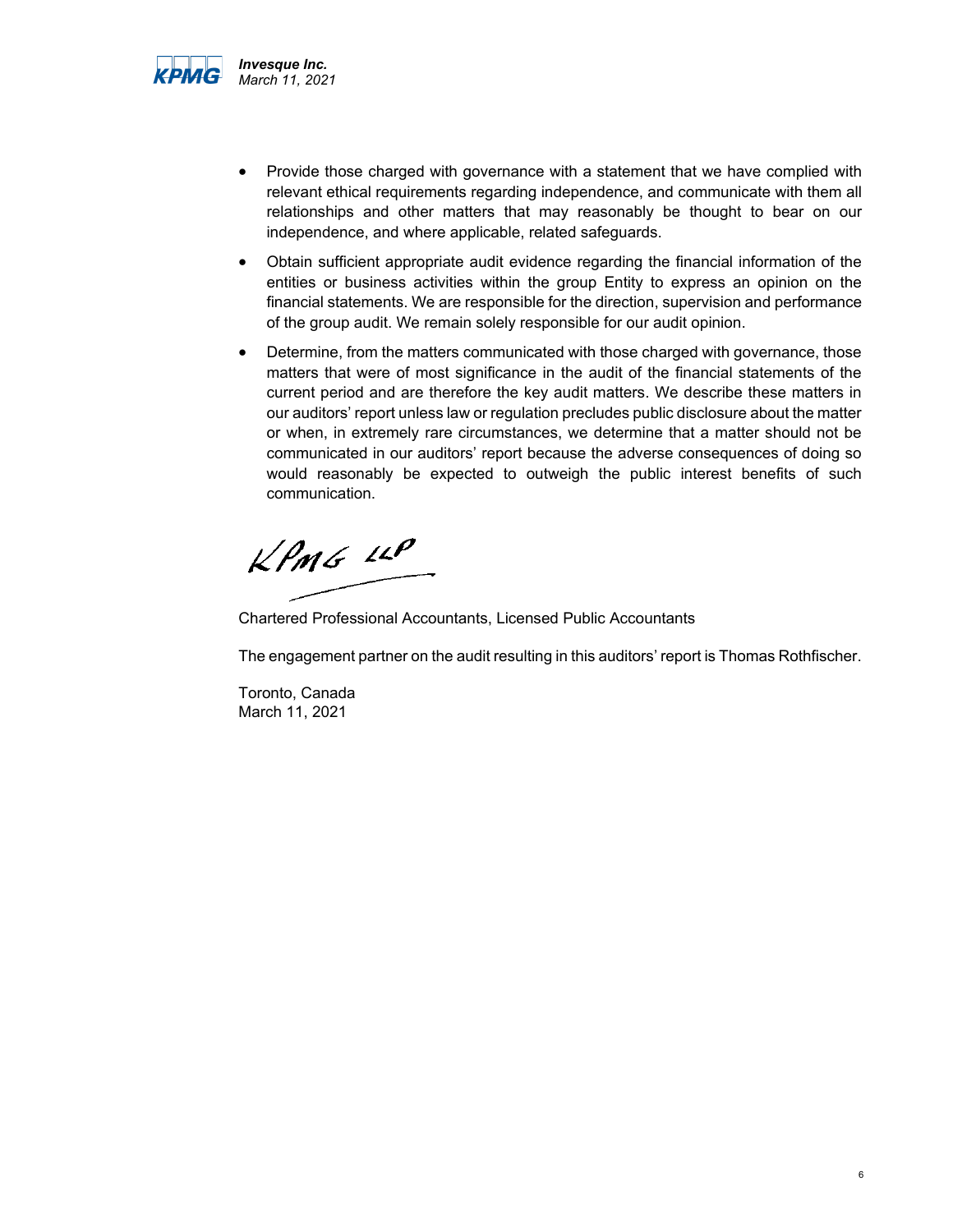- Provide those charged with governance with a statement that we have complied with relevant ethical requirements regarding independence, and communicate with them all relationships and other matters that may reasonably be thought to bear on our independence, and where applicable, related safeguards.
- Obtain sufficient appropriate audit evidence regarding the financial information of the entities or business activities within the group Entity to express an opinion on the financial statements. We are responsible for the direction, supervision and performance of the group audit. We remain solely responsible for our audit opinion.
- Determine, from the matters communicated with those charged with governance, those matters that were of most significance in the audit of the financial statements of the current period and are therefore the key audit matters. We describe these matters in our auditors' report unless law or regulation precludes public disclosure about the matter or when, in extremely rare circumstances, we determine that a matter should not be communicated in our auditors' report because the adverse consequences of doing so would reasonably be expected to outweigh the public interest benefits of such communication.

KPMG LLP

Chartered Professional Accountants, Licensed Public Accountants

The engagement partner on the audit resulting in this auditors' report is Thomas Rothfischer.

Toronto, Canada
March 11, 2021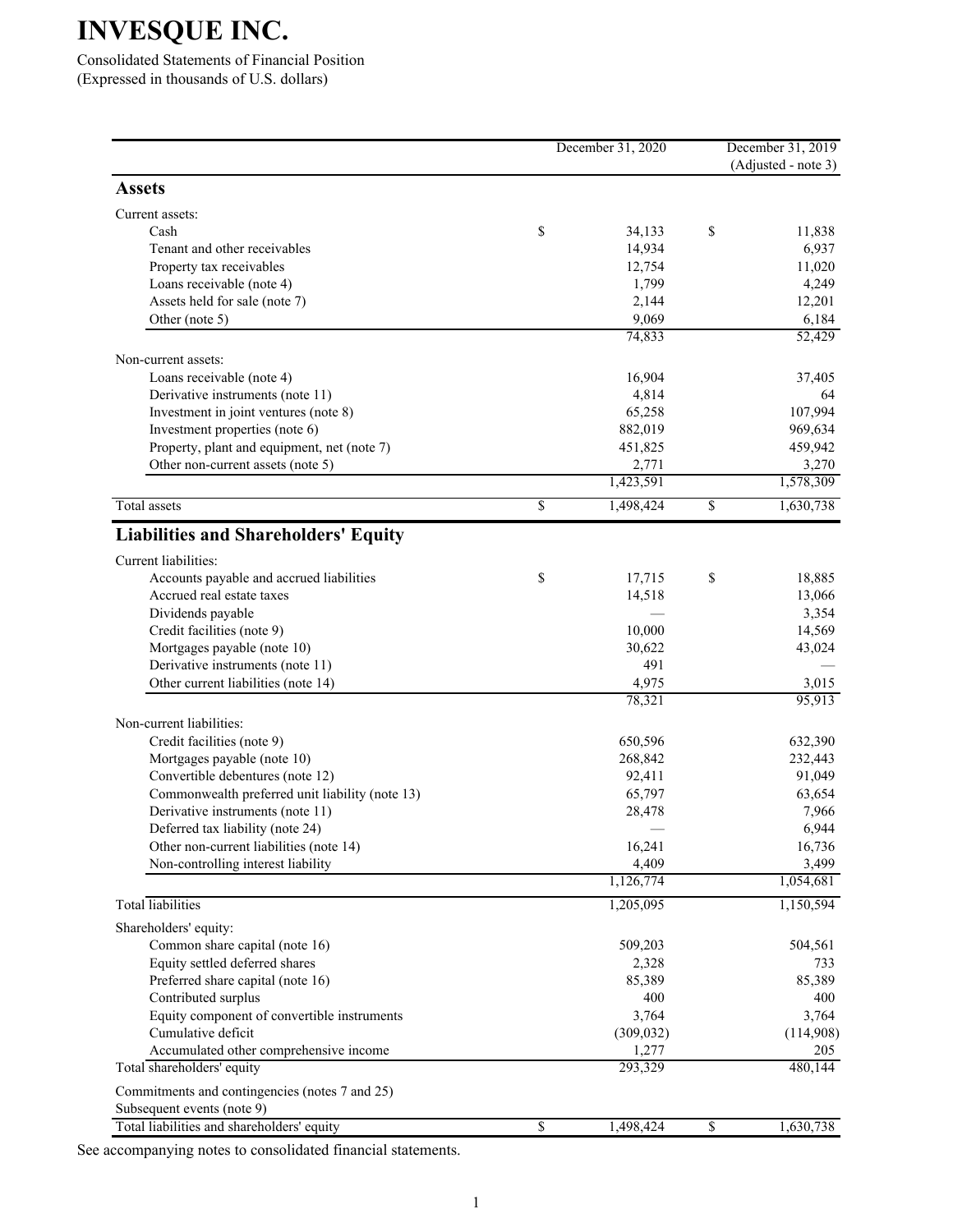# INVESQUE INC.

Consolidated Statements of Financial Position
(Expressed in thousands of U.S. dollars)

| | December 31, 2020 | December 31, 2019 (Adjusted - note 3) |
|---|---|---|
| **Assets** | | |
| Current assets: | | |
| Cash | $ 34,133 | $ 11,838 |
| Tenant and other receivables | 14,934 | 6,937 |
| Property tax receivables | 12,754 | 11,020 |
| Loans receivable (note 4) | 1,799 | 4,249 |
| Assets held for sale (note 7) | 2,144 | 12,201 |
| Other (note 5) | 9,069 | 6,184 |
| | 74,833 | 52,429 |
| Non-current assets: | | |
| Loans receivable (note 4) | 16,904 | 37,405 |
| Derivative instruments (note 11) | 4,814 | 64 |
| Investment in joint ventures (note 8) | 65,258 | 107,994 |
| Investment properties (note 6) | 882,019 | 969,634 |
| Property, plant and equipment, net (note 7) | 451,825 | 459,942 |
| Other non-current assets (note 5) | 2,771 | 3,270 |
| | 1,423,591 | 1,578,309 |
| Total assets | $ 1,498,424 | $ 1,630,738 |
| **Liabilities and Shareholders' Equity** | | |
| Current liabilities: | | |
| Accounts payable and accrued liabilities | $ 17,715 | $ 18,885 |
| Accrued real estate taxes | 14,518 | 13,066 |
| Dividends payable | — | 3,354 |
| Credit facilities (note 9) | 10,000 | 14,569 |
| Mortgages payable (note 10) | 30,622 | 43,024 |
| Derivative instruments (note 11) | 491 | — |
| Other current liabilities (note 14) | 4,975 | 3,015 |
| | 78,321 | 95,913 |
| Non-current liabilities: | | |
| Credit facilities (note 9) | 650,596 | 632,390 |
| Mortgages payable (note 10) | 268,842 | 232,443 |
| Convertible debentures (note 12) | 92,411 | 91,049 |
| Commonwealth preferred unit liability (note 13) | 65,797 | 63,654 |
| Derivative instruments (note 11) | 28,478 | 7,966 |
| Deferred tax liability (note 24) | — | 6,944 |
| Other non-current liabilities (note 14) | 16,241 | 16,736 |
| Non-controlling interest liability | 4,409 | 3,499 |
| | 1,126,774 | 1,054,681 |
| Total liabilities | 1,205,095 | 1,150,594 |
| Shareholders' equity: | | |
| Common share capital (note 16) | 509,203 | 504,561 |
| Equity settled deferred shares | 2,328 | 733 |
| Preferred share capital (note 16) | 85,389 | 85,389 |
| Contributed surplus | 400 | 400 |
| Equity component of convertible instruments | 3,764 | 3,764 |
| Cumulative deficit | (309,032) | (114,908) |
| Accumulated other comprehensive income | 1,277 | 205 |
| Total shareholders' equity | 293,329 | 480,144 |
| Commitments and contingencies (notes 7 and 25) | | |
| Subsequent events (note 9) | | |
| Total liabilities and shareholders' equity | $ 1,498,424 | $ 1,630,738 |

See accompanying notes to consolidated financial statements.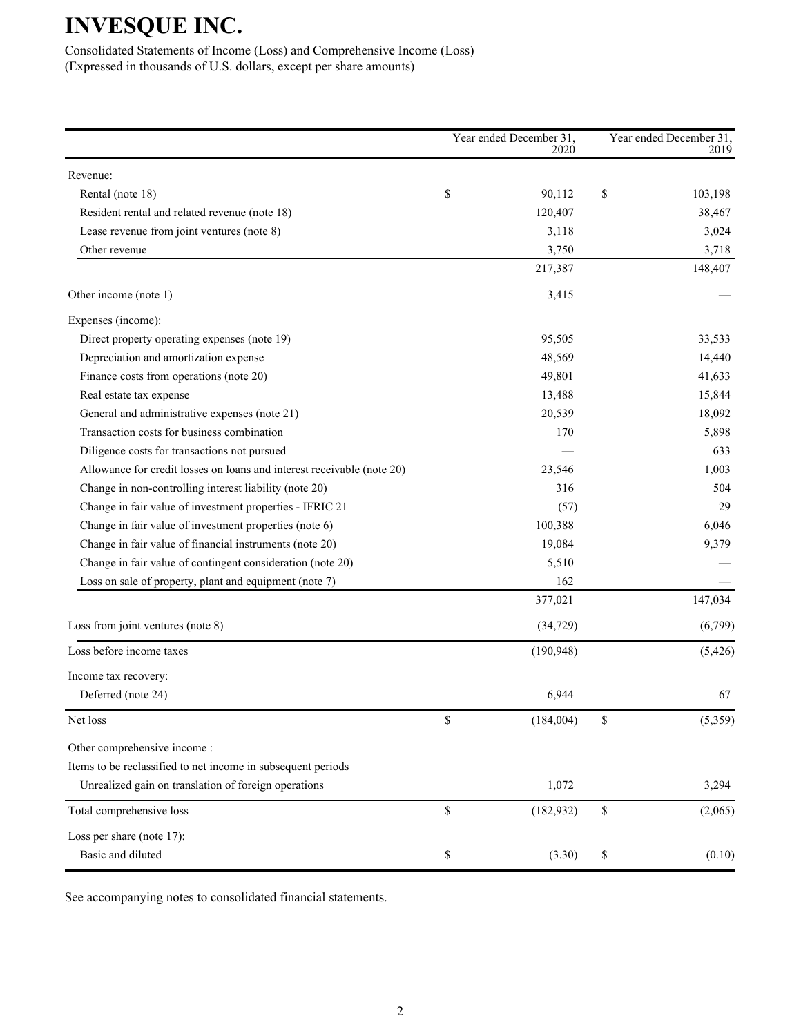# INVESQUE INC.

Consolidated Statements of Income (Loss) and Comprehensive Income (Loss)
(Expressed in thousands of U.S. dollars, except per share amounts)

| | Year ended December 31, 2020 | Year ended December 31, 2019 |
|---|---|---|
| Revenue: | | |
| Rental (note 18) | $ 90,112 | $ 103,198 |
| Resident rental and related revenue (note 18) | 120,407 | 38,467 |
| Lease revenue from joint ventures (note 8) | 3,118 | 3,024 |
| Other revenue | 3,750 | 3,718 |
| | 217,387 | 148,407 |
| Other income (note 1) | 3,415 | — |
| Expenses (income): | | |
| Direct property operating expenses (note 19) | 95,505 | 33,533 |
| Depreciation and amortization expense | 48,569 | 14,440 |
| Finance costs from operations (note 20) | 49,801 | 41,633 |
| Real estate tax expense | 13,488 | 15,844 |
| General and administrative expenses (note 21) | 20,539 | 18,092 |
| Transaction costs for business combination | 170 | 5,898 |
| Diligence costs for transactions not pursued | — | 633 |
| Allowance for credit losses on loans and interest receivable (note 20) | 23,546 | 1,003 |
| Change in non-controlling interest liability (note 20) | 316 | 504 |
| Change in fair value of investment properties - IFRIC 21 | (57) | 29 |
| Change in fair value of investment properties (note 6) | 100,388 | 6,046 |
| Change in fair value of financial instruments (note 20) | 19,084 | 9,379 |
| Change in fair value of contingent consideration (note 20) | 5,510 | — |
| Loss on sale of property, plant and equipment (note 7) | 162 | — |
| | 377,021 | 147,034 |
| Loss from joint ventures (note 8) | (34,729) | (6,799) |
| Loss before income taxes | (190,948) | (5,426) |
| Income tax recovery: | | |
| Deferred (note 24) | 6,944 | 67 |
| Net loss | $ (184,004) | $ (5,359) |
| Other comprehensive income : | | |
| Items to be reclassified to net income in subsequent periods | | |
| Unrealized gain on translation of foreign operations | 1,072 | 3,294 |
| Total comprehensive loss | $ (182,932) | $ (2,065) |
| Loss per share (note 17): | | |
| Basic and diluted | $ (3.30) | $ (0.10) |

See accompanying notes to consolidated financial statements.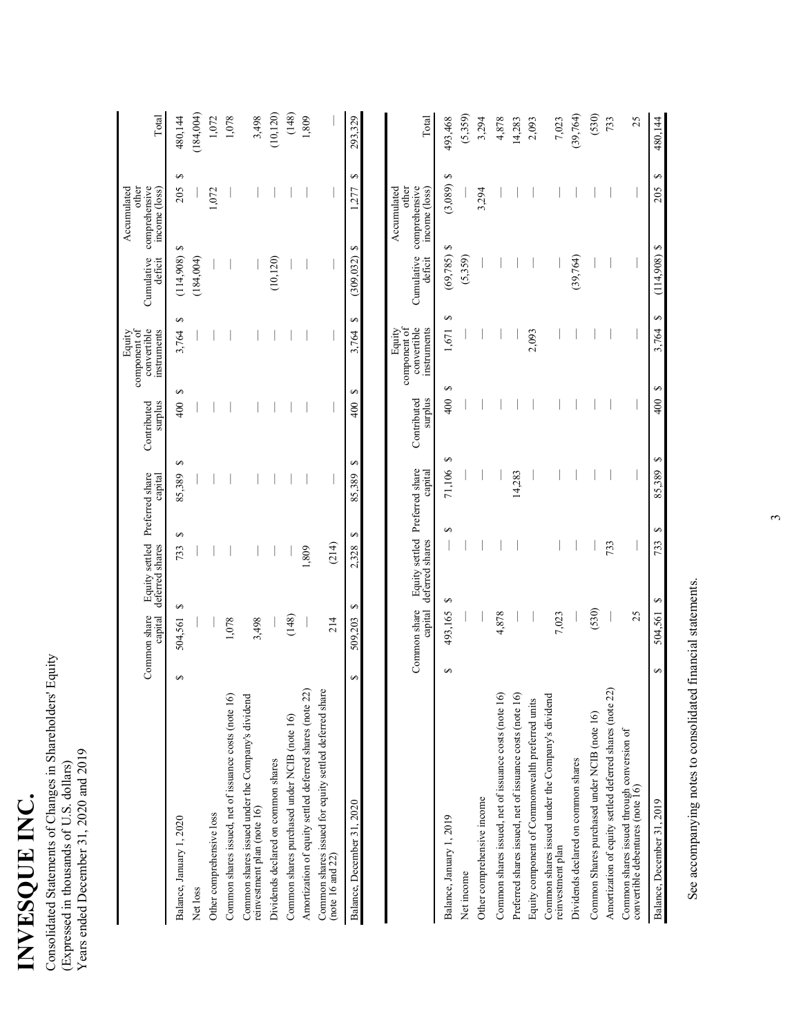# INVESQUE INC.

Consolidated Statements of Changes in Shareholders' Equity
(Expressed in thousands of U.S. dollars)
Years ended December 31, 2020 and 2019

| | Common share capital | Equity settled deferred shares | Preferred share capital | Contributed surplus | Equity component of convertible instruments | Cumulative deficit | Accumulated other comprehensive income (loss) | Total |
|---|---|---|---|---|---|---|---|---|
| Balance, January 1, 2020 | $ 504,561 | $ 733 | $ 85,389 | $ 400 | $ 3,764 | $ (114,908) | $ 205 | $ 480,144 |
| Net loss | — | — | — | — | — | (184,004) | — | (184,004) |
| Other comprehensive loss | — | — | — | — | — | — | 1,072 | 1,072 |
| Common shares issued, net of issuance costs (note 16) | 1,078 | — | — | — | — | — | — | 1,078 |
| Common shares issued under the Company's dividend reinvestment plan (note 16) | 3,498 | — | — | — | — | — | — | 3,498 |
| Dividends declared on common shares | — | — | — | — | — | (10,120) | — | (10,120) |
| Common shares purchased under NCIB (note 16) | (148) | — | — | — | — | — | — | (148) |
| Amortization of equity settled deferred shares (note 22) | — | 1,809 | — | — | — | — | — | 1,809 |
| Common shares issued for equity settled deferred share (note 16 and 22) | 214 | (214) | — | — | — | — | — | — |
| Balance, December 31, 2020 | $ 509,203 | $ 2,328 | $ 85,389 | $ 400 | $ 3,764 | $ (309,032) | $ 1,277 | $ 293,329 |

| | Common share capital | Equity settled deferred shares | Preferred share capital | Contributed surplus | Equity component of convertible instruments | Cumulative deficit | Accumulated other comprehensive income (loss) | Total |
|---|---|---|---|---|---|---|---|---|
| Balance, January 1, 2019 | $ 493,165 | $ — | $ 71,106 | $ 400 | $ 1,671 | $ (69,785) | $ (3,089) | $ 493,468 |
| Net income | — | — | — | — | — | (5,359) | — | (5,359) |
| Other comprehensive income | — | — | — | — | — | — | 3,294 | 3,294 |
| Common shares issued, net of issuance costs (note 16) | 4,878 | — | — | — | — | — | — | 4,878 |
| Preferred shares issued, net of issuance costs (note 16) | — | — | 14,283 | — | — | — | — | 14,283 |
| Equity component of Commonwealth preferred units | — | — | — | — | 2,093 | — | — | 2,093 |
| Common shares issued under the Company's dividend reinvestment plan | 7,023 | — | — | — | — | — | — | 7,023 |
| Dividends declared on common shares | — | — | — | — | — | (39,764) | — | (39,764) |
| Common Shares purchased under NCIB (note 16) | (530) | — | — | — | — | — | — | (530) |
| Amortization of equity settled deferred shares (note 22) | — | 733 | — | — | — | — | — | 733 |
| Common shares issued through conversion of convertible debentures (note 16) | 25 | — | — | — | — | — | — | 25 |
| Balance, December 31, 2019 | $ 504,561 | $ 733 | $ 85,389 | $ 400 | $ 3,764 | $ (114,908) | $ 205 | $ 480,144 |

See accompanying notes to consolidated financial statements.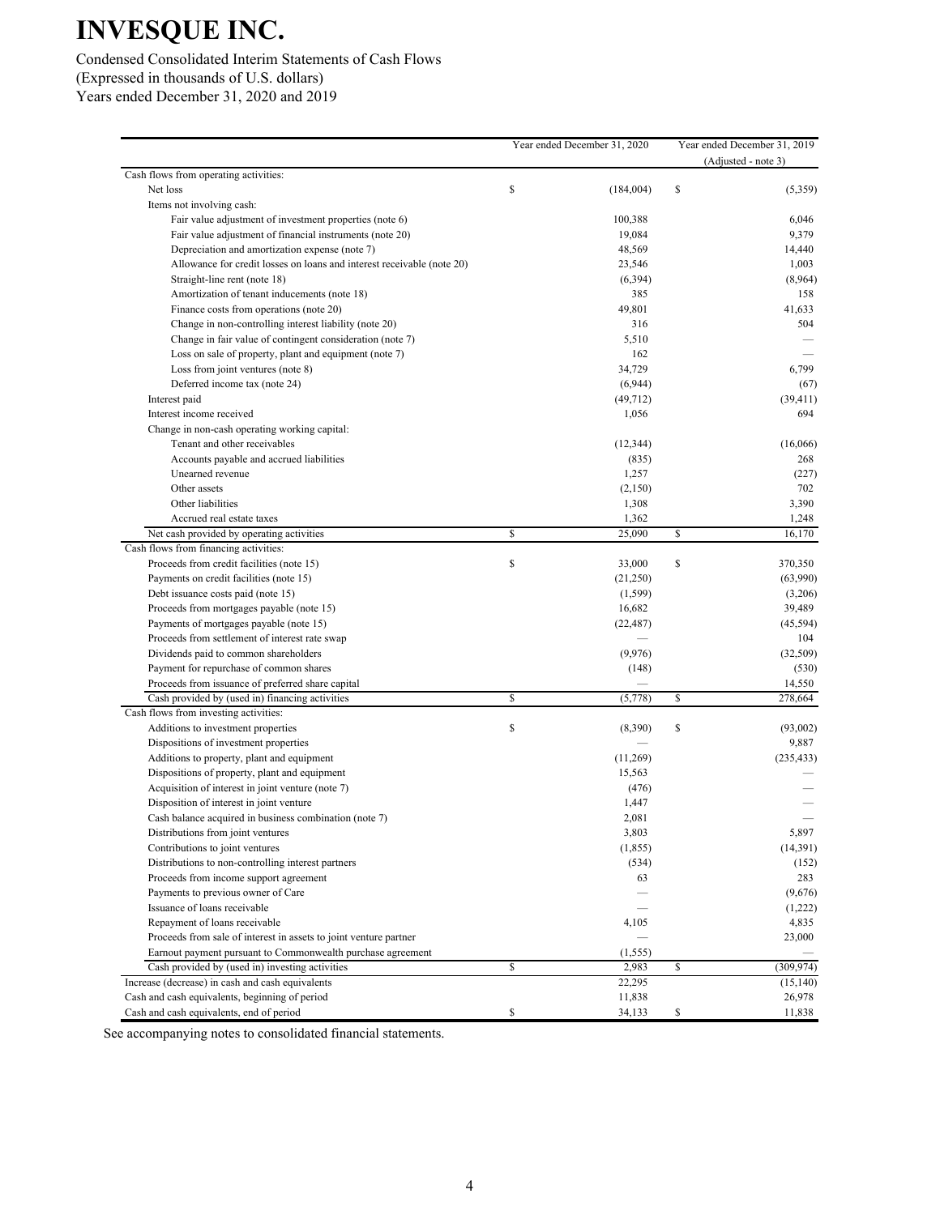# INVESQUE INC.

Condensed Consolidated Interim Statements of Cash Flows
(Expressed in thousands of U.S. dollars)
Years ended December 31, 2020 and 2019

| | Year ended December 31, 2020 | Year ended December 31, 2019 (Adjusted - note 3) |
|---|---|---|
| Cash flows from operating activities: | | |
| Net loss | $ (184,004) | $ (5,359) |
| Items not involving cash: | | |
| Fair value adjustment of investment properties (note 6) | 100,388 | 6,046 |
| Fair value adjustment of financial instruments (note 20) | 19,084 | 9,379 |
| Depreciation and amortization expense (note 7) | 48,569 | 14,440 |
| Allowance for credit losses on loans and interest receivable (note 20) | 23,546 | 1,003 |
| Straight-line rent (note 18) | (6,394) | (8,964) |
| Amortization of tenant inducements (note 18) | 385 | 158 |
| Finance costs from operations (note 20) | 49,801 | 41,633 |
| Change in non-controlling interest liability (note 20) | 316 | 504 |
| Change in fair value of contingent consideration (note 7) | 5,510 | — |
| Loss on sale of property, plant and equipment (note 7) | 162 | — |
| Loss from joint ventures (note 8) | 34,729 | 6,799 |
| Deferred income tax (note 24) | (6,944) | (67) |
| Interest paid | (49,712) | (39,411) |
| Interest income received | 1,056 | 694 |
| Change in non-cash operating working capital: | | |
| Tenant and other receivables | (12,344) | (16,066) |
| Accounts payable and accrued liabilities | (835) | 268 |
| Unearned revenue | 1,257 | (227) |
| Other assets | (2,150) | 702 |
| Other liabilities | 1,308 | 3,390 |
| Accrued real estate taxes | 1,362 | 1,248 |
| Net cash provided by operating activities | $ 25,090 | $ 16,170 |
| Cash flows from financing activities: | | |
| Proceeds from credit facilities (note 15) | $ 33,000 | $ 370,350 |
| Payments on credit facilities (note 15) | (21,250) | (63,990) |
| Debt issuance costs paid (note 15) | (1,599) | (3,206) |
| Proceeds from mortgages payable (note 15) | 16,682 | 39,489 |
| Payments of mortgages payable (note 15) | (22,487) | (45,594) |
| Proceeds from settlement of interest rate swap | — | 104 |
| Dividends paid to common shareholders | (9,976) | (32,509) |
| Payment for repurchase of common shares | (148) | (530) |
| Proceeds from issuance of preferred share capital | — | 14,550 |
| Cash provided by (used in) financing activities | $ (5,778) | $ 278,664 |
| Cash flows from investing activities: | | |
| Additions to investment properties | $ (8,390) | $ (93,002) |
| Dispositions of investment properties | — | 9,887 |
| Additions to property, plant and equipment | (11,269) | (235,433) |
| Dispositions of property, plant and equipment | 15,563 | — |
| Acquisition of interest in joint venture (note 7) | (476) | — |
| Disposition of interest in joint venture | 1,447 | — |
| Cash balance acquired in business combination (note 7) | 2,081 | — |
| Distributions from joint ventures | 3,803 | 5,897 |
| Contributions to joint ventures | (1,855) | (14,391) |
| Distributions to non-controlling interest partners | (534) | (152) |
| Proceeds from income support agreement | 63 | 283 |
| Payments to previous owner of Care | — | (9,676) |
| Issuance of loans receivable | — | (1,222) |
| Repayment of loans receivable | 4,105 | 4,835 |
| Proceeds from sale of interest in assets to joint venture partner | — | 23,000 |
| Earnout payment pursuant to Commonwealth purchase agreement | (1,555) | — |
| Cash provided by (used in) investing activities | $ 2,983 | $ (309,974) |
| Increase (decrease) in cash and cash equivalents | 22,295 | (15,140) |
| Cash and cash equivalents, beginning of period | 11,838 | 26,978 |
| Cash and cash equivalents, end of period | $ 34,133 | $ 11,838 |

See accompanying notes to consolidated financial statements.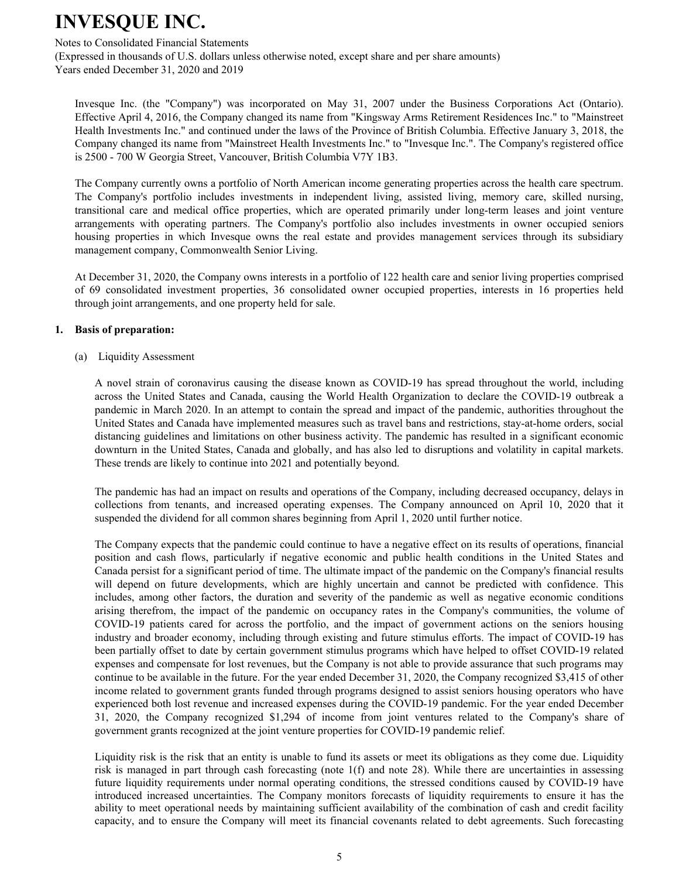Invesque Inc. (the "Company") was incorporated on May 31, 2007 under the Business Corporations Act (Ontario). Effective April 4, 2016, the Company changed its name from "Kingsway Arms Retirement Residences Inc." to "Mainstreet Health Investments Inc." and continued under the laws of the Province of British Columbia. Effective January 3, 2018, the Company changed its name from "Mainstreet Health Investments Inc." to "Invesque Inc.". The Company's registered office is 2500 - 700 W Georgia Street, Vancouver, British Columbia V7Y 1B3.

The Company currently owns a portfolio of North American income generating properties across the health care spectrum. The Company's portfolio includes investments in independent living, assisted living, memory care, skilled nursing, transitional care and medical office properties, which are operated primarily under long-term leases and joint venture arrangements with operating partners. The Company's portfolio also includes investments in owner occupied seniors housing properties in which Invesque owns the real estate and provides management services through its subsidiary management company, Commonwealth Senior Living.

At December 31, 2020, the Company owns interests in a portfolio of 122 health care and senior living properties comprised of 69 consolidated investment properties, 36 consolidated owner occupied properties, interests in 16 properties held through joint arrangements, and one property held for sale.

## 1. Basis of preparation:

### (a) Liquidity Assessment

A novel strain of coronavirus causing the disease known as COVID-19 has spread throughout the world, including across the United States and Canada, causing the World Health Organization to declare the COVID-19 outbreak a pandemic in March 2020. In an attempt to contain the spread and impact of the pandemic, authorities throughout the United States and Canada have implemented measures such as travel bans and restrictions, stay-at-home orders, social distancing guidelines and limitations on other business activity. The pandemic has resulted in a significant economic downturn in the United States, Canada and globally, and has also led to disruptions and volatility in capital markets. These trends are likely to continue into 2021 and potentially beyond.

The pandemic has had an impact on results and operations of the Company, including decreased occupancy, delays in collections from tenants, and increased operating expenses. The Company announced on April 10, 2020 that it suspended the dividend for all common shares beginning from April 1, 2020 until further notice.

The Company expects that the pandemic could continue to have a negative effect on its results of operations, financial position and cash flows, particularly if negative economic and public health conditions in the United States and Canada persist for a significant period of time. The ultimate impact of the pandemic on the Company's financial results will depend on future developments, which are highly uncertain and cannot be predicted with confidence. This includes, among other factors, the duration and severity of the pandemic as well as negative economic conditions arising therefrom, the impact of the pandemic on occupancy rates in the Company's communities, the volume of COVID-19 patients cared for across the portfolio, and the impact of government actions on the seniors housing industry and broader economy, including through existing and future stimulus efforts. The impact of COVID-19 has been partially offset to date by certain government stimulus programs which have helped to offset COVID-19 related expenses and compensate for lost revenues, but the Company is not able to provide assurance that such programs may continue to be available in the future. For the year ended December 31, 2020, the Company recognized $3,415 of other income related to government grants funded through programs designed to assist seniors housing operators who have experienced both lost revenue and increased expenses during the COVID-19 pandemic. For the year ended December 31, 2020, the Company recognized $1,294 of income from joint ventures related to the Company's share of government grants recognized at the joint venture properties for COVID-19 pandemic relief.

Liquidity risk is the risk that an entity is unable to fund its assets or meet its obligations as they come due. Liquidity risk is managed in part through cash forecasting (note 1(f) and note 28). While there are uncertainties in assessing future liquidity requirements under normal operating conditions, the stressed conditions caused by COVID-19 have introduced increased uncertainties. The Company monitors forecasts of liquidity requirements to ensure it has the ability to meet operational needs by maintaining sufficient availability of the combination of cash and credit facility capacity, and to ensure the Company will meet its financial covenants related to debt agreements. Such forecasting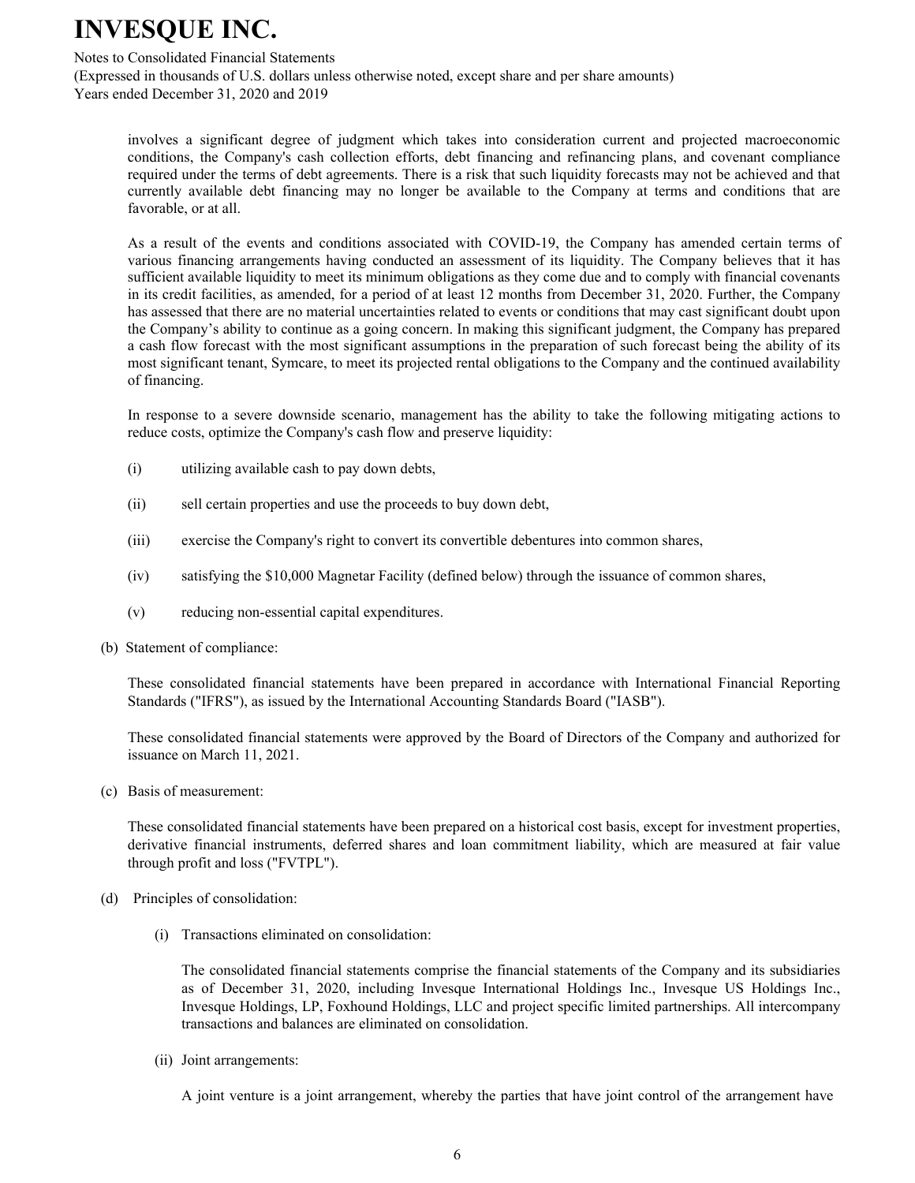involves a significant degree of judgment which takes into consideration current and projected macroeconomic conditions, the Company's cash collection efforts, debt financing and refinancing plans, and covenant compliance required under the terms of debt agreements. There is a risk that such liquidity forecasts may not be achieved and that currently available debt financing may no longer be available to the Company at terms and conditions that are favorable, or at all.

As a result of the events and conditions associated with COVID-19, the Company has amended certain terms of various financing arrangements having conducted an assessment of its liquidity. The Company believes that it has sufficient available liquidity to meet its minimum obligations as they come due and to comply with financial covenants in its credit facilities, as amended, for a period of at least 12 months from December 31, 2020. Further, the Company has assessed that there are no material uncertainties related to events or conditions that may cast significant doubt upon the Company's ability to continue as a going concern. In making this significant judgment, the Company has prepared a cash flow forecast with the most significant assumptions in the preparation of such forecast being the ability of its most significant tenant, Symcare, to meet its projected rental obligations to the Company and the continued availability of financing.

In response to a severe downside scenario, management has the ability to take the following mitigating actions to reduce costs, optimize the Company's cash flow and preserve liquidity:

(i) utilizing available cash to pay down debts,

(ii) sell certain properties and use the proceeds to buy down debt,

(iii) exercise the Company's right to convert its convertible debentures into common shares,

(iv) satisfying the $10,000 Magnetar Facility (defined below) through the issuance of common shares,

(v) reducing non-essential capital expenditures.

(b) Statement of compliance:

These consolidated financial statements have been prepared in accordance with International Financial Reporting Standards ("IFRS"), as issued by the International Accounting Standards Board ("IASB").

These consolidated financial statements were approved by the Board of Directors of the Company and authorized for issuance on March 11, 2021.

(c) Basis of measurement:

These consolidated financial statements have been prepared on a historical cost basis, except for investment properties, derivative financial instruments, deferred shares and loan commitment liability, which are measured at fair value through profit and loss ("FVTPL").

(d) Principles of consolidation:

(i) Transactions eliminated on consolidation:

The consolidated financial statements comprise the financial statements of the Company and its subsidiaries as of December 31, 2020, including Invesque International Holdings Inc., Invesque US Holdings Inc., Invesque Holdings, LP, Foxhound Holdings, LLC and project specific limited partnerships. All intercompany transactions and balances are eliminated on consolidation.

(ii) Joint arrangements:

A joint venture is a joint arrangement, whereby the parties that have joint control of the arrangement have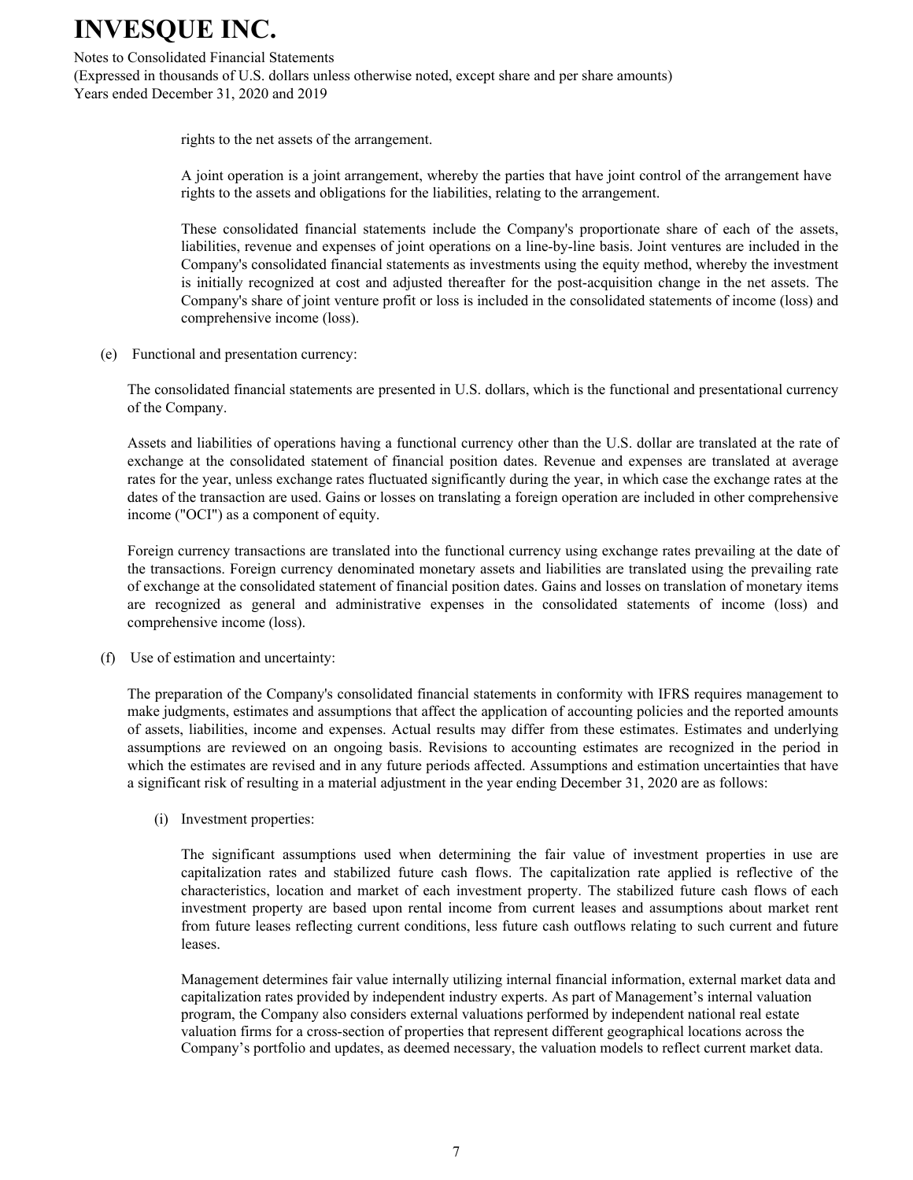rights to the net assets of the arrangement.

A joint operation is a joint arrangement, whereby the parties that have joint control of the arrangement have rights to the assets and obligations for the liabilities, relating to the arrangement.

These consolidated financial statements include the Company's proportionate share of each of the assets, liabilities, revenue and expenses of joint operations on a line-by-line basis. Joint ventures are included in the Company's consolidated financial statements as investments using the equity method, whereby the investment is initially recognized at cost and adjusted thereafter for the post-acquisition change in the net assets. The Company's share of joint venture profit or loss is included in the consolidated statements of income (loss) and comprehensive income (loss).

(e) Functional and presentation currency:

The consolidated financial statements are presented in U.S. dollars, which is the functional and presentational currency of the Company.

Assets and liabilities of operations having a functional currency other than the U.S. dollar are translated at the rate of exchange at the consolidated statement of financial position dates. Revenue and expenses are translated at average rates for the year, unless exchange rates fluctuated significantly during the year, in which case the exchange rates at the dates of the transaction are used. Gains or losses on translating a foreign operation are included in other comprehensive income ("OCI") as a component of equity.

Foreign currency transactions are translated into the functional currency using exchange rates prevailing at the date of the transactions. Foreign currency denominated monetary assets and liabilities are translated using the prevailing rate of exchange at the consolidated statement of financial position dates. Gains and losses on translation of monetary items are recognized as general and administrative expenses in the consolidated statements of income (loss) and comprehensive income (loss).

(f) Use of estimation and uncertainty:

The preparation of the Company's consolidated financial statements in conformity with IFRS requires management to make judgments, estimates and assumptions that affect the application of accounting policies and the reported amounts of assets, liabilities, income and expenses. Actual results may differ from these estimates. Estimates and underlying assumptions are reviewed on an ongoing basis. Revisions to accounting estimates are recognized in the period in which the estimates are revised and in any future periods affected. Assumptions and estimation uncertainties that have a significant risk of resulting in a material adjustment in the year ending December 31, 2020 are as follows:

(i) Investment properties:

The significant assumptions used when determining the fair value of investment properties in use are capitalization rates and stabilized future cash flows. The capitalization rate applied is reflective of the characteristics, location and market of each investment property. The stabilized future cash flows of each investment property are based upon rental income from current leases and assumptions about market rent from future leases reflecting current conditions, less future cash outflows relating to such current and future leases.

Management determines fair value internally utilizing internal financial information, external market data and capitalization rates provided by independent industry experts. As part of Management's internal valuation program, the Company also considers external valuations performed by independent national real estate valuation firms for a cross-section of properties that represent different geographical locations across the Company's portfolio and updates, as deemed necessary, the valuation models to reflect current market data.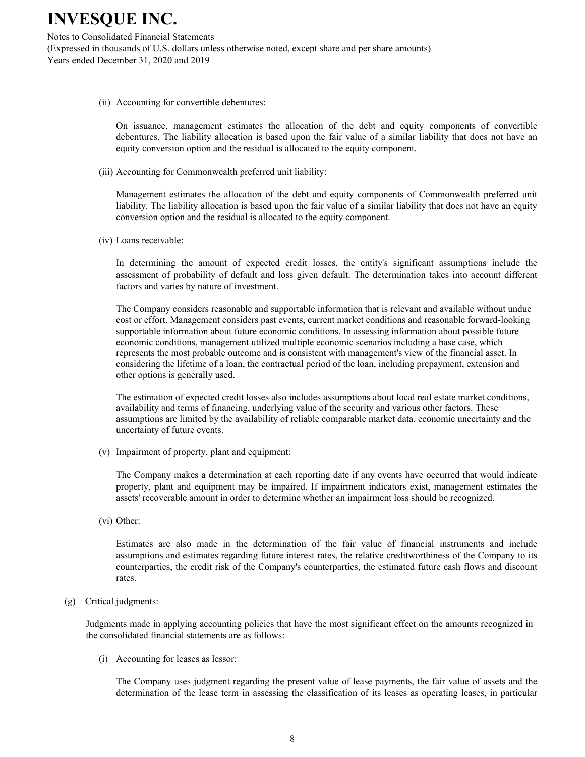(ii) Accounting for convertible debentures:

On issuance, management estimates the allocation of the debt and equity components of convertible debentures. The liability allocation is based upon the fair value of a similar liability that does not have an equity conversion option and the residual is allocated to the equity component.

(iii) Accounting for Commonwealth preferred unit liability:

Management estimates the allocation of the debt and equity components of Commonwealth preferred unit liability. The liability allocation is based upon the fair value of a similar liability that does not have an equity conversion option and the residual is allocated to the equity component.

(iv) Loans receivable:

In determining the amount of expected credit losses, the entity's significant assumptions include the assessment of probability of default and loss given default. The determination takes into account different factors and varies by nature of investment.

The Company considers reasonable and supportable information that is relevant and available without undue cost or effort. Management considers past events, current market conditions and reasonable forward-looking supportable information about future economic conditions. In assessing information about possible future economic conditions, management utilized multiple economic scenarios including a base case, which represents the most probable outcome and is consistent with management's view of the financial asset. In considering the lifetime of a loan, the contractual period of the loan, including prepayment, extension and other options is generally used.

The estimation of expected credit losses also includes assumptions about local real estate market conditions, availability and terms of financing, underlying value of the security and various other factors. These assumptions are limited by the availability of reliable comparable market data, economic uncertainty and the uncertainty of future events.

(v) Impairment of property, plant and equipment:

The Company makes a determination at each reporting date if any events have occurred that would indicate property, plant and equipment may be impaired. If impairment indicators exist, management estimates the assets' recoverable amount in order to determine whether an impairment loss should be recognized.

(vi) Other:

Estimates are also made in the determination of the fair value of financial instruments and include assumptions and estimates regarding future interest rates, the relative creditworthiness of the Company to its counterparties, the credit risk of the Company's counterparties, the estimated future cash flows and discount rates.

(g) Critical judgments:

Judgments made in applying accounting policies that have the most significant effect on the amounts recognized in the consolidated financial statements are as follows:

(i) Accounting for leases as lessor:

The Company uses judgment regarding the present value of lease payments, the fair value of assets and the determination of the lease term in assessing the classification of its leases as operating leases, in particular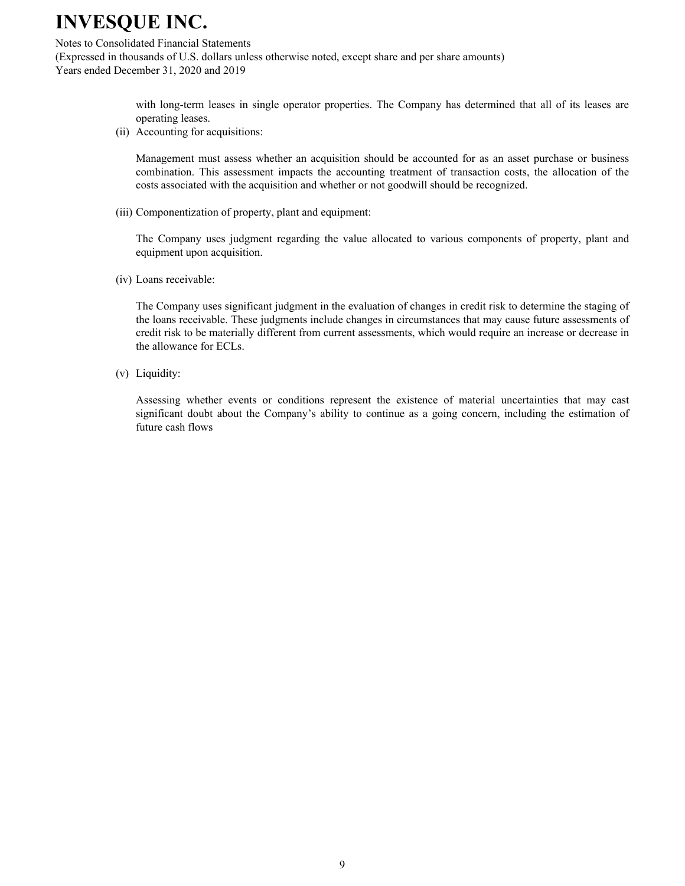with long-term leases in single operator properties. The Company has determined that all of its leases are operating leases.

(ii) Accounting for acquisitions:

Management must assess whether an acquisition should be accounted for as an asset purchase or business combination. This assessment impacts the accounting treatment of transaction costs, the allocation of the costs associated with the acquisition and whether or not goodwill should be recognized.

(iii) Componentization of property, plant and equipment:

The Company uses judgment regarding the value allocated to various components of property, plant and equipment upon acquisition.

(iv) Loans receivable:

The Company uses significant judgment in the evaluation of changes in credit risk to determine the staging of the loans receivable. These judgments include changes in circumstances that may cause future assessments of credit risk to be materially different from current assessments, which would require an increase or decrease in the allowance for ECLs.

(v) Liquidity:

Assessing whether events or conditions represent the existence of material uncertainties that may cast significant doubt about the Company's ability to continue as a going concern, including the estimation of future cash flows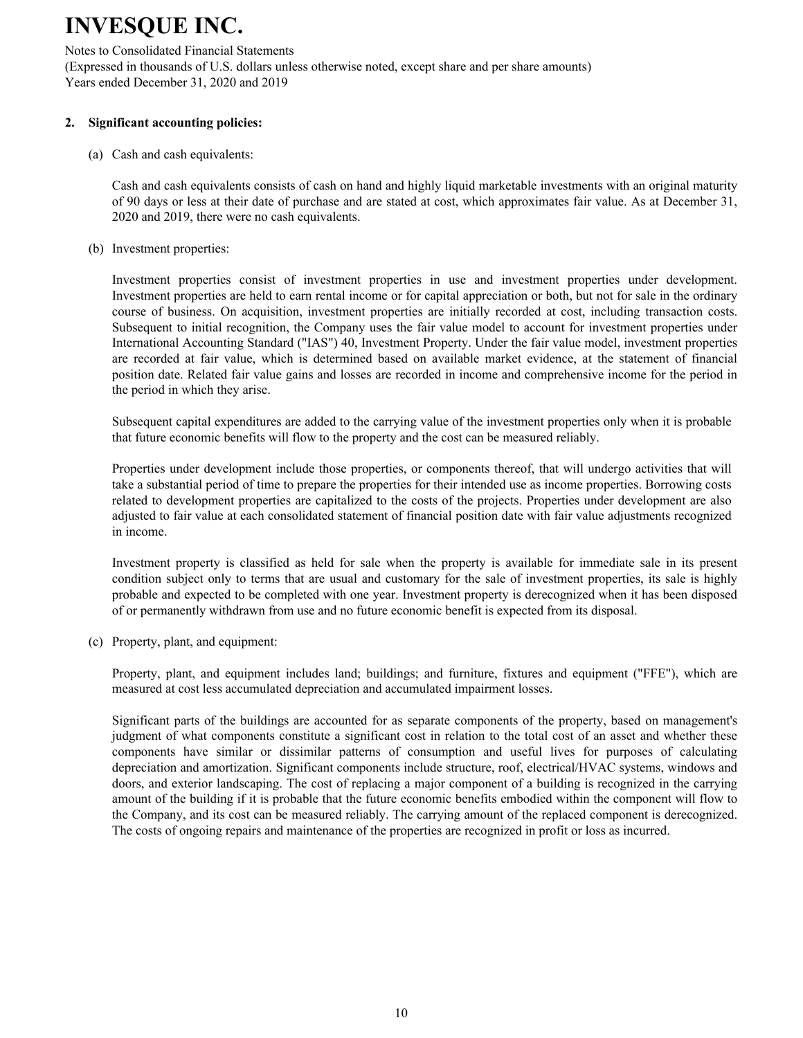## 2. Significant accounting policies:

(a) Cash and cash equivalents:

Cash and cash equivalents consists of cash on hand and highly liquid marketable investments with an original maturity of 90 days or less at their date of purchase and are stated at cost, which approximates fair value. As at December 31, 2020 and 2019, there were no cash equivalents.

(b) Investment properties:

Investment properties consist of investment properties in use and investment properties under development. Investment properties are held to earn rental income or for capital appreciation or both, but not for sale in the ordinary course of business. On acquisition, investment properties are initially recorded at cost, including transaction costs. Subsequent to initial recognition, the Company uses the fair value model to account for investment properties under International Accounting Standard ("IAS") 40, Investment Property. Under the fair value model, investment properties are recorded at fair value, which is determined based on available market evidence, at the statement of financial position date. Related fair value gains and losses are recorded in income and comprehensive income for the period in the period in which they arise.

Subsequent capital expenditures are added to the carrying value of the investment properties only when it is probable that future economic benefits will flow to the property and the cost can be measured reliably.

Properties under development include those properties, or components thereof, that will undergo activities that will take a substantial period of time to prepare the properties for their intended use as income properties. Borrowing costs related to development properties are capitalized to the costs of the projects. Properties under development are also adjusted to fair value at each consolidated statement of financial position date with fair value adjustments recognized in income.

Investment property is classified as held for sale when the property is available for immediate sale in its present condition subject only to terms that are usual and customary for the sale of investment properties, its sale is highly probable and expected to be completed with one year. Investment property is derecognized when it has been disposed of or permanently withdrawn from use and no future economic benefit is expected from its disposal.

(c) Property, plant, and equipment:

Property, plant, and equipment includes land; buildings; and furniture, fixtures and equipment ("FFE"), which are measured at cost less accumulated depreciation and accumulated impairment losses.

Significant parts of the buildings are accounted for as separate components of the property, based on management's judgment of what components constitute a significant cost in relation to the total cost of an asset and whether these components have similar or dissimilar patterns of consumption and useful lives for purposes of calculating depreciation and amortization. Significant components include structure, roof, electrical/HVAC systems, windows and doors, and exterior landscaping. The cost of replacing a major component of a building is recognized in the carrying amount of the building if it is probable that the future economic benefits embodied within the component will flow to the Company, and its cost can be measured reliably. The carrying amount of the replaced component is derecognized. The costs of ongoing repairs and maintenance of the properties are recognized in profit or loss as incurred.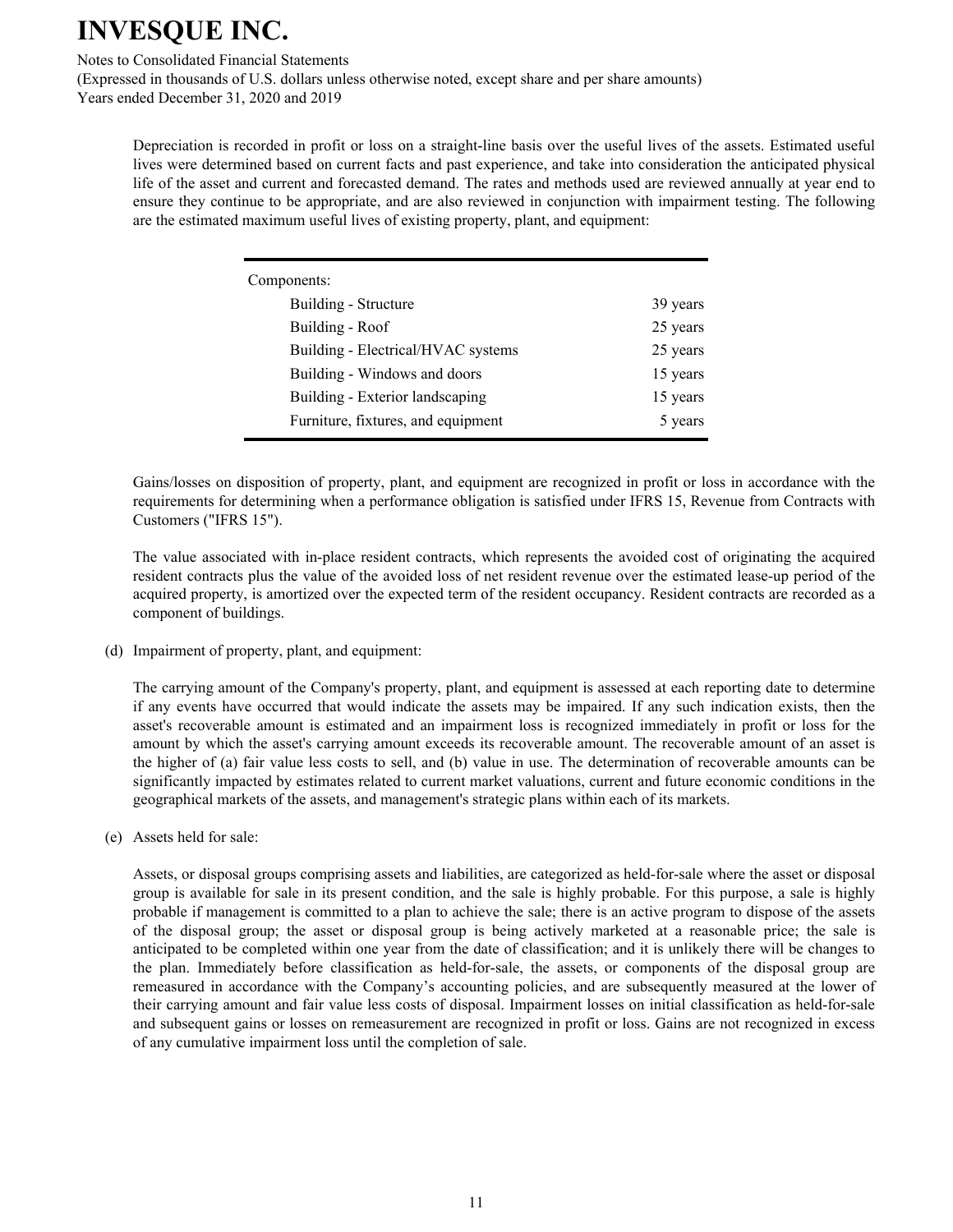Depreciation is recorded in profit or loss on a straight-line basis over the useful lives of the assets. Estimated useful lives were determined based on current facts and past experience, and take into consideration the anticipated physical life of the asset and current and forecasted demand. The rates and methods used are reviewed annually at year end to ensure they continue to be appropriate, and are also reviewed in conjunction with impairment testing. The following are the estimated maximum useful lives of existing property, plant, and equipment:

| Components: | |
|---|---|
| Building - Structure | 39 years |
| Building - Roof | 25 years |
| Building - Electrical/HVAC systems | 25 years |
| Building - Windows and doors | 15 years |
| Building - Exterior landscaping | 15 years |
| Furniture, fixtures, and equipment | 5 years |

Gains/losses on disposition of property, plant, and equipment are recognized in profit or loss in accordance with the requirements for determining when a performance obligation is satisfied under IFRS 15, Revenue from Contracts with Customers ("IFRS 15").

The value associated with in-place resident contracts, which represents the avoided cost of originating the acquired resident contracts plus the value of the avoided loss of net resident revenue over the estimated lease-up period of the acquired property, is amortized over the expected term of the resident occupancy. Resident contracts are recorded as a component of buildings.

(d) Impairment of property, plant, and equipment:

The carrying amount of the Company's property, plant, and equipment is assessed at each reporting date to determine if any events have occurred that would indicate the assets may be impaired. If any such indication exists, then the asset's recoverable amount is estimated and an impairment loss is recognized immediately in profit or loss for the amount by which the asset's carrying amount exceeds its recoverable amount. The recoverable amount of an asset is the higher of (a) fair value less costs to sell, and (b) value in use. The determination of recoverable amounts can be significantly impacted by estimates related to current market valuations, current and future economic conditions in the geographical markets of the assets, and management's strategic plans within each of its markets.

(e) Assets held for sale:

Assets, or disposal groups comprising assets and liabilities, are categorized as held-for-sale where the asset or disposal group is available for sale in its present condition, and the sale is highly probable. For this purpose, a sale is highly probable if management is committed to a plan to achieve the sale; there is an active program to dispose of the assets of the disposal group; the asset or disposal group is being actively marketed at a reasonable price; the sale is anticipated to be completed within one year from the date of classification; and it is unlikely there will be changes to the plan. Immediately before classification as held-for-sale, the assets, or components of the disposal group are remeasured in accordance with the Company's accounting policies, and are subsequently measured at the lower of their carrying amount and fair value less costs of disposal. Impairment losses on initial classification as held-for-sale and subsequent gains or losses on remeasurement are recognized in profit or loss. Gains are not recognized in excess of any cumulative impairment loss until the completion of sale.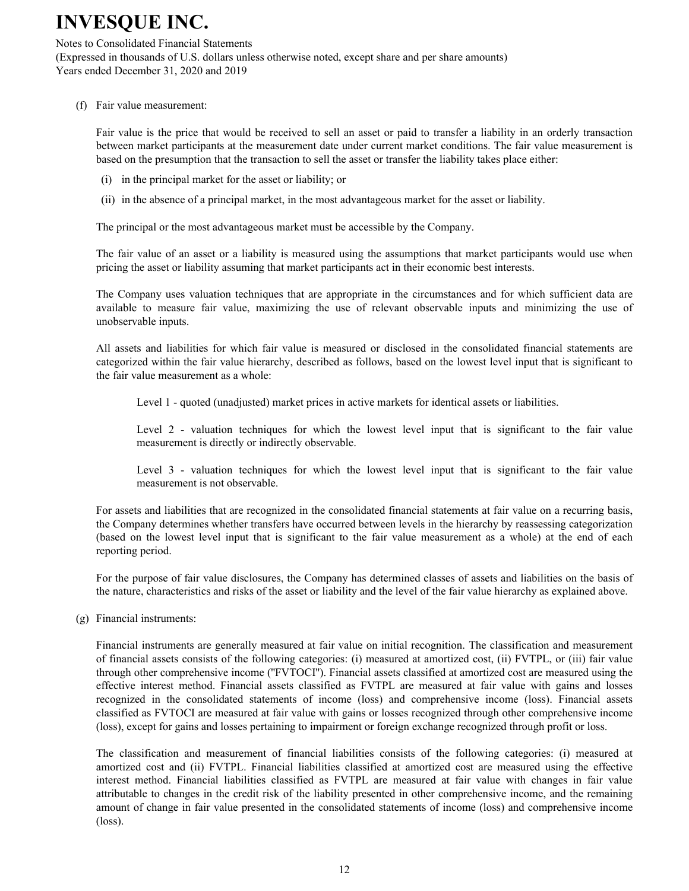(f) Fair value measurement:

Fair value is the price that would be received to sell an asset or paid to transfer a liability in an orderly transaction between market participants at the measurement date under current market conditions. The fair value measurement is based on the presumption that the transaction to sell the asset or transfer the liability takes place either:

(i) in the principal market for the asset or liability; or

(ii) in the absence of a principal market, in the most advantageous market for the asset or liability.

The principal or the most advantageous market must be accessible by the Company.

The fair value of an asset or a liability is measured using the assumptions that market participants would use when pricing the asset or liability assuming that market participants act in their economic best interests.

The Company uses valuation techniques that are appropriate in the circumstances and for which sufficient data are available to measure fair value, maximizing the use of relevant observable inputs and minimizing the use of unobservable inputs.

All assets and liabilities for which fair value is measured or disclosed in the consolidated financial statements are categorized within the fair value hierarchy, described as follows, based on the lowest level input that is significant to the fair value measurement as a whole:

Level 1 - quoted (unadjusted) market prices in active markets for identical assets or liabilities.

Level 2 - valuation techniques for which the lowest level input that is significant to the fair value measurement is directly or indirectly observable.

Level 3 - valuation techniques for which the lowest level input that is significant to the fair value measurement is not observable.

For assets and liabilities that are recognized in the consolidated financial statements at fair value on a recurring basis, the Company determines whether transfers have occurred between levels in the hierarchy by reassessing categorization (based on the lowest level input that is significant to the fair value measurement as a whole) at the end of each reporting period.

For the purpose of fair value disclosures, the Company has determined classes of assets and liabilities on the basis of the nature, characteristics and risks of the asset or liability and the level of the fair value hierarchy as explained above.

(g) Financial instruments:

Financial instruments are generally measured at fair value on initial recognition. The classification and measurement of financial assets consists of the following categories: (i) measured at amortized cost, (ii) FVTPL, or (iii) fair value through other comprehensive income ("FVTOCI"). Financial assets classified at amortized cost are measured using the effective interest method. Financial assets classified as FVTPL are measured at fair value with gains and losses recognized in the consolidated statements of income (loss) and comprehensive income (loss). Financial assets classified as FVTOCI are measured at fair value with gains or losses recognized through other comprehensive income (loss), except for gains and losses pertaining to impairment or foreign exchange recognized through profit or loss.

The classification and measurement of financial liabilities consists of the following categories: (i) measured at amortized cost and (ii) FVTPL. Financial liabilities classified at amortized cost are measured using the effective interest method. Financial liabilities classified as FVTPL are measured at fair value with changes in fair value attributable to changes in the credit risk of the liability presented in other comprehensive income, and the remaining amount of change in fair value presented in the consolidated statements of income (loss) and comprehensive income (loss).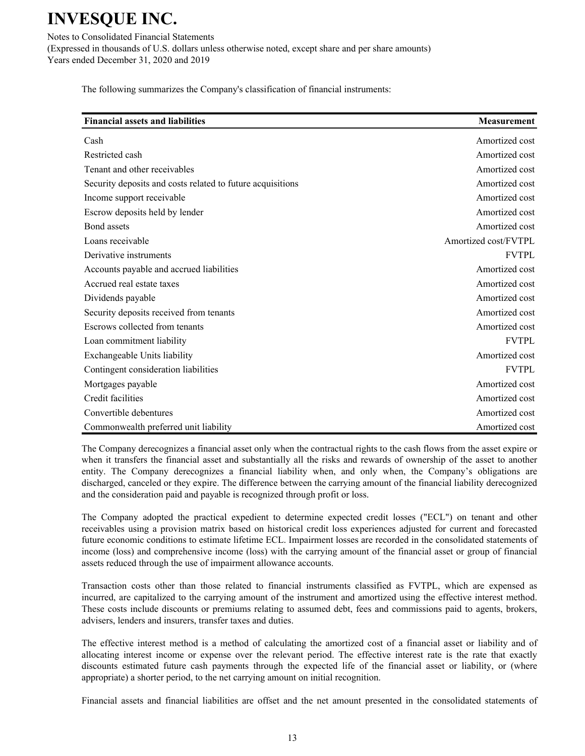The following summarizes the Company's classification of financial instruments:

| Financial assets and liabilities | Measurement |
|---|---|
| Cash | Amortized cost |
| Restricted cash | Amortized cost |
| Tenant and other receivables | Amortized cost |
| Security deposits and costs related to future acquisitions | Amortized cost |
| Income support receivable | Amortized cost |
| Escrow deposits held by lender | Amortized cost |
| Bond assets | Amortized cost |
| Loans receivable | Amortized cost/FVTPL |
| Derivative instruments | FVTPL |
| Accounts payable and accrued liabilities | Amortized cost |
| Accrued real estate taxes | Amortized cost |
| Dividends payable | Amortized cost |
| Security deposits received from tenants | Amortized cost |
| Escrows collected from tenants | Amortized cost |
| Loan commitment liability | FVTPL |
| Exchangeable Units liability | Amortized cost |
| Contingent consideration liabilities | FVTPL |
| Mortgages payable | Amortized cost |
| Credit facilities | Amortized cost |
| Convertible debentures | Amortized cost |
| Commonwealth preferred unit liability | Amortized cost |

The Company derecognizes a financial asset only when the contractual rights to the cash flows from the asset expire or when it transfers the financial asset and substantially all the risks and rewards of ownership of the asset to another entity. The Company derecognizes a financial liability when, and only when, the Company's obligations are discharged, canceled or they expire. The difference between the carrying amount of the financial liability derecognized and the consideration paid and payable is recognized through profit or loss.

The Company adopted the practical expedient to determine expected credit losses ("ECL") on tenant and other receivables using a provision matrix based on historical credit loss experiences adjusted for current and forecasted future economic conditions to estimate lifetime ECL. Impairment losses are recorded in the consolidated statements of income (loss) and comprehensive income (loss) with the carrying amount of the financial asset or group of financial assets reduced through the use of impairment allowance accounts.

Transaction costs other than those related to financial instruments classified as FVTPL, which are expensed as incurred, are capitalized to the carrying amount of the instrument and amortized using the effective interest method. These costs include discounts or premiums relating to assumed debt, fees and commissions paid to agents, brokers, advisers, lenders and insurers, transfer taxes and duties.

The effective interest method is a method of calculating the amortized cost of a financial asset or liability and of allocating interest income or expense over the relevant period. The effective interest rate is the rate that exactly discounts estimated future cash payments through the expected life of the financial asset or liability, or (where appropriate) a shorter period, to the net carrying amount on initial recognition.

Financial assets and financial liabilities are offset and the net amount presented in the consolidated statements of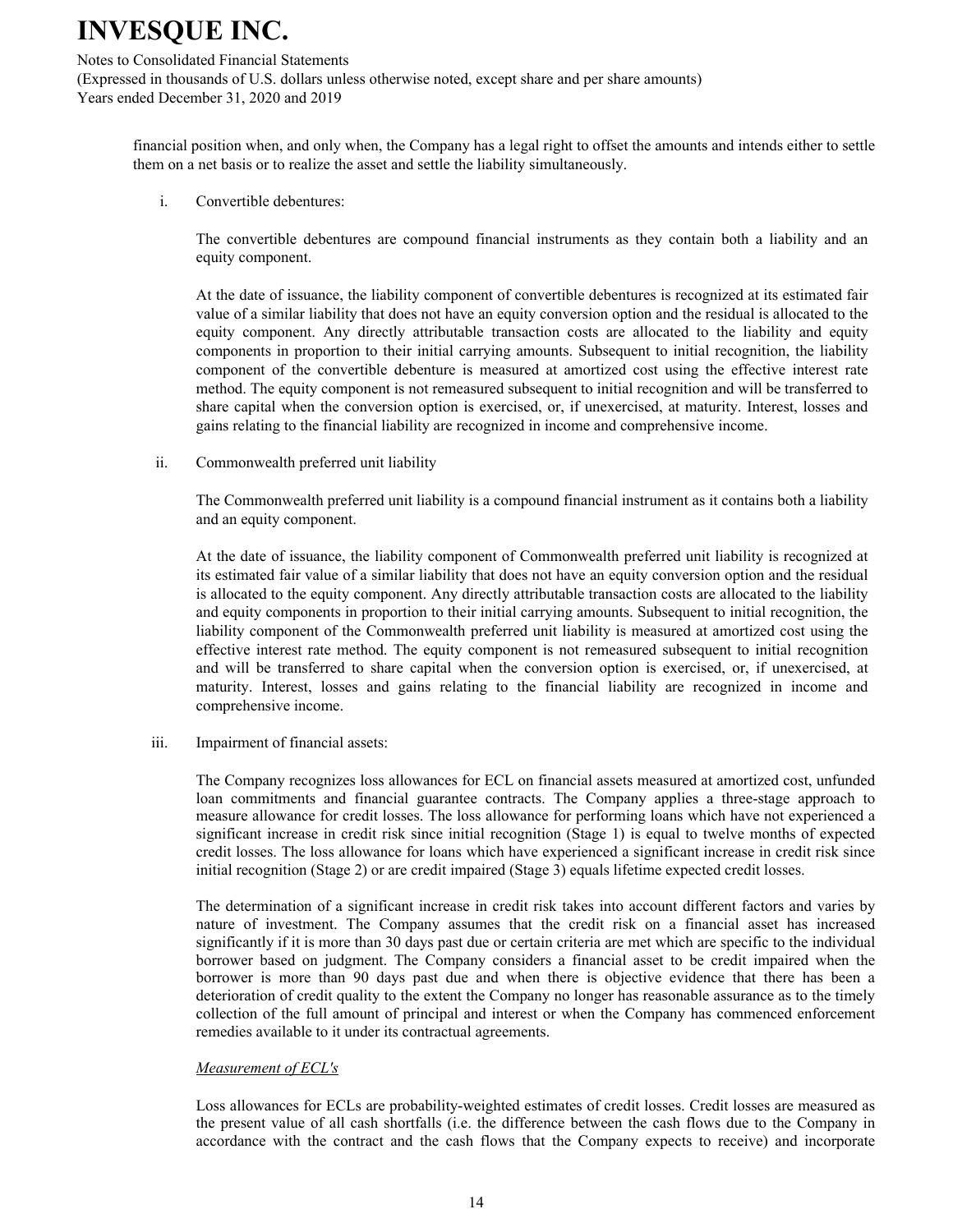financial position when, and only when, the Company has a legal right to offset the amounts and intends either to settle them on a net basis or to realize the asset and settle the liability simultaneously.

i. Convertible debentures:

The convertible debentures are compound financial instruments as they contain both a liability and an equity component.

At the date of issuance, the liability component of convertible debentures is recognized at its estimated fair value of a similar liability that does not have an equity conversion option and the residual is allocated to the equity component. Any directly attributable transaction costs are allocated to the liability and equity components in proportion to their initial carrying amounts. Subsequent to initial recognition, the liability component of the convertible debenture is measured at amortized cost using the effective interest rate method. The equity component is not remeasured subsequent to initial recognition and will be transferred to share capital when the conversion option is exercised, or, if unexercised, at maturity. Interest, losses and gains relating to the financial liability are recognized in income and comprehensive income.

ii. Commonwealth preferred unit liability

The Commonwealth preferred unit liability is a compound financial instrument as it contains both a liability and an equity component.

At the date of issuance, the liability component of Commonwealth preferred unit liability is recognized at its estimated fair value of a similar liability that does not have an equity conversion option and the residual is allocated to the equity component. Any directly attributable transaction costs are allocated to the liability and equity components in proportion to their initial carrying amounts. Subsequent to initial recognition, the liability component of the Commonwealth preferred unit liability is measured at amortized cost using the effective interest rate method. The equity component is not remeasured subsequent to initial recognition and will be transferred to share capital when the conversion option is exercised, or, if unexercised, at maturity. Interest, losses and gains relating to the financial liability are recognized in income and comprehensive income.

iii. Impairment of financial assets:

The Company recognizes loss allowances for ECL on financial assets measured at amortized cost, unfunded loan commitments and financial guarantee contracts. The Company applies a three-stage approach to measure allowance for credit losses. The loss allowance for performing loans which have not experienced a significant increase in credit risk since initial recognition (Stage 1) is equal to twelve months of expected credit losses. The loss allowance for loans which have experienced a significant increase in credit risk since initial recognition (Stage 2) or are credit impaired (Stage 3) equals lifetime expected credit losses.

The determination of a significant increase in credit risk takes into account different factors and varies by nature of investment. The Company assumes that the credit risk on a financial asset has increased significantly if it is more than 30 days past due or certain criteria are met which are specific to the individual borrower based on judgment. The Company considers a financial asset to be credit impaired when the borrower is more than 90 days past due and when there is objective evidence that there has been a deterioration of credit quality to the extent the Company no longer has reasonable assurance as to the timely collection of the full amount of principal and interest or when the Company has commenced enforcement remedies available to it under its contractual agreements.

*Measurement of ECL's*

Loss allowances for ECLs are probability-weighted estimates of credit losses. Credit losses are measured as the present value of all cash shortfalls (i.e. the difference between the cash flows due to the Company in accordance with the contract and the cash flows that the Company expects to receive) and incorporate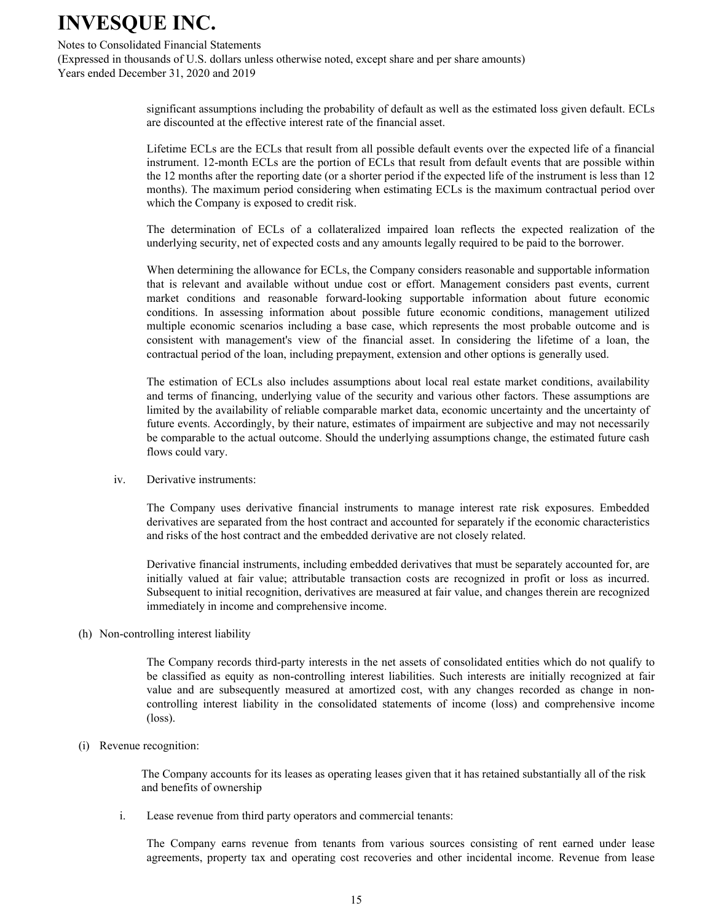significant assumptions including the probability of default as well as the estimated loss given default. ECLs are discounted at the effective interest rate of the financial asset.

Lifetime ECLs are the ECLs that result from all possible default events over the expected life of a financial instrument. 12-month ECLs are the portion of ECLs that result from default events that are possible within the 12 months after the reporting date (or a shorter period if the expected life of the instrument is less than 12 months). The maximum period considering when estimating ECLs is the maximum contractual period over which the Company is exposed to credit risk.

The determination of ECLs of a collateralized impaired loan reflects the expected realization of the underlying security, net of expected costs and any amounts legally required to be paid to the borrower.

When determining the allowance for ECLs, the Company considers reasonable and supportable information that is relevant and available without undue cost or effort. Management considers past events, current market conditions and reasonable forward-looking supportable information about future economic conditions. In assessing information about possible future economic conditions, management utilized multiple economic scenarios including a base case, which represents the most probable outcome and is consistent with management's view of the financial asset. In considering the lifetime of a loan, the contractual period of the loan, including prepayment, extension and other options is generally used.

The estimation of ECLs also includes assumptions about local real estate market conditions, availability and terms of financing, underlying value of the security and various other factors. These assumptions are limited by the availability of reliable comparable market data, economic uncertainty and the uncertainty of future events. Accordingly, by their nature, estimates of impairment are subjective and may not necessarily be comparable to the actual outcome. Should the underlying assumptions change, the estimated future cash flows could vary.

iv. Derivative instruments:

The Company uses derivative financial instruments to manage interest rate risk exposures. Embedded derivatives are separated from the host contract and accounted for separately if the economic characteristics and risks of the host contract and the embedded derivative are not closely related.

Derivative financial instruments, including embedded derivatives that must be separately accounted for, are initially valued at fair value; attributable transaction costs are recognized in profit or loss as incurred. Subsequent to initial recognition, derivatives are measured at fair value, and changes therein are recognized immediately in income and comprehensive income.

(h) Non-controlling interest liability

The Company records third-party interests in the net assets of consolidated entities which do not qualify to be classified as equity as non-controlling interest liabilities. Such interests are initially recognized at fair value and are subsequently measured at amortized cost, with any changes recorded as change in non-controlling interest liability in the consolidated statements of income (loss) and comprehensive income (loss).

(i) Revenue recognition:

The Company accounts for its leases as operating leases given that it has retained substantially all of the risk and benefits of ownership

i. Lease revenue from third party operators and commercial tenants:

The Company earns revenue from tenants from various sources consisting of rent earned under lease agreements, property tax and operating cost recoveries and other incidental income. Revenue from lease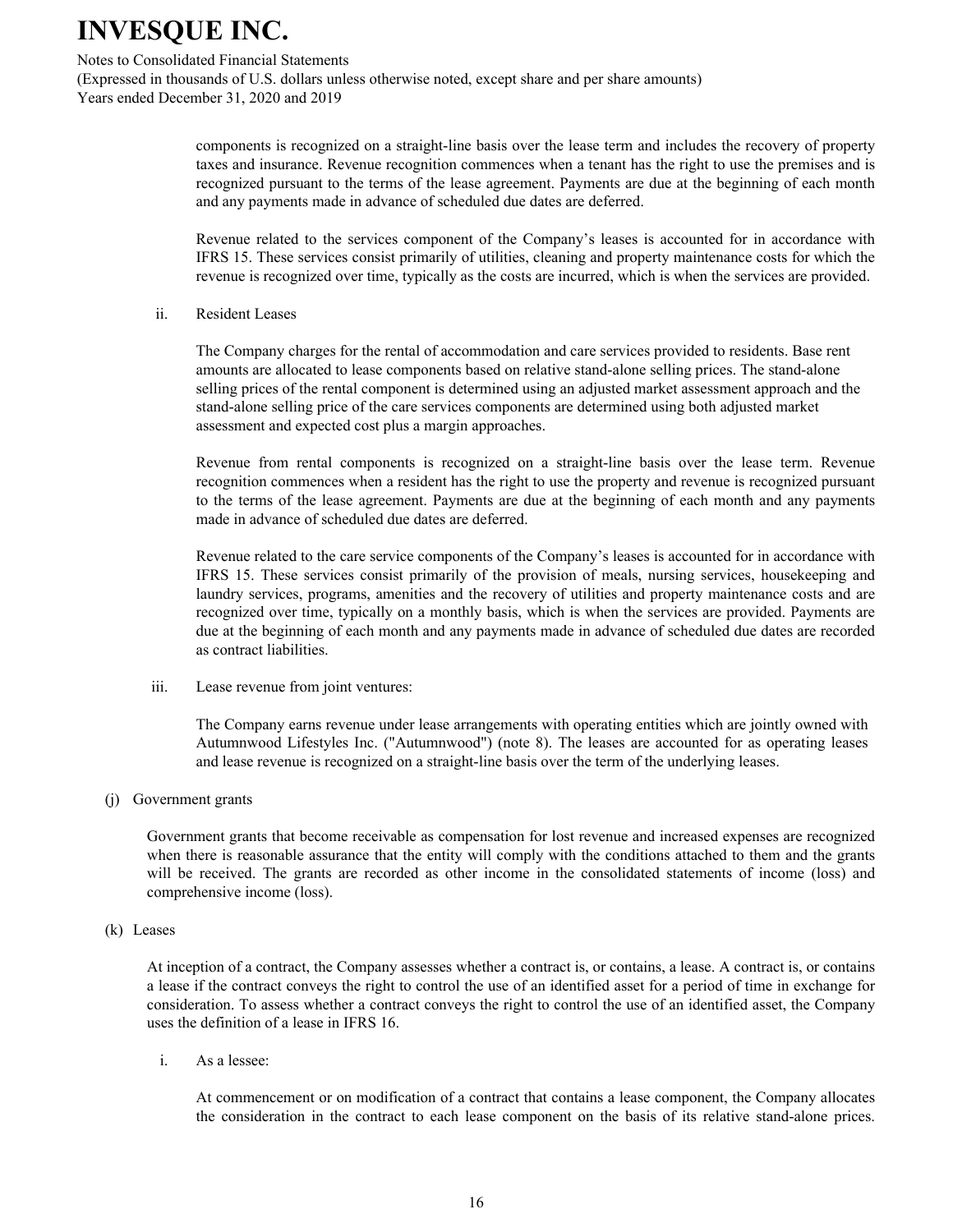components is recognized on a straight-line basis over the lease term and includes the recovery of property taxes and insurance. Revenue recognition commences when a tenant has the right to use the premises and is recognized pursuant to the terms of the lease agreement. Payments are due at the beginning of each month and any payments made in advance of scheduled due dates are deferred.

Revenue related to the services component of the Company's leases is accounted for in accordance with IFRS 15. These services consist primarily of utilities, cleaning and property maintenance costs for which the revenue is recognized over time, typically as the costs are incurred, which is when the services are provided.

ii. Resident Leases

The Company charges for the rental of accommodation and care services provided to residents. Base rent amounts are allocated to lease components based on relative stand-alone selling prices. The stand-alone selling prices of the rental component is determined using an adjusted market assessment approach and the stand-alone selling price of the care services components are determined using both adjusted market assessment and expected cost plus a margin approaches.

Revenue from rental components is recognized on a straight-line basis over the lease term. Revenue recognition commences when a resident has the right to use the property and revenue is recognized pursuant to the terms of the lease agreement. Payments are due at the beginning of each month and any payments made in advance of scheduled due dates are deferred.

Revenue related to the care service components of the Company's leases is accounted for in accordance with IFRS 15. These services consist primarily of the provision of meals, nursing services, housekeeping and laundry services, programs, amenities and the recovery of utilities and property maintenance costs and are recognized over time, typically on a monthly basis, which is when the services are provided. Payments are due at the beginning of each month and any payments made in advance of scheduled due dates are recorded as contract liabilities.

iii. Lease revenue from joint ventures:

The Company earns revenue under lease arrangements with operating entities which are jointly owned with Autumnwood Lifestyles Inc. ("Autumnwood") (note 8). The leases are accounted for as operating leases and lease revenue is recognized on a straight-line basis over the term of the underlying leases.

(j) Government grants

Government grants that become receivable as compensation for lost revenue and increased expenses are recognized when there is reasonable assurance that the entity will comply with the conditions attached to them and the grants will be received. The grants are recorded as other income in the consolidated statements of income (loss) and comprehensive income (loss).

(k) Leases

At inception of a contract, the Company assesses whether a contract is, or contains, a lease. A contract is, or contains a lease if the contract conveys the right to control the use of an identified asset for a period of time in exchange for consideration. To assess whether a contract conveys the right to control the use of an identified asset, the Company uses the definition of a lease in IFRS 16.

i. As a lessee:

At commencement or on modification of a contract that contains a lease component, the Company allocates the consideration in the contract to each lease component on the basis of its relative stand-alone prices.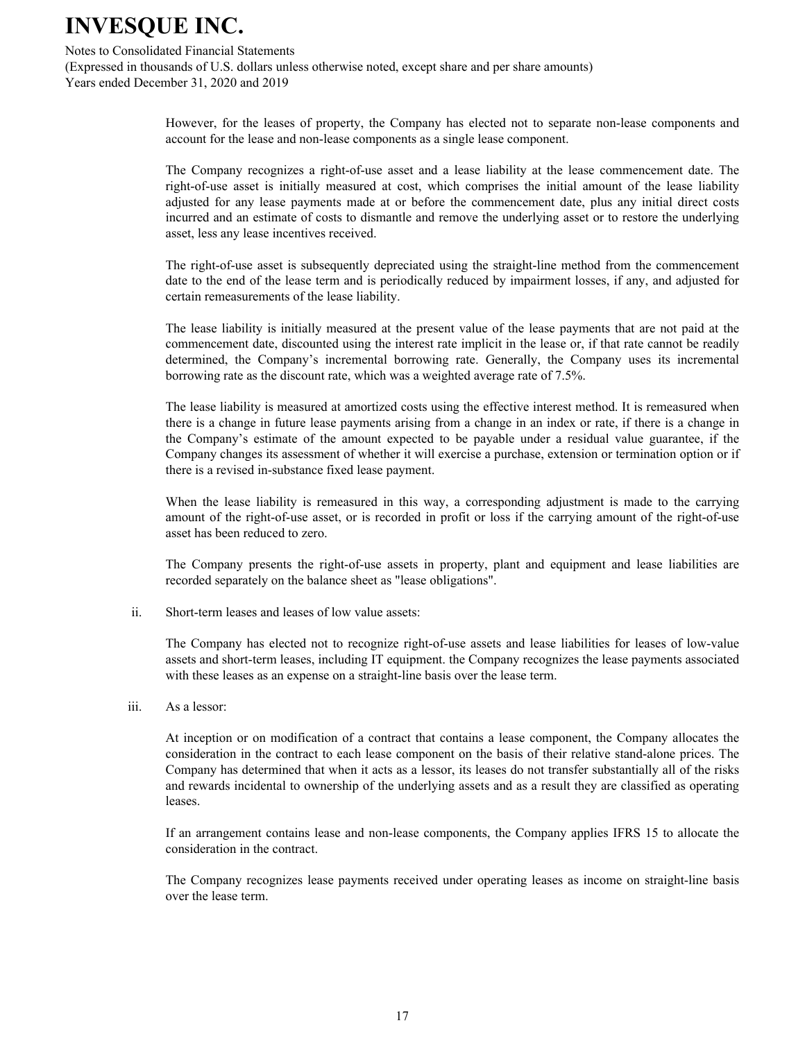However, for the leases of property, the Company has elected not to separate non-lease components and account for the lease and non-lease components as a single lease component.

The Company recognizes a right-of-use asset and a lease liability at the lease commencement date. The right-of-use asset is initially measured at cost, which comprises the initial amount of the lease liability adjusted for any lease payments made at or before the commencement date, plus any initial direct costs incurred and an estimate of costs to dismantle and remove the underlying asset or to restore the underlying asset, less any lease incentives received.

The right-of-use asset is subsequently depreciated using the straight-line method from the commencement date to the end of the lease term and is periodically reduced by impairment losses, if any, and adjusted for certain remeasurements of the lease liability.

The lease liability is initially measured at the present value of the lease payments that are not paid at the commencement date, discounted using the interest rate implicit in the lease or, if that rate cannot be readily determined, the Company's incremental borrowing rate. Generally, the Company uses its incremental borrowing rate as the discount rate, which was a weighted average rate of 7.5%.

The lease liability is measured at amortized costs using the effective interest method. It is remeasured when there is a change in future lease payments arising from a change in an index or rate, if there is a change in the Company's estimate of the amount expected to be payable under a residual value guarantee, if the Company changes its assessment of whether it will exercise a purchase, extension or termination option or if there is a revised in-substance fixed lease payment.

When the lease liability is remeasured in this way, a corresponding adjustment is made to the carrying amount of the right-of-use asset, or is recorded in profit or loss if the carrying amount of the right-of-use asset has been reduced to zero.

The Company presents the right-of-use assets in property, plant and equipment and lease liabilities are recorded separately on the balance sheet as "lease obligations".

ii. Short-term leases and leases of low value assets:

The Company has elected not to recognize right-of-use assets and lease liabilities for leases of low-value assets and short-term leases, including IT equipment. the Company recognizes the lease payments associated with these leases as an expense on a straight-line basis over the lease term.

iii. As a lessor:

At inception or on modification of a contract that contains a lease component, the Company allocates the consideration in the contract to each lease component on the basis of their relative stand-alone prices. The Company has determined that when it acts as a lessor, its leases do not transfer substantially all of the risks and rewards incidental to ownership of the underlying assets and as a result they are classified as operating leases.

If an arrangement contains lease and non-lease components, the Company applies IFRS 15 to allocate the consideration in the contract.

The Company recognizes lease payments received under operating leases as income on straight-line basis over the lease term.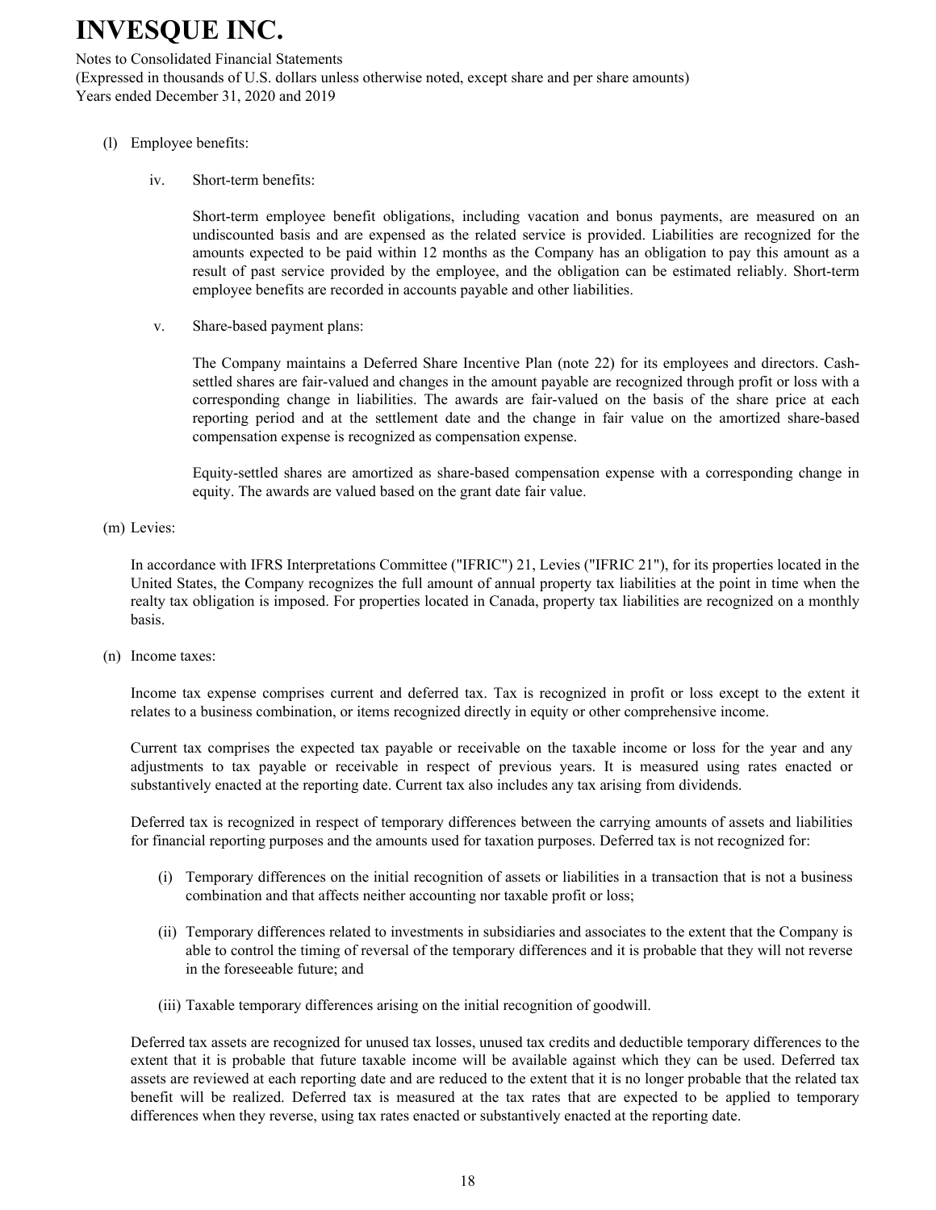(l) Employee benefits:

iv. Short-term benefits:

Short-term employee benefit obligations, including vacation and bonus payments, are measured on an undiscounted basis and are expensed as the related service is provided. Liabilities are recognized for the amounts expected to be paid within 12 months as the Company has an obligation to pay this amount as a result of past service provided by the employee, and the obligation can be estimated reliably. Short-term employee benefits are recorded in accounts payable and other liabilities.

v. Share-based payment plans:

The Company maintains a Deferred Share Incentive Plan (note 22) for its employees and directors. Cash-settled shares are fair-valued and changes in the amount payable are recognized through profit or loss with a corresponding change in liabilities. The awards are fair-valued on the basis of the share price at each reporting period and at the settlement date and the change in fair value on the amortized share-based compensation expense is recognized as compensation expense.

Equity-settled shares are amortized as share-based compensation expense with a corresponding change in equity. The awards are valued based on the grant date fair value.

(m) Levies:

In accordance with IFRS Interpretations Committee ("IFRIC") 21, Levies ("IFRIC 21"), for its properties located in the United States, the Company recognizes the full amount of annual property tax liabilities at the point in time when the realty tax obligation is imposed. For properties located in Canada, property tax liabilities are recognized on a monthly basis.

(n) Income taxes:

Income tax expense comprises current and deferred tax. Tax is recognized in profit or loss except to the extent it relates to a business combination, or items recognized directly in equity or other comprehensive income.

Current tax comprises the expected tax payable or receivable on the taxable income or loss for the year and any adjustments to tax payable or receivable in respect of previous years. It is measured using rates enacted or substantively enacted at the reporting date. Current tax also includes any tax arising from dividends.

Deferred tax is recognized in respect of temporary differences between the carrying amounts of assets and liabilities for financial reporting purposes and the amounts used for taxation purposes. Deferred tax is not recognized for:

(i) Temporary differences on the initial recognition of assets or liabilities in a transaction that is not a business combination and that affects neither accounting nor taxable profit or loss;

(ii) Temporary differences related to investments in subsidiaries and associates to the extent that the Company is able to control the timing of reversal of the temporary differences and it is probable that they will not reverse in the foreseeable future; and

(iii) Taxable temporary differences arising on the initial recognition of goodwill.

Deferred tax assets are recognized for unused tax losses, unused tax credits and deductible temporary differences to the extent that it is probable that future taxable income will be available against which they can be used. Deferred tax assets are reviewed at each reporting date and are reduced to the extent that it is no longer probable that the related tax benefit will be realized. Deferred tax is measured at the tax rates that are expected to be applied to temporary differences when they reverse, using tax rates enacted or substantively enacted at the reporting date.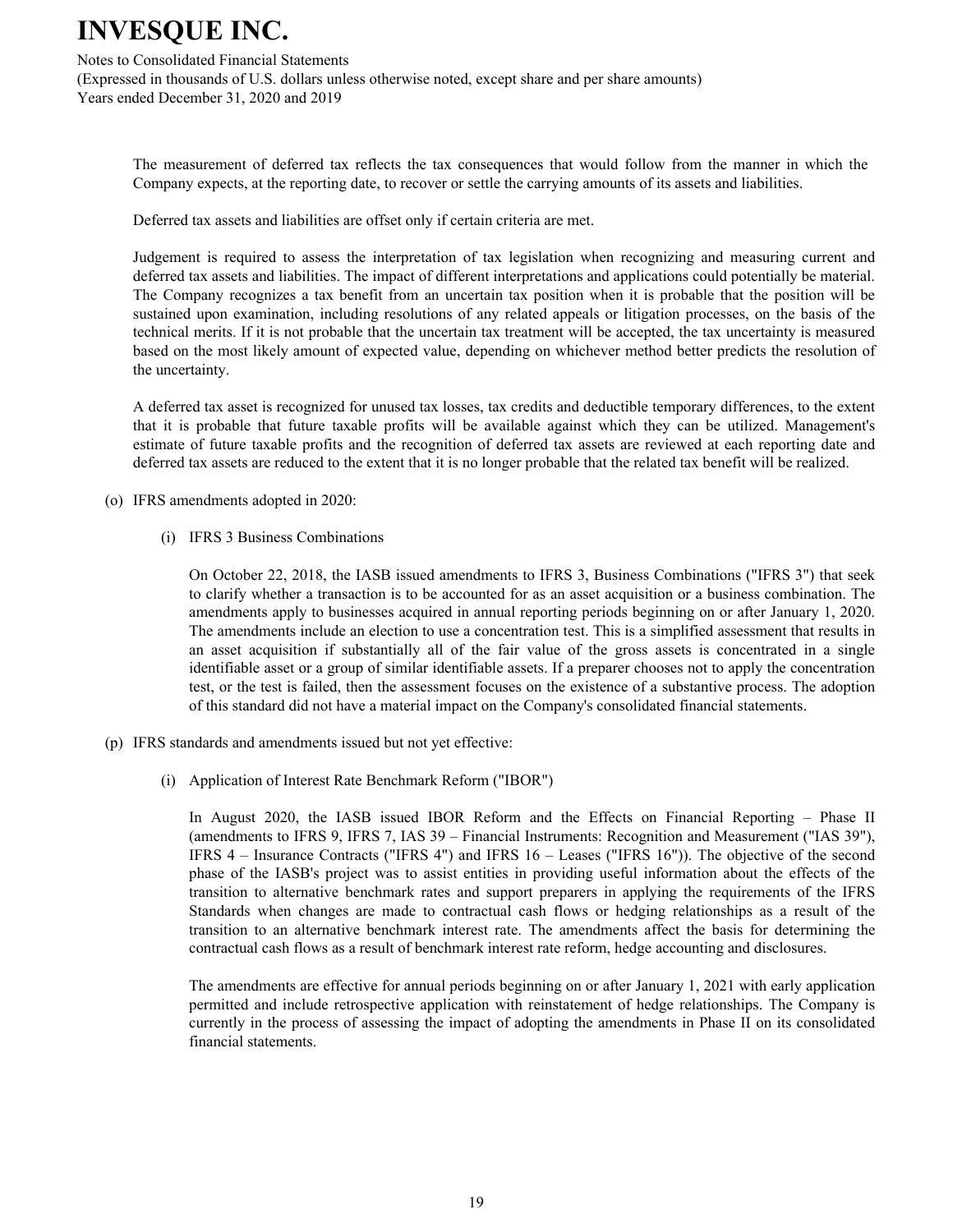The measurement of deferred tax reflects the tax consequences that would follow from the manner in which the Company expects, at the reporting date, to recover or settle the carrying amounts of its assets and liabilities.

Deferred tax assets and liabilities are offset only if certain criteria are met.

Judgement is required to assess the interpretation of tax legislation when recognizing and measuring current and deferred tax assets and liabilities. The impact of different interpretations and applications could potentially be material. The Company recognizes a tax benefit from an uncertain tax position when it is probable that the position will be sustained upon examination, including resolutions of any related appeals or litigation processes, on the basis of the technical merits. If it is not probable that the uncertain tax treatment will be accepted, the tax uncertainty is measured based on the most likely amount of expected value, depending on whichever method better predicts the resolution of the uncertainty.

A deferred tax asset is recognized for unused tax losses, tax credits and deductible temporary differences, to the extent that it is probable that future taxable profits will be available against which they can be utilized. Management's estimate of future taxable profits and the recognition of deferred tax assets are reviewed at each reporting date and deferred tax assets are reduced to the extent that it is no longer probable that the related tax benefit will be realized.

(o) IFRS amendments adopted in 2020:

(i) IFRS 3 Business Combinations

On October 22, 2018, the IASB issued amendments to IFRS 3, Business Combinations ("IFRS 3") that seek to clarify whether a transaction is to be accounted for as an asset acquisition or a business combination. The amendments apply to businesses acquired in annual reporting periods beginning on or after January 1, 2020. The amendments include an election to use a concentration test. This is a simplified assessment that results in an asset acquisition if substantially all of the fair value of the gross assets is concentrated in a single identifiable asset or a group of similar identifiable assets. If a preparer chooses not to apply the concentration test, or the test is failed, then the assessment focuses on the existence of a substantive process. The adoption of this standard did not have a material impact on the Company's consolidated financial statements.

(p) IFRS standards and amendments issued but not yet effective:

(i) Application of Interest Rate Benchmark Reform ("IBOR")

In August 2020, the IASB issued IBOR Reform and the Effects on Financial Reporting – Phase II (amendments to IFRS 9, IFRS 7, IAS 39 – Financial Instruments: Recognition and Measurement ("IAS 39"), IFRS 4 – Insurance Contracts ("IFRS 4") and IFRS 16 – Leases ("IFRS 16")). The objective of the second phase of the IASB's project was to assist entities in providing useful information about the effects of the transition to alternative benchmark rates and support preparers in applying the requirements of the IFRS Standards when changes are made to contractual cash flows or hedging relationships as a result of the transition to an alternative benchmark interest rate. The amendments affect the basis for determining the contractual cash flows as a result of benchmark interest rate reform, hedge accounting and disclosures.

The amendments are effective for annual periods beginning on or after January 1, 2021 with early application permitted and include retrospective application with reinstatement of hedge relationships. The Company is currently in the process of assessing the impact of adopting the amendments in Phase II on its consolidated financial statements.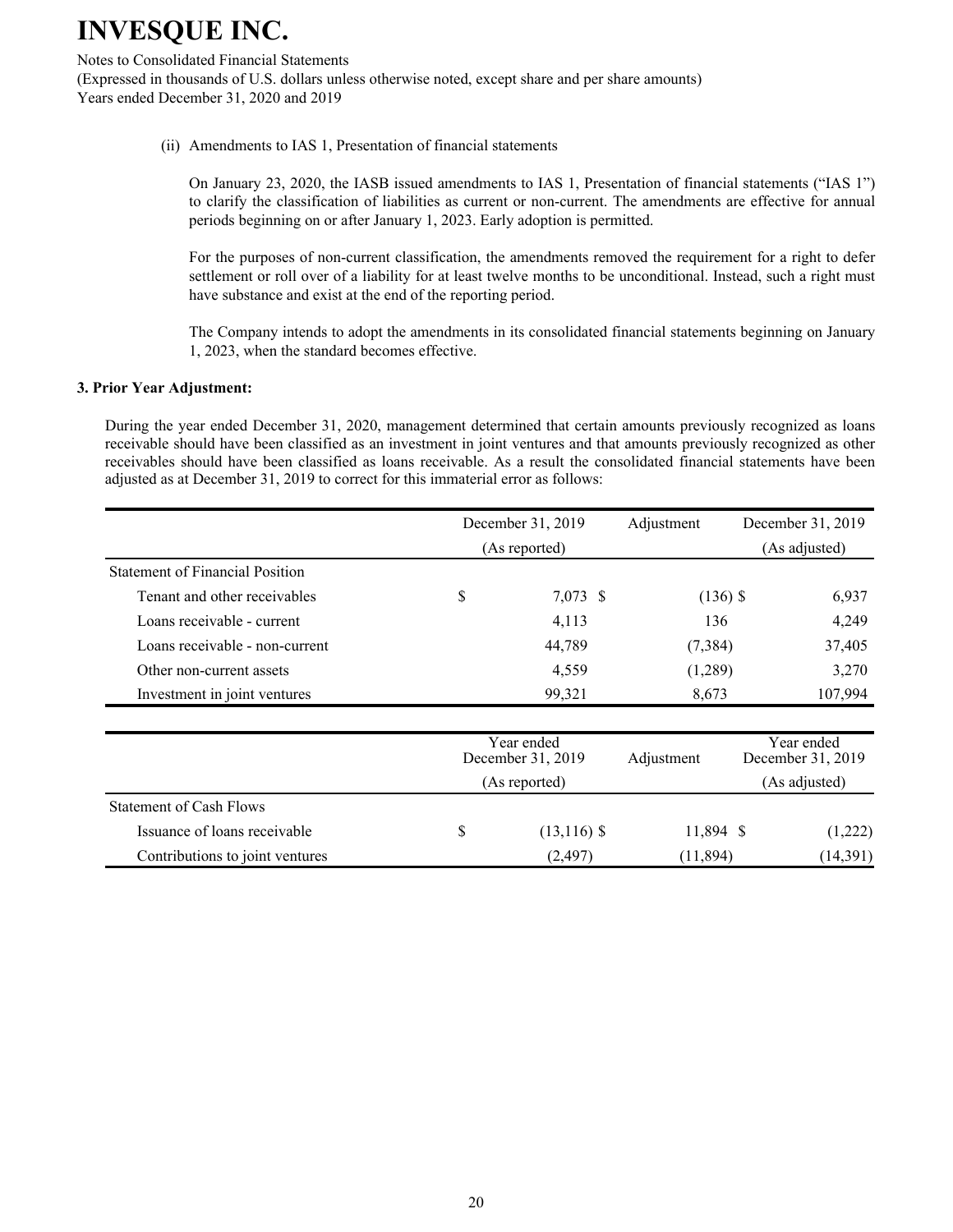(ii) Amendments to IAS 1, Presentation of financial statements

On January 23, 2020, the IASB issued amendments to IAS 1, Presentation of financial statements ("IAS 1") to clarify the classification of liabilities as current or non-current. The amendments are effective for annual periods beginning on or after January 1, 2023. Early adoption is permitted.

For the purposes of non-current classification, the amendments removed the requirement for a right to defer settlement or roll over of a liability for at least twelve months to be unconditional. Instead, such a right must have substance and exist at the end of the reporting period.

The Company intends to adopt the amendments in its consolidated financial statements beginning on January 1, 2023, when the standard becomes effective.

**3. Prior Year Adjustment:**

During the year ended December 31, 2020, management determined that certain amounts previously recognized as loans receivable should have been classified as an investment in joint ventures and that amounts previously recognized as other receivables should have been classified as loans receivable. As a result the consolidated financial statements have been adjusted as at December 31, 2019 to correct for this immaterial error as follows:

| | December 31, 2019 (As reported) | Adjustment | December 31, 2019 (As adjusted) |
|---|---|---|---|
| Statement of Financial Position | | | |
| Tenant and other receivables | $ 7,073 | $ (136) | $ 6,937 |
| Loans receivable - current | 4,113 | 136 | 4,249 |
| Loans receivable - non-current | 44,789 | (7,384) | 37,405 |
| Other non-current assets | 4,559 | (1,289) | 3,270 |
| Investment in joint ventures | 99,321 | 8,673 | 107,994 |

| | Year ended December 31, 2019 (As reported) | Adjustment | Year ended December 31, 2019 (As adjusted) |
|---|---|---|---|
| Statement of Cash Flows | | | |
| Issuance of loans receivable | $ (13,116) | $ 11,894 | $ (1,222) |
| Contributions to joint ventures | (2,497) | (11,894) | (14,391) |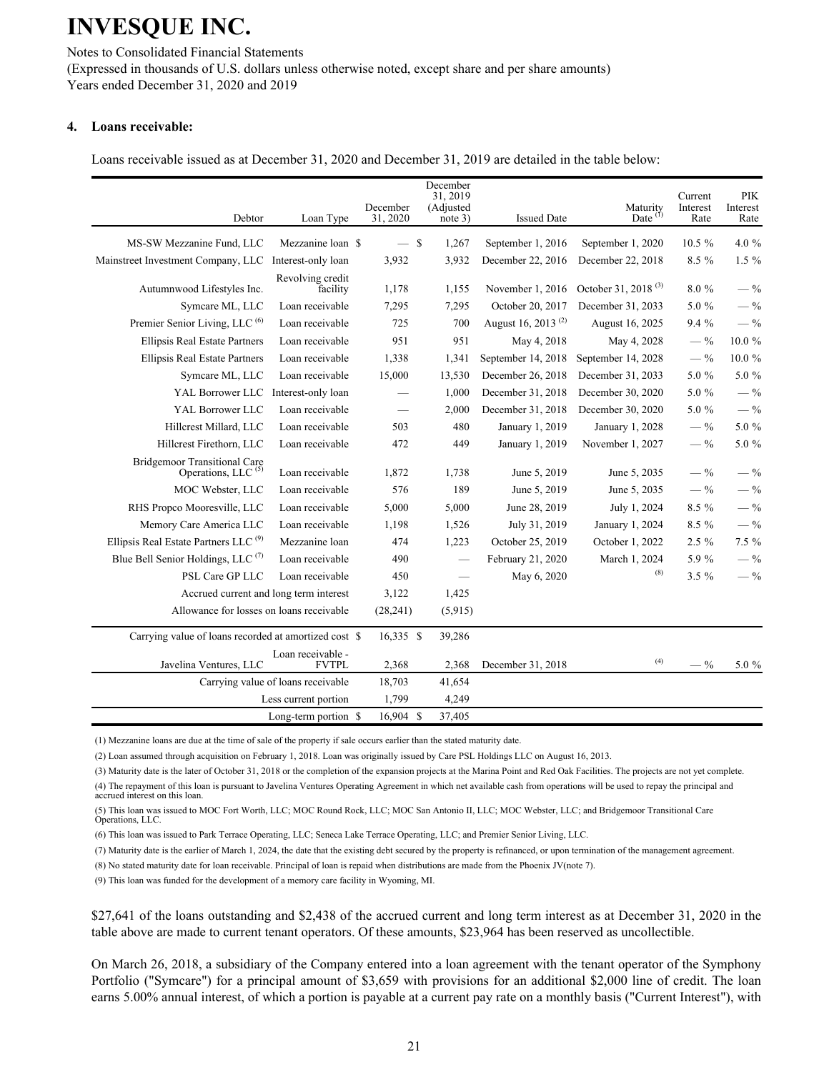# INVESQUE INC.

Notes to Consolidated Financial Statements

(Expressed in thousands of U.S. dollars unless otherwise noted, except share and per share amounts)

Years ended December 31, 2020 and 2019

### 4. Loans receivable:

Loans receivable issued as at December 31, 2020 and December 31, 2019 are detailed in the table below:

| Debtor | Loan Type | December 31, 2020 | December 31, 2019 (Adjusted note 3) | Issued Date | Maturity Date [1] | Current Interest Rate | PIK Interest Rate |
|---|---|---|---|---|---|---|---|
| MS-SW Mezzanine Fund, LLC | Mezzanine loan | $ — | $ 1,267 | September 1, 2016 | September 1, 2020 | 10.5 % | 4.0 % |
| Mainstreet Investment Company, LLC | Interest-only loan | 3,932 | 3,932 | December 22, 2016 | December 22, 2018 | 8.5 % | 1.5 % |
| Autumnwood Lifestyles Inc. | Revolving credit facility | 1,178 | 1,155 | November 1, 2016 | October 31, 2018 [3] | 8.0 % | — % |
| Symcare ML, LLC | Loan receivable | 7,295 | 7,295 | October 20, 2017 | December 31, 2033 | 5.0 % | — % |
| Premier Senior Living, LLC [6] | Loan receivable | 725 | 700 | August 16, 2013 [2] | August 16, 2025 | 9.4 % | — % |
| Ellipsis Real Estate Partners | Loan receivable | 951 | 951 | May 4, 2018 | May 4, 2028 | — % | 10.0 % |
| Ellipsis Real Estate Partners | Loan receivable | 1,338 | 1,341 | September 14, 2018 | September 14, 2028 | — % | 10.0 % |
| Symcare ML, LLC | Loan receivable | 15,000 | 13,530 | December 26, 2018 | December 31, 2033 | 5.0 % | 5.0 % |
| YAL Borrower LLC | Interest-only loan | — | 1,000 | December 31, 2018 | December 30, 2020 | 5.0 % | — % |
| YAL Borrower LLC | Loan receivable | — | 2,000 | December 31, 2018 | December 30, 2020 | 5.0 % | — % |
| Hillcrest Millard, LLC | Loan receivable | 503 | 480 | January 1, 2019 | January 1, 2028 | — % | 5.0 % |
| Hillcrest Firethorn, LLC | Loan receivable | 472 | 449 | January 1, 2019 | November 1, 2027 | — % | 5.0 % |
| Bridgemoor Transitional Care Operations, LLC [5] | Loan receivable | 1,872 | 1,738 | June 5, 2019 | June 5, 2035 | — % | — % |
| MOC Webster, LLC | Loan receivable | 576 | 189 | June 5, 2019 | June 5, 2035 | — % | — % |
| RHS Propco Mooresville, LLC | Loan receivable | 5,000 | 5,000 | June 28, 2019 | July 1, 2024 | 8.5 % | — % |
| Memory Care America LLC | Loan receivable | 1,198 | 1,526 | July 31, 2019 | January 1, 2024 | 8.5 % | — % |
| Ellipsis Real Estate Partners LLC [9] | Mezzanine loan | 474 | 1,223 | October 25, 2019 | October 1, 2022 | 2.5 % | 7.5 % |
| Blue Bell Senior Holdings, LLC [7] | Loan receivable | 490 | — | February 21, 2020 | March 1, 2024 | 5.9 % | — % |
| PSL Care GP LLC | Loan receivable | 450 | — | May 6, 2020 | [8] | 3.5 % | — % |
| | Accrued current and long term interest | 3,122 | 1,425 | | | | |
| | Allowance for losses on loans receivable | (28,241) | (5,915) | | | | |
| | Carrying value of loans recorded at amortized cost | $ 16,335 | $ 39,286 | | | | |
| Javelina Ventures, LLC | Loan receivable - FVTPL | 2,368 | 2,368 | December 31, 2018 | [4] | — % | 5.0 % |
| | Carrying value of loans receivable | 18,703 | 41,654 | | | | |
| | Less current portion | 1,799 | 4,249 | | | | |
| | Long-term portion | $ 16,904 | $ 37,405 | | | | |

(1) Mezzanine loans are due at the time of sale of the property if sale occurs earlier than the stated maturity date.

(2) Loan assumed through acquisition on February 1, 2018. Loan was originally issued by Care PSL Holdings LLC on August 16, 2013.

(3) Maturity date is the later of October 31, 2018 or the completion of the expansion projects at the Marina Point and Red Oak Facilities. The projects are not yet complete.

(4) The repayment of this loan is pursuant to Javelina Ventures Operating Agreement in which net available cash from operations will be used to repay the principal and accrued interest on this loan.

(5) This loan was issued to MOC Fort Worth, LLC; MOC Round Rock, LLC; MOC San Antonio II, LLC; MOC Webster, LLC; and Bridgemoor Transitional Care Operations, LLC.

(6) This loan was issued to Park Terrace Operating, LLC; Seneca Lake Terrace Operating, LLC; and Premier Senior Living, LLC.

(7) Maturity date is the earlier of March 1, 2024, the date that the existing debt secured by the property is refinanced, or upon termination of the management agreement.

(8) No stated maturity date for loan receivable. Principal of loan is repaid when distributions are made from the Phoenix JV(note 7).

(9) This loan was funded for the development of a memory care facility in Wyoming, MI.

$27,641 of the loans outstanding and $2,438 of the accrued current and long term interest as at December 31, 2020 in the table above are made to current tenant operators. Of these amounts, $23,964 has been reserved as uncollectible.

On March 26, 2018, a subsidiary of the Company entered into a loan agreement with the tenant operator of the Symphony Portfolio ("Symcare") for a principal amount of $3,659 with provisions for an additional $2,000 line of credit. The loan earns 5.00% annual interest, of which a portion is payable at a current pay rate on a monthly basis ("Current Interest"), with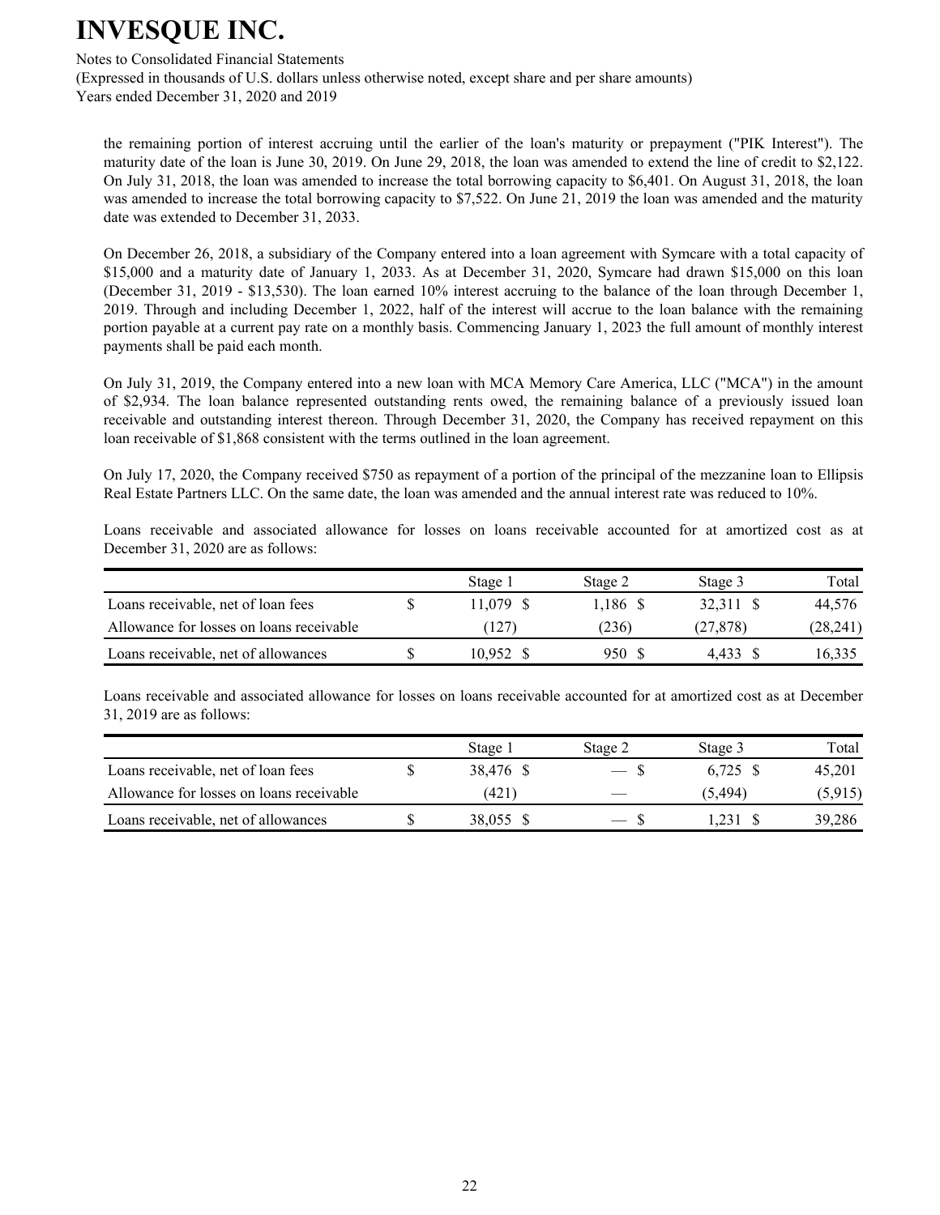the remaining portion of interest accruing until the earlier of the loan's maturity or prepayment ("PIK Interest"). The maturity date of the loan is June 30, 2019. On June 29, 2018, the loan was amended to extend the line of credit to $2,122. On July 31, 2018, the loan was amended to increase the total borrowing capacity to $6,401. On August 31, 2018, the loan was amended to increase the total borrowing capacity to $7,522. On June 21, 2019 the loan was amended and the maturity date was extended to December 31, 2033.

On December 26, 2018, a subsidiary of the Company entered into a loan agreement with Symcare with a total capacity of $15,000 and a maturity date of January 1, 2033. As at December 31, 2020, Symcare had drawn $15,000 on this loan (December 31, 2019 - $13,530). The loan earned 10% interest accruing to the balance of the loan through December 1, 2019. Through and including December 1, 2022, half of the interest will accrue to the loan balance with the remaining portion payable at a current pay rate on a monthly basis. Commencing January 1, 2023 the full amount of monthly interest payments shall be paid each month.

On July 31, 2019, the Company entered into a new loan with MCA Memory Care America, LLC ("MCA") in the amount of $2,934. The loan balance represented outstanding rents owed, the remaining balance of a previously issued loan receivable and outstanding interest thereon. Through December 31, 2020, the Company has received repayment on this loan receivable of $1,868 consistent with the terms outlined in the loan agreement.

On July 17, 2020, the Company received $750 as repayment of a portion of the principal of the mezzanine loan to Ellipsis Real Estate Partners LLC. On the same date, the loan was amended and the annual interest rate was reduced to 10%.

Loans receivable and associated allowance for losses on loans receivable accounted for at amortized cost as at December 31, 2020 are as follows:

| | Stage 1 | Stage 2 | Stage 3 | Total |
|---|---|---|---|---|
| Loans receivable, net of loan fees | $ 11,079 | $ 1,186 | $ 32,311 | $ 44,576 |
| Allowance for losses on loans receivable | (127) | (236) | (27,878) | (28,241) |
| Loans receivable, net of allowances | $ 10,952 | $ 950 | $ 4,433 | $ 16,335 |

Loans receivable and associated allowance for losses on loans receivable accounted for at amortized cost as at December 31, 2019 are as follows:

| | Stage 1 | Stage 2 | Stage 3 | Total |
|---|---|---|---|---|
| Loans receivable, net of loan fees | $ 38,476 | $ — | $ 6,725 | $ 45,201 |
| Allowance for losses on loans receivable | (421) | — | (5,494) | (5,915) |
| Loans receivable, net of allowances | $ 38,055 | $ — | $ 1,231 | $ 39,286 |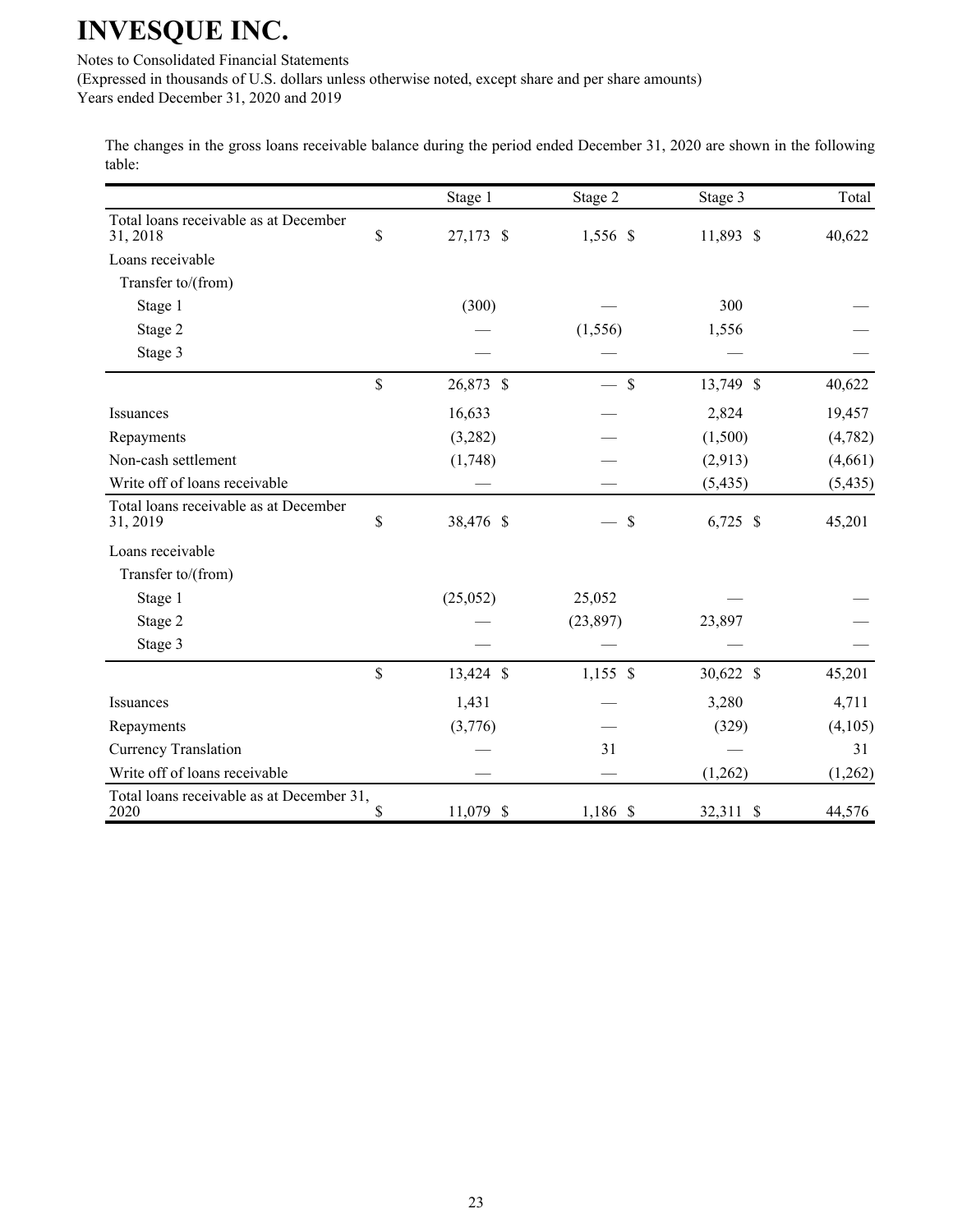The changes in the gross loans receivable balance during the period ended December 31, 2020 are shown in the following table:

| | Stage 1 | Stage 2 | Stage 3 | Total |
|---|---|---|---|---|
| Total loans receivable as at December 31, 2018 | $ 27,173 | $ 1,556 | $ 11,893 | $ 40,622 |
| Loans receivable | | | | |
| Transfer to/(from) | | | | |
| Stage 1 | (300) | — | 300 | — |
| Stage 2 | — | (1,556) | 1,556 | — |
| Stage 3 | — | — | — | — |
| | $ 26,873 | $ — | $ 13,749 | $ 40,622 |
| Issuances | 16,633 | — | 2,824 | 19,457 |
| Repayments | (3,282) | — | (1,500) | (4,782) |
| Non-cash settlement | (1,748) | — | (2,913) | (4,661) |
| Write off of loans receivable | — | — | (5,435) | (5,435) |
| Total loans receivable as at December 31, 2019 | $ 38,476 | $ — | $ 6,725 | $ 45,201 |
| Loans receivable | | | | |
| Transfer to/(from) | | | | |
| Stage 1 | (25,052) | 25,052 | — | — |
| Stage 2 | — | (23,897) | 23,897 | — |
| Stage 3 | — | — | — | — |
| | $ 13,424 | $ 1,155 | $ 30,622 | $ 45,201 |
| Issuances | 1,431 | — | 3,280 | 4,711 |
| Repayments | (3,776) | — | (329) | (4,105) |
| Currency Translation | — | 31 | — | 31 |
| Write off of loans receivable | — | — | (1,262) | (1,262) |
| Total loans receivable as at December 31, 2020 | $ 11,079 | $ 1,186 | $ 32,311 | $ 44,576 |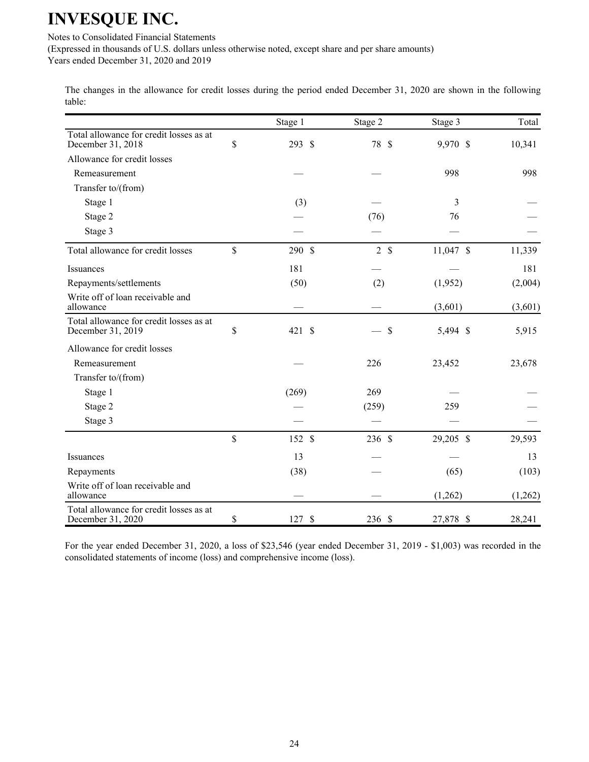The changes in the allowance for credit losses during the period ended December 31, 2020 are shown in the following table:

| | Stage 1 | Stage 2 | Stage 3 | Total |
|---|---|---|---|---|
| Total allowance for credit losses as at December 31, 2018 | $ 293 | $ 78 | $ 9,970 | $ 10,341 |
| Allowance for credit losses | | | | |
| Remeasurement | — | — | 998 | 998 |
| Transfer to/(from) | | | | |
| Stage 1 | (3) | — | 3 | — |
| Stage 2 | — | (76) | 76 | — |
| Stage 3 | — | — | — | — |
| Total allowance for credit losses | $ 290 | $ 2 | $ 11,047 | $ 11,339 |
| Issuances | 181 | — | — | 181 |
| Repayments/settlements | (50) | (2) | (1,952) | (2,004) |
| Write off of loan receivable and allowance | — | — | (3,601) | (3,601) |
| Total allowance for credit losses as at December 31, 2019 | $ 421 | $ — | $ 5,494 | $ 5,915 |
| Allowance for credit losses | | | | |
| Remeasurement | — | 226 | 23,452 | 23,678 |
| Transfer to/(from) | | | | |
| Stage 1 | (269) | 269 | — | — |
| Stage 2 | — | (259) | 259 | — |
| Stage 3 | — | — | — | — |
| | $ 152 | $ 236 | $ 29,205 | $ 29,593 |
| Issuances | 13 | — | — | 13 |
| Repayments | (38) | — | (65) | (103) |
| Write off of loan receivable and allowance | — | — | (1,262) | (1,262) |
| Total allowance for credit losses as at December 31, 2020 | $ 127 | $ 236 | $ 27,878 | $ 28,241 |

For the year ended December 31, 2020, a loss of $23,546 (year ended December 31, 2019 - $1,003) was recorded in the consolidated statements of income (loss) and comprehensive income (loss).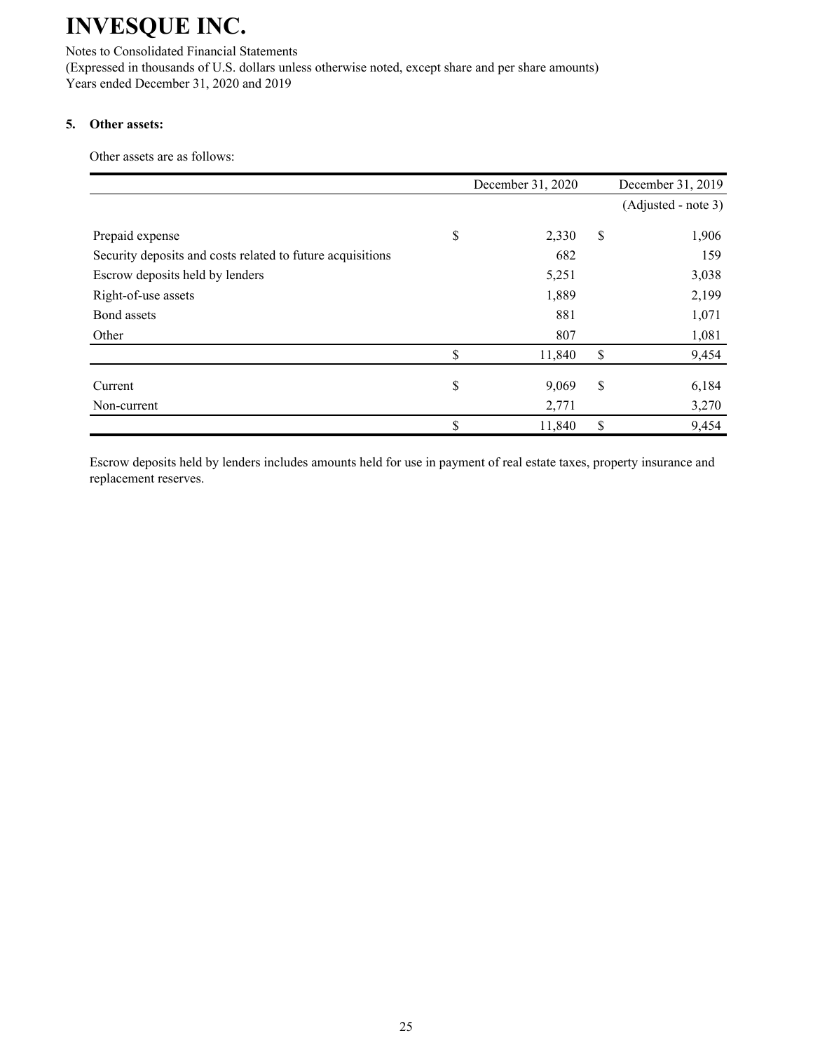## 5. Other assets:

Other assets are as follows:

| | December 31, 2020 | December 31, 2019 (Adjusted - note 3) |
|---|---|---|
| Prepaid expense | $ 2,330 | $ 1,906 |
| Security deposits and costs related to future acquisitions | 682 | 159 |
| Escrow deposits held by lenders | 5,251 | 3,038 |
| Right-of-use assets | 1,889 | 2,199 |
| Bond assets | 881 | 1,071 |
| Other | 807 | 1,081 |
| | $ 11,840 | $ 9,454 |
| Current | $ 9,069 | $ 6,184 |
| Non-current | 2,771 | 3,270 |
| | $ 11,840 | $ 9,454 |

Escrow deposits held by lenders includes amounts held for use in payment of real estate taxes, property insurance and replacement reserves.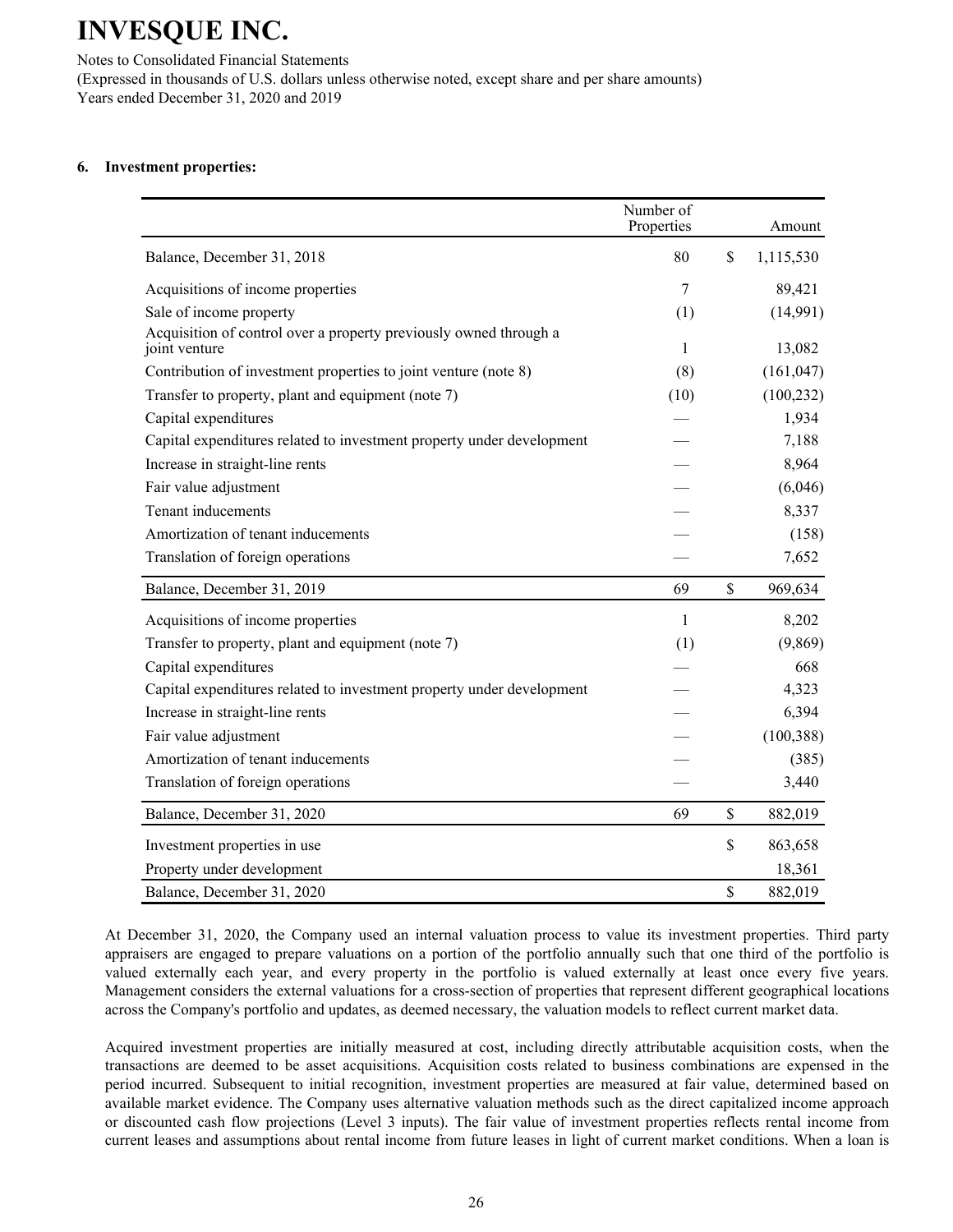# INVESQUE INC.

Notes to Consolidated Financial Statements
(Expressed in thousands of U.S. dollars unless otherwise noted, except share and per share amounts)
Years ended December 31, 2020 and 2019

### 6. Investment properties:

| | Number of Properties | | Amount |
|---|---|---|---|
| Balance, December 31, 2018 | 80 | $ | 1,115,530 |
| Acquisitions of income properties | 7 | | 89,421 |
| Sale of income property | (1) | | (14,991) |
| Acquisition of control over a property previously owned through a joint venture | 1 | | 13,082 |
| Contribution of investment properties to joint venture (note 8) | (8) | | (161,047) |
| Transfer to property, plant and equipment (note 7) | (10) | | (100,232) |
| Capital expenditures | — | | 1,934 |
| Capital expenditures related to investment property under development | — | | 7,188 |
| Increase in straight-line rents | — | | 8,964 |
| Fair value adjustment | — | | (6,046) |
| Tenant inducements | — | | 8,337 |
| Amortization of tenant inducements | — | | (158) |
| Translation of foreign operations | — | | 7,652 |
| Balance, December 31, 2019 | 69 | $ | 969,634 |
| Acquisitions of income properties | 1 | | 8,202 |
| Transfer to property, plant and equipment (note 7) | (1) | | (9,869) |
| Capital expenditures | — | | 668 |
| Capital expenditures related to investment property under development | — | | 4,323 |
| Increase in straight-line rents | — | | 6,394 |
| Fair value adjustment | — | | (100,388) |
| Amortization of tenant inducements | — | | (385) |
| Translation of foreign operations | — | | 3,440 |
| Balance, December 31, 2020 | 69 | $ | 882,019 |
| Investment properties in use | | $ | 863,658 |
| Property under development | | | 18,361 |
| Balance, December 31, 2020 | | $ | 882,019 |

At December 31, 2020, the Company used an internal valuation process to value its investment properties. Third party appraisers are engaged to prepare valuations on a portion of the portfolio annually such that one third of the portfolio is valued externally each year, and every property in the portfolio is valued externally at least once every five years. Management considers the external valuations for a cross-section of properties that represent different geographical locations across the Company's portfolio and updates, as deemed necessary, the valuation models to reflect current market data.

Acquired investment properties are initially measured at cost, including directly attributable acquisition costs, when the transactions are deemed to be asset acquisitions. Acquisition costs related to business combinations are expensed in the period incurred. Subsequent to initial recognition, investment properties are measured at fair value, determined based on available market evidence. The Company uses alternative valuation methods such as the direct capitalized income approach or discounted cash flow projections (Level 3 inputs). The fair value of investment properties reflects rental income from current leases and assumptions about rental income from future leases in light of current market conditions. When a loan is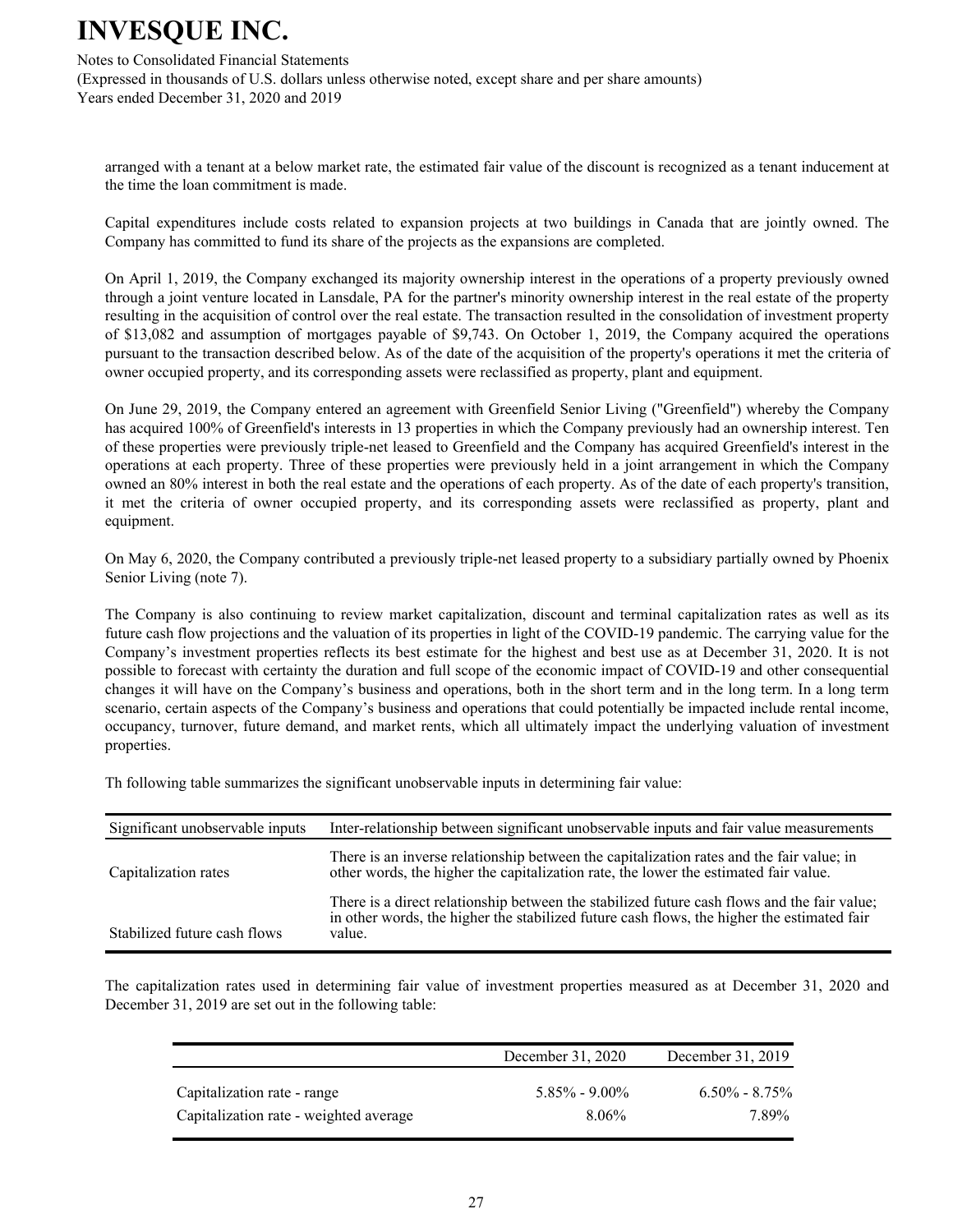arranged with a tenant at a below market rate, the estimated fair value of the discount is recognized as a tenant inducement at the time the loan commitment is made.

Capital expenditures include costs related to expansion projects at two buildings in Canada that are jointly owned. The Company has committed to fund its share of the projects as the expansions are completed.

On April 1, 2019, the Company exchanged its majority ownership interest in the operations of a property previously owned through a joint venture located in Lansdale, PA for the partner's minority ownership interest in the real estate of the property resulting in the acquisition of control over the real estate. The transaction resulted in the consolidation of investment property of $13,082 and assumption of mortgages payable of $9,743. On October 1, 2019, the Company acquired the operations pursuant to the transaction described below. As of the date of the acquisition of the property's operations it met the criteria of owner occupied property, and its corresponding assets were reclassified as property, plant and equipment.

On June 29, 2019, the Company entered an agreement with Greenfield Senior Living ("Greenfield") whereby the Company has acquired 100% of Greenfield's interests in 13 properties in which the Company previously had an ownership interest. Ten of these properties were previously triple-net leased to Greenfield and the Company has acquired Greenfield's interest in the operations at each property. Three of these properties were previously held in a joint arrangement in which the Company owned an 80% interest in both the real estate and the operations of each property. As of the date of each property's transition, it met the criteria of owner occupied property, and its corresponding assets were reclassified as property, plant and equipment.

On May 6, 2020, the Company contributed a previously triple-net leased property to a subsidiary partially owned by Phoenix Senior Living (note 7).

The Company is also continuing to review market capitalization, discount and terminal capitalization rates as well as its future cash flow projections and the valuation of its properties in light of the COVID-19 pandemic. The carrying value for the Company's investment properties reflects its best estimate for the highest and best use as at December 31, 2020. It is not possible to forecast with certainty the duration and full scope of the economic impact of COVID-19 and other consequential changes it will have on the Company's business and operations, both in the short term and in the long term. In a long term scenario, certain aspects of the Company's business and operations that could potentially be impacted include rental income, occupancy, turnover, future demand, and market rents, which all ultimately impact the underlying valuation of investment properties.

Th following table summarizes the significant unobservable inputs in determining fair value:

| Significant unobservable inputs | Inter-relationship between significant unobservable inputs and fair value measurements |
|---|---|
| Capitalization rates | There is an inverse relationship between the capitalization rates and the fair value; in other words, the higher the capitalization rate, the lower the estimated fair value. |
| Stabilized future cash flows | There is a direct relationship between the stabilized future cash flows and the fair value; in other words, the higher the stabilized future cash flows, the higher the estimated fair value. |

The capitalization rates used in determining fair value of investment properties measured as at December 31, 2020 and December 31, 2019 are set out in the following table:

| | December 31, 2020 | December 31, 2019 |
|---|---|---|
| Capitalization rate - range | 5.85% - 9.00% | 6.50% - 8.75% |
| Capitalization rate - weighted average | 8.06% | 7.89% |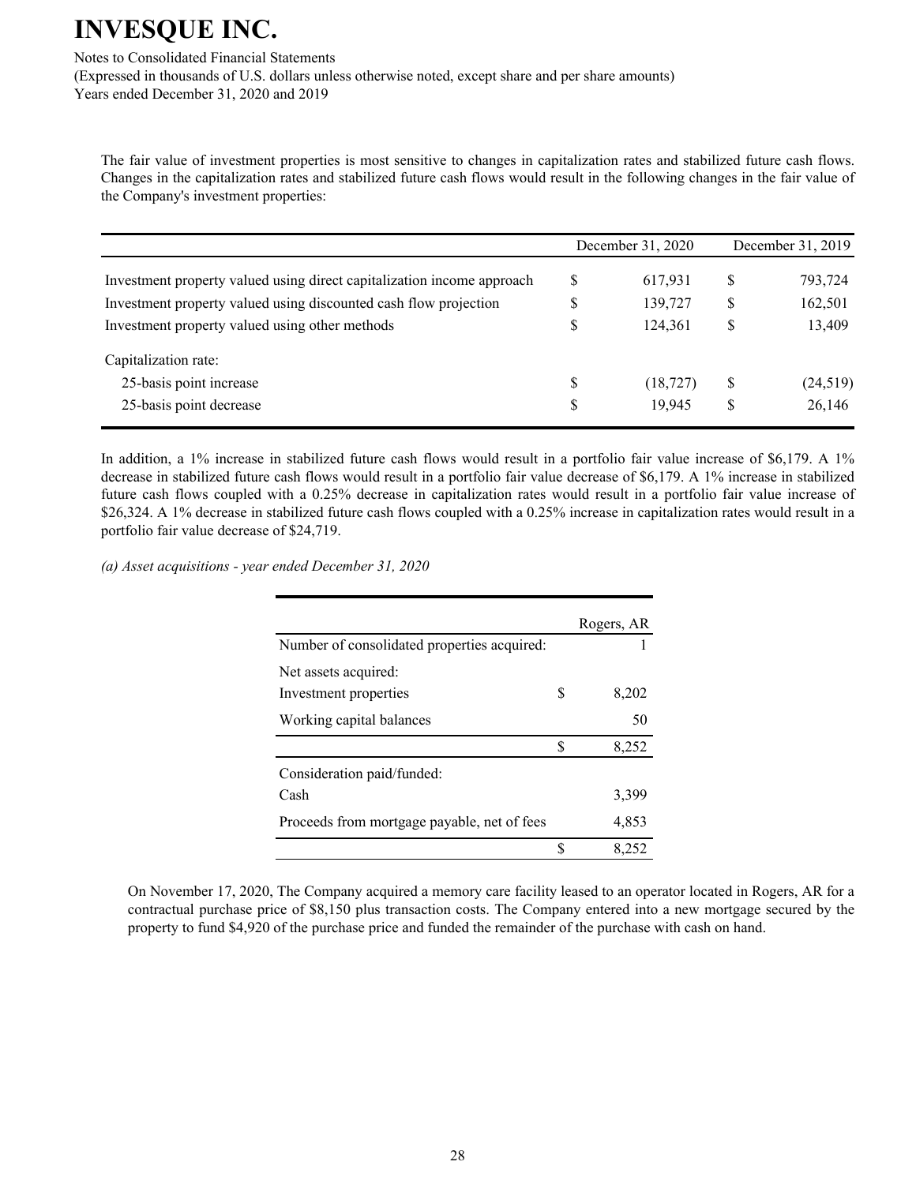The fair value of investment properties is most sensitive to changes in capitalization rates and stabilized future cash flows. Changes in the capitalization rates and stabilized future cash flows would result in the following changes in the fair value of the Company's investment properties:

| | December 31, 2020 | December 31, 2019 |
|---|---|---|
| Investment property valued using direct capitalization income approach | $ 617,931 | $ 793,724 |
| Investment property valued using discounted cash flow projection | $ 139,727 | $ 162,501 |
| Investment property valued using other methods | $ 124,361 | $ 13,409 |
| Capitalization rate: | | |
| 25-basis point increase | $ (18,727) | $ (24,519) |
| 25-basis point decrease | $ 19,945 | $ 26,146 |

In addition, a 1% increase in stabilized future cash flows would result in a portfolio fair value increase of $6,179. A 1% decrease in stabilized future cash flows would result in a portfolio fair value decrease of $6,179. A 1% increase in stabilized future cash flows coupled with a 0.25% decrease in capitalization rates would result in a portfolio fair value increase of $26,324. A 1% decrease in stabilized future cash flows coupled with a 0.25% increase in capitalization rates would result in a portfolio fair value decrease of $24,719.

*(a) Asset acquisitions - year ended December 31, 2020*

| | Rogers, AR |
|---|---|
| Number of consolidated properties acquired: | 1 |
| Net assets acquired: | |
| Investment properties | $ 8,202 |
| Working capital balances | 50 |
| | $ 8,252 |
| Consideration paid/funded: | |
| Cash | 3,399 |
| Proceeds from mortgage payable, net of fees | 4,853 |
| | $ 8,252 |

On November 17, 2020, The Company acquired a memory care facility leased to an operator located in Rogers, AR for a contractual purchase price of $8,150 plus transaction costs. The Company entered into a new mortgage secured by the property to fund $4,920 of the purchase price and funded the remainder of the purchase with cash on hand.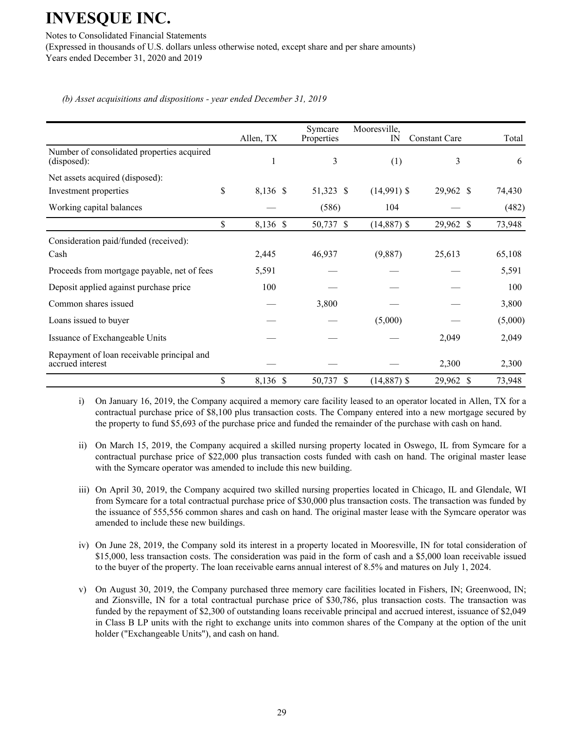*(b) Asset acquisitions and dispositions - year ended December 31, 2019*

| | Allen, TX | Symcare Properties | Mooresville, IN | Constant Care | Total |
|---|---|---|---|---|---|
| Number of consolidated properties acquired (disposed): | 1 | 3 | (1) | 3 | 6 |
| Net assets acquired (disposed): | | | | | |
| Investment properties | $ 8,136 | $ 51,323 | $ (14,991) | $ 29,962 | $ 74,430 |
| Working capital balances | — | (586) | 104 | — | (482) |
| | $ 8,136 | $ 50,737 | $ (14,887) | $ 29,962 | $ 73,948 |
| Consideration paid/funded (received): | | | | | |
| Cash | 2,445 | 46,937 | (9,887) | 25,613 | 65,108 |
| Proceeds from mortgage payable, net of fees | 5,591 | — | — | — | 5,591 |
| Deposit applied against purchase price | 100 | — | — | — | 100 |
| Common shares issued | — | 3,800 | — | — | 3,800 |
| Loans issued to buyer | — | — | (5,000) | — | (5,000) |
| Issuance of Exchangeable Units | — | — | — | 2,049 | 2,049 |
| Repayment of loan receivable principal and accrued interest | — | — | — | 2,300 | 2,300 |
| | $ 8,136 | $ 50,737 | $ (14,887) | $ 29,962 | $ 73,948 |

i) On January 16, 2019, the Company acquired a memory care facility leased to an operator located in Allen, TX for a contractual purchase price of $8,100 plus transaction costs. The Company entered into a new mortgage secured by the property to fund $5,693 of the purchase price and funded the remainder of the purchase with cash on hand.

ii) On March 15, 2019, the Company acquired a skilled nursing property located in Oswego, IL from Symcare for a contractual purchase price of $22,000 plus transaction costs funded with cash on hand. The original master lease with the Symcare operator was amended to include this new building.

iii) On April 30, 2019, the Company acquired two skilled nursing properties located in Chicago, IL and Glendale, WI from Symcare for a total contractual purchase price of $30,000 plus transaction costs. The transaction was funded by the issuance of 555,556 common shares and cash on hand. The original master lease with the Symcare operator was amended to include these new buildings.

iv) On June 28, 2019, the Company sold its interest in a property located in Mooresville, IN for total consideration of $15,000, less transaction costs. The consideration was paid in the form of cash and a $5,000 loan receivable issued to the buyer of the property. The loan receivable earns annual interest of 8.5% and matures on July 1, 2024.

v) On August 30, 2019, the Company purchased three memory care facilities located in Fishers, IN; Greenwood, IN; and Zionsville, IN for a total contractual purchase price of $30,786, plus transaction costs. The transaction was funded by the repayment of $2,300 of outstanding loans receivable principal and accrued interest, issuance of $2,049 in Class B LP units with the right to exchange units into common shares of the Company at the option of the unit holder ("Exchangeable Units"), and cash on hand.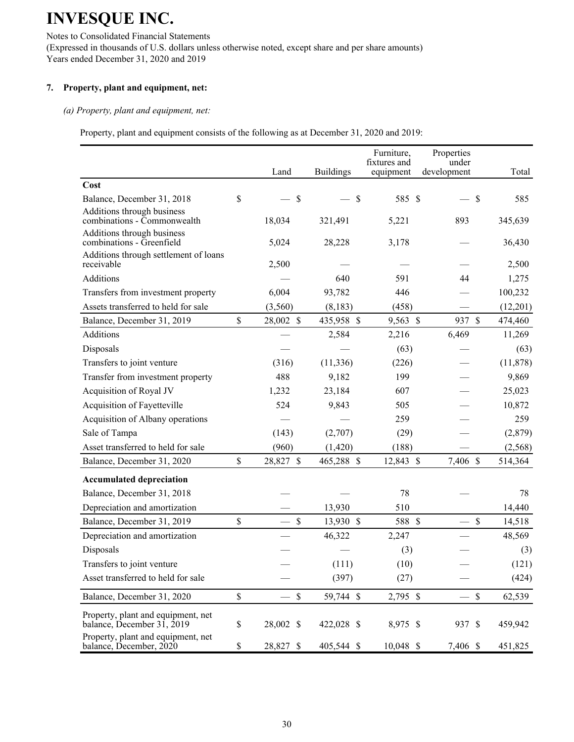# INVESQUE INC.

Notes to Consolidated Financial Statements
(Expressed in thousands of U.S. dollars unless otherwise noted, except share and per share amounts)
Years ended December 31, 2020 and 2019

## 7. Property, plant and equipment, net:

*(a) Property, plant and equipment, net:*

Property, plant and equipment consists of the following as at December 31, 2020 and 2019:

| | Land | Buildings | Furniture, fixtures and equipment | Properties under development | Total |
|---|---|---|---|---|---|
| **Cost** | | | | | |
| Balance, December 31, 2018 | $ — | $ — | $ 585 | $ — | $ 585 |
| Additions through business combinations - Commonwealth | 18,034 | 321,491 | 5,221 | 893 | 345,639 |
| Additions through business combinations - Greenfield | 5,024 | 28,228 | 3,178 | — | 36,430 |
| Additions through settlement of loans receivable | 2,500 | — | — | — | 2,500 |
| Additions | — | 640 | 591 | 44 | 1,275 |
| Transfers from investment property | 6,004 | 93,782 | 446 | — | 100,232 |
| Assets transferred to held for sale | (3,560) | (8,183) | (458) | — | (12,201) |
| Balance, December 31, 2019 | $ 28,002 | $ 435,958 | $ 9,563 | $ 937 | $ 474,460 |
| Additions | — | 2,584 | 2,216 | 6,469 | 11,269 |
| Disposals | — | — | (63) | — | (63) |
| Transfers to joint venture | (316) | (11,336) | (226) | — | (11,878) |
| Transfer from investment property | 488 | 9,182 | 199 | — | 9,869 |
| Acquisition of Royal JV | 1,232 | 23,184 | 607 | — | 25,023 |
| Acquisition of Fayetteville | 524 | 9,843 | 505 | — | 10,872 |
| Acquisition of Albany operations | — | — | 259 | — | 259 |
| Sale of Tampa | (143) | (2,707) | (29) | — | (2,879) |
| Asset transferred to held for sale | (960) | (1,420) | (188) | — | (2,568) |
| Balance, December 31, 2020 | $ 28,827 | $ 465,288 | $ 12,843 | $ 7,406 | $ 514,364 |
| **Accumulated depreciation** | | | | | |
| Balance, December 31, 2018 | — | — | 78 | — | 78 |
| Depreciation and amortization | — | 13,930 | 510 | | 14,440 |
| Balance, December 31, 2019 | $ — | $ 13,930 | $ 588 | $ — | $ 14,518 |
| Depreciation and amortization | — | 46,322 | 2,247 | — | 48,569 |
| Disposals | — | — | (3) | — | (3) |
| Transfers to joint venture | — | (111) | (10) | — | (121) |
| Asset transferred to held for sale | — | (397) | (27) | — | (424) |
| Balance, December 31, 2020 | $ — | $ 59,744 | $ 2,795 | $ — | $ 62,539 |
| Property, plant and equipment, net balance, December 31, 2019 | $ 28,002 | $ 422,028 | $ 8,975 | $ 937 | $ 459,942 |
| Property, plant and equipment, net balance, December, 2020 | $ 28,827 | $ 405,544 | $ 10,048 | $ 7,406 | $ 451,825 |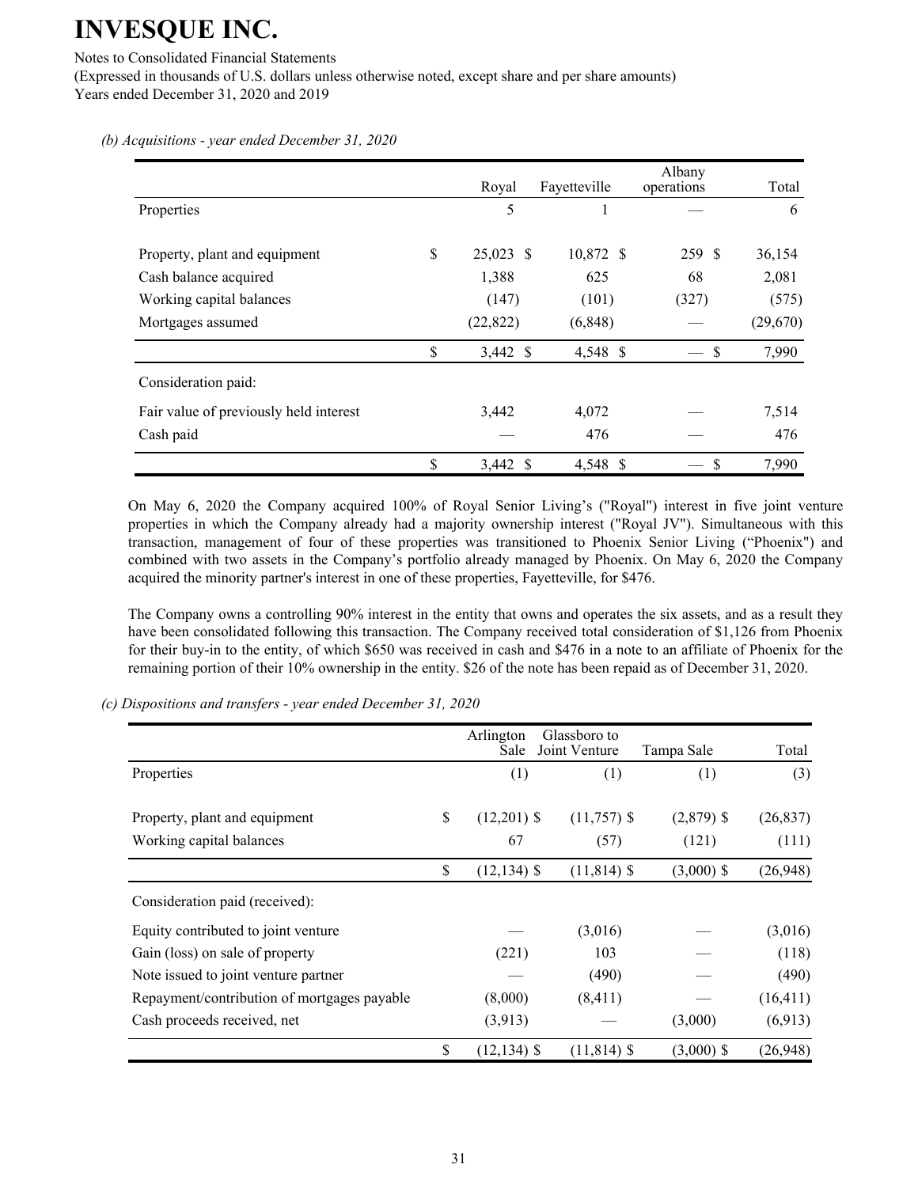*(b) Acquisitions - year ended December 31, 2020*

| | Royal | Fayetteville | Albany operations | Total |
|---|---|---|---|---|
| Properties | 5 | 1 | — | 6 |
| Property, plant and equipment | $ 25,023 | $ 10,872 | $ 259 | $ 36,154 |
| Cash balance acquired | 1,388 | 625 | 68 | 2,081 |
| Working capital balances | (147) | (101) | (327) | (575) |
| Mortgages assumed | (22,822) | (6,848) | — | (29,670) |
| | $ 3,442 | $ 4,548 | $ — | $ 7,990 |
| Consideration paid: | | | | |
| Fair value of previously held interest | 3,442 | 4,072 | — | 7,514 |
| Cash paid | — | 476 | — | 476 |
| | $ 3,442 | $ 4,548 | $ — | $ 7,990 |

On May 6, 2020 the Company acquired 100% of Royal Senior Living's ("Royal") interest in five joint venture properties in which the Company already had a majority ownership interest ("Royal JV"). Simultaneous with this transaction, management of four of these properties was transitioned to Phoenix Senior Living ("Phoenix") and combined with two assets in the Company's portfolio already managed by Phoenix. On May 6, 2020 the Company acquired the minority partner's interest in one of these properties, Fayetteville, for $476.

The Company owns a controlling 90% interest in the entity that owns and operates the six assets, and as a result they have been consolidated following this transaction. The Company received total consideration of $1,126 from Phoenix for their buy-in to the entity, of which $650 was received in cash and $476 in a note to an affiliate of Phoenix for the remaining portion of their 10% ownership in the entity. $26 of the note has been repaid as of December 31, 2020.

*(c) Dispositions and transfers - year ended December 31, 2020*

| | Arlington Sale | Glassboro to Joint Venture | Tampa Sale | Total |
|---|---|---|---|---|
| Properties | (1) | (1) | (1) | (3) |
| Property, plant and equipment | $ (12,201) | $ (11,757) | $ (2,879) | $ (26,837) |
| Working capital balances | 67 | (57) | (121) | (111) |
| | $ (12,134) | $ (11,814) | $ (3,000) | $ (26,948) |
| Consideration paid (received): | | | | |
| Equity contributed to joint venture | — | (3,016) | — | (3,016) |
| Gain (loss) on sale of property | (221) | 103 | — | (118) |
| Note issued to joint venture partner | — | (490) | — | (490) |
| Repayment/contribution of mortgages payable | (8,000) | (8,411) | — | (16,411) |
| Cash proceeds received, net | (3,913) | — | (3,000) | (6,913) |
| | $ (12,134) | $ (11,814) | $ (3,000) | $ (26,948) |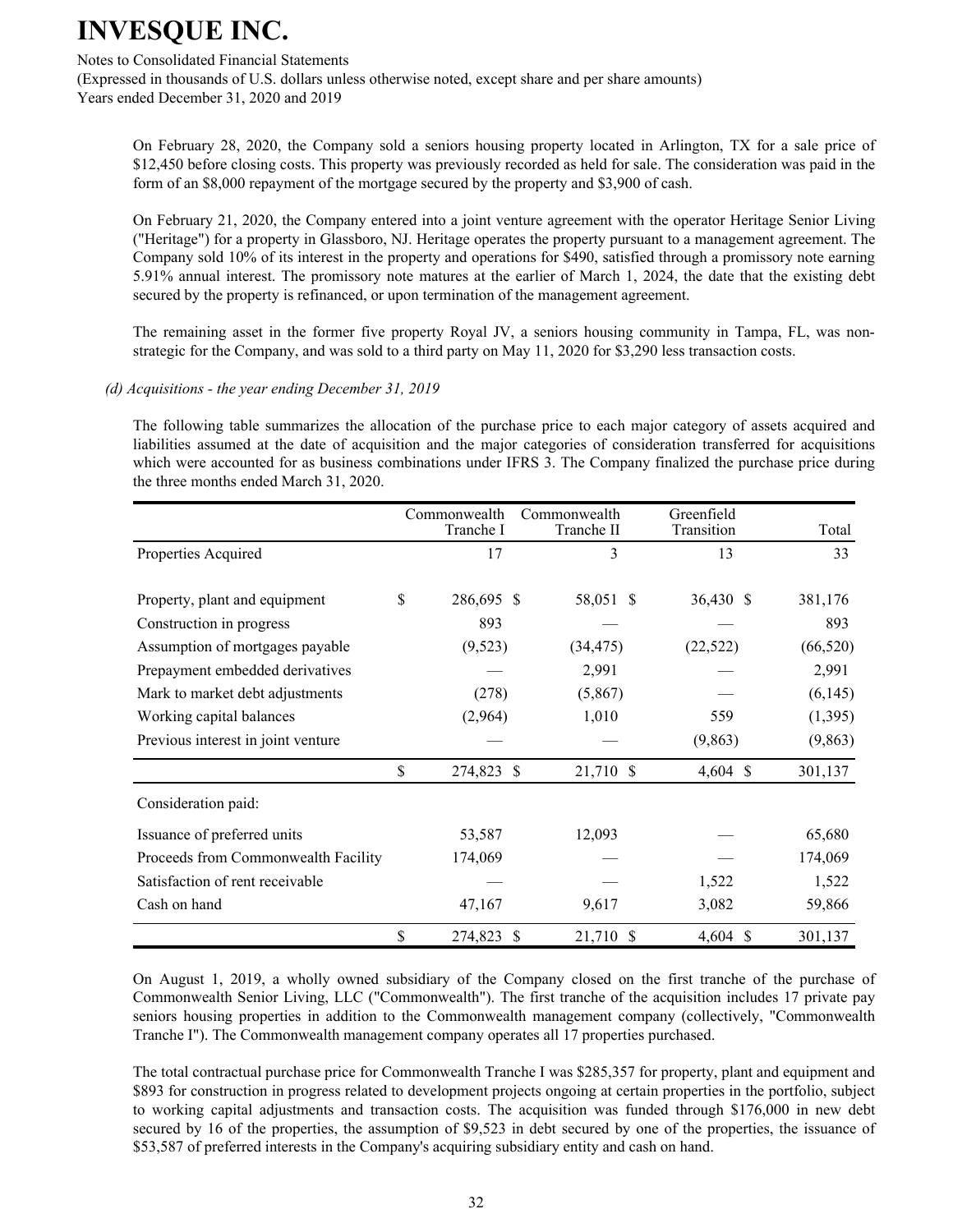On February 28, 2020, the Company sold a seniors housing property located in Arlington, TX for a sale price of $12,450 before closing costs. This property was previously recorded as held for sale. The consideration was paid in the form of an $8,000 repayment of the mortgage secured by the property and $3,900 of cash.

On February 21, 2020, the Company entered into a joint venture agreement with the operator Heritage Senior Living ("Heritage") for a property in Glassboro, NJ. Heritage operates the property pursuant to a management agreement. The Company sold 10% of its interest in the property and operations for $490, satisfied through a promissory note earning 5.91% annual interest. The promissory note matures at the earlier of March 1, 2024, the date that the existing debt secured by the property is refinanced, or upon termination of the management agreement.

The remaining asset in the former five property Royal JV, a seniors housing community in Tampa, FL, was non-strategic for the Company, and was sold to a third party on May 11, 2020 for $3,290 less transaction costs.

*(d) Acquisitions - the year ending December 31, 2019*

The following table summarizes the allocation of the purchase price to each major category of assets acquired and liabilities assumed at the date of acquisition and the major categories of consideration transferred for acquisitions which were accounted for as business combinations under IFRS 3. The Company finalized the purchase price during the three months ended March 31, 2020.

| | Commonwealth Tranche I | Commonwealth Tranche II | Greenfield Transition | Total |
|---|---|---|---|---|
| Properties Acquired | 17 | 3 | 13 | 33 |
| Property, plant and equipment | $ 286,695 | $ 58,051 | $ 36,430 | $ 381,176 |
| Construction in progress | 893 | — | — | 893 |
| Assumption of mortgages payable | (9,523) | (34,475) | (22,522) | (66,520) |
| Prepayment embedded derivatives | — | 2,991 | — | 2,991 |
| Mark to market debt adjustments | (278) | (5,867) | — | (6,145) |
| Working capital balances | (2,964) | 1,010 | 559 | (1,395) |
| Previous interest in joint venture | — | — | (9,863) | (9,863) |
| | $ 274,823 | $ 21,710 | $ 4,604 | $ 301,137 |
| Consideration paid: | | | | |
| Issuance of preferred units | 53,587 | 12,093 | — | 65,680 |
| Proceeds from Commonwealth Facility | 174,069 | — | — | 174,069 |
| Satisfaction of rent receivable | — | — | 1,522 | 1,522 |
| Cash on hand | 47,167 | 9,617 | 3,082 | 59,866 |
| | $ 274,823 | $ 21,710 | $ 4,604 | $ 301,137 |

On August 1, 2019, a wholly owned subsidiary of the Company closed on the first tranche of the purchase of Commonwealth Senior Living, LLC ("Commonwealth"). The first tranche of the acquisition includes 17 private pay seniors housing properties in addition to the Commonwealth management company (collectively, "Commonwealth Tranche I"). The Commonwealth management company operates all 17 properties purchased.

The total contractual purchase price for Commonwealth Tranche I was $285,357 for property, plant and equipment and $893 for construction in progress related to development projects ongoing at certain properties in the portfolio, subject to working capital adjustments and transaction costs. The acquisition was funded through $176,000 in new debt secured by 16 of the properties, the assumption of $9,523 in debt secured by one of the properties, the issuance of $53,587 of preferred interests in the Company's acquiring subsidiary entity and cash on hand.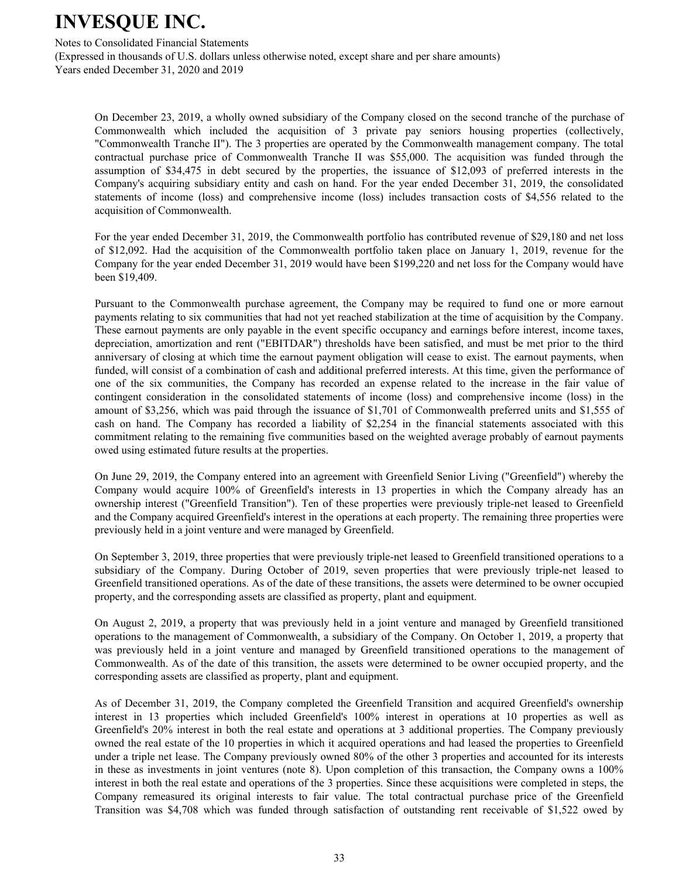On December 23, 2019, a wholly owned subsidiary of the Company closed on the second tranche of the purchase of Commonwealth which included the acquisition of 3 private pay seniors housing properties (collectively, "Commonwealth Tranche II"). The 3 properties are operated by the Commonwealth management company. The total contractual purchase price of Commonwealth Tranche II was $55,000. The acquisition was funded through the assumption of $34,475 in debt secured by the properties, the issuance of $12,093 of preferred interests in the Company's acquiring subsidiary entity and cash on hand. For the year ended December 31, 2019, the consolidated statements of income (loss) and comprehensive income (loss) includes transaction costs of $4,556 related to the acquisition of Commonwealth.

For the year ended December 31, 2019, the Commonwealth portfolio has contributed revenue of $29,180 and net loss of $12,092. Had the acquisition of the Commonwealth portfolio taken place on January 1, 2019, revenue for the Company for the year ended December 31, 2019 would have been $199,220 and net loss for the Company would have been $19,409.

Pursuant to the Commonwealth purchase agreement, the Company may be required to fund one or more earnout payments relating to six communities that had not yet reached stabilization at the time of acquisition by the Company. These earnout payments are only payable in the event specific occupancy and earnings before interest, income taxes, depreciation, amortization and rent ("EBITDAR") thresholds have been satisfied, and must be met prior to the third anniversary of closing at which time the earnout payment obligation will cease to exist. The earnout payments, when funded, will consist of a combination of cash and additional preferred interests. At this time, given the performance of one of the six communities, the Company has recorded an expense related to the increase in the fair value of contingent consideration in the consolidated statements of income (loss) and comprehensive income (loss) in the amount of $3,256, which was paid through the issuance of $1,701 of Commonwealth preferred units and $1,555 of cash on hand. The Company has recorded a liability of $2,254 in the financial statements associated with this commitment relating to the remaining five communities based on the weighted average probably of earnout payments owed using estimated future results at the properties.

On June 29, 2019, the Company entered into an agreement with Greenfield Senior Living ("Greenfield") whereby the Company would acquire 100% of Greenfield's interests in 13 properties in which the Company already has an ownership interest ("Greenfield Transition"). Ten of these properties were previously triple-net leased to Greenfield and the Company acquired Greenfield's interest in the operations at each property. The remaining three properties were previously held in a joint venture and were managed by Greenfield.

On September 3, 2019, three properties that were previously triple-net leased to Greenfield transitioned operations to a subsidiary of the Company. During October of 2019, seven properties that were previously triple-net leased to Greenfield transitioned operations. As of the date of these transitions, the assets were determined to be owner occupied property, and the corresponding assets are classified as property, plant and equipment.

On August 2, 2019, a property that was previously held in a joint venture and managed by Greenfield transitioned operations to the management of Commonwealth, a subsidiary of the Company. On October 1, 2019, a property that was previously held in a joint venture and managed by Greenfield transitioned operations to the management of Commonwealth. As of the date of this transition, the assets were determined to be owner occupied property, and the corresponding assets are classified as property, plant and equipment.

As of December 31, 2019, the Company completed the Greenfield Transition and acquired Greenfield's ownership interest in 13 properties which included Greenfield's 100% interest in operations at 10 properties as well as Greenfield's 20% interest in both the real estate and operations at 3 additional properties. The Company previously owned the real estate of the 10 properties in which it acquired operations and had leased the properties to Greenfield under a triple net lease. The Company previously owned 80% of the other 3 properties and accounted for its interests in these as investments in joint ventures (note 8). Upon completion of this transaction, the Company owns a 100% interest in both the real estate and operations of the 3 properties. Since these acquisitions were completed in steps, the Company remeasured its original interests to fair value. The total contractual purchase price of the Greenfield Transition was $4,708 which was funded through satisfaction of outstanding rent receivable of $1,522 owed by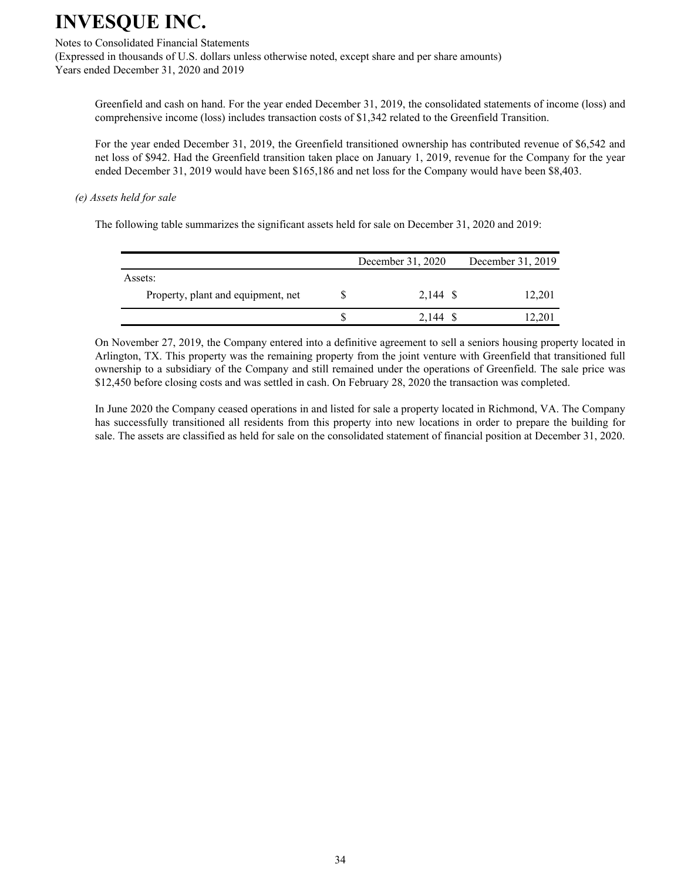Greenfield and cash on hand. For the year ended December 31, 2019, the consolidated statements of income (loss) and comprehensive income (loss) includes transaction costs of $1,342 related to the Greenfield Transition.

For the year ended December 31, 2019, the Greenfield transitioned ownership has contributed revenue of $6,542 and net loss of $942. Had the Greenfield transition taken place on January 1, 2019, revenue for the Company for the year ended December 31, 2019 would have been $165,186 and net loss for the Company would have been $8,403.

*(e) Assets held for sale*

The following table summarizes the significant assets held for sale on December 31, 2020 and 2019:

| | December 31, 2020 | December 31, 2019 |
|---|---|---|
| Assets: | | |
| Property, plant and equipment, net | $ 2,144 | $ 12,201 |
| | $ 2,144 | $ 12,201 |

On November 27, 2019, the Company entered into a definitive agreement to sell a seniors housing property located in Arlington, TX. This property was the remaining property from the joint venture with Greenfield that transitioned full ownership to a subsidiary of the Company and still remained under the operations of Greenfield. The sale price was $12,450 before closing costs and was settled in cash. On February 28, 2020 the transaction was completed.

In June 2020 the Company ceased operations in and listed for sale a property located in Richmond, VA. The Company has successfully transitioned all residents from this property into new locations in order to prepare the building for sale. The assets are classified as held for sale on the consolidated statement of financial position at December 31, 2020.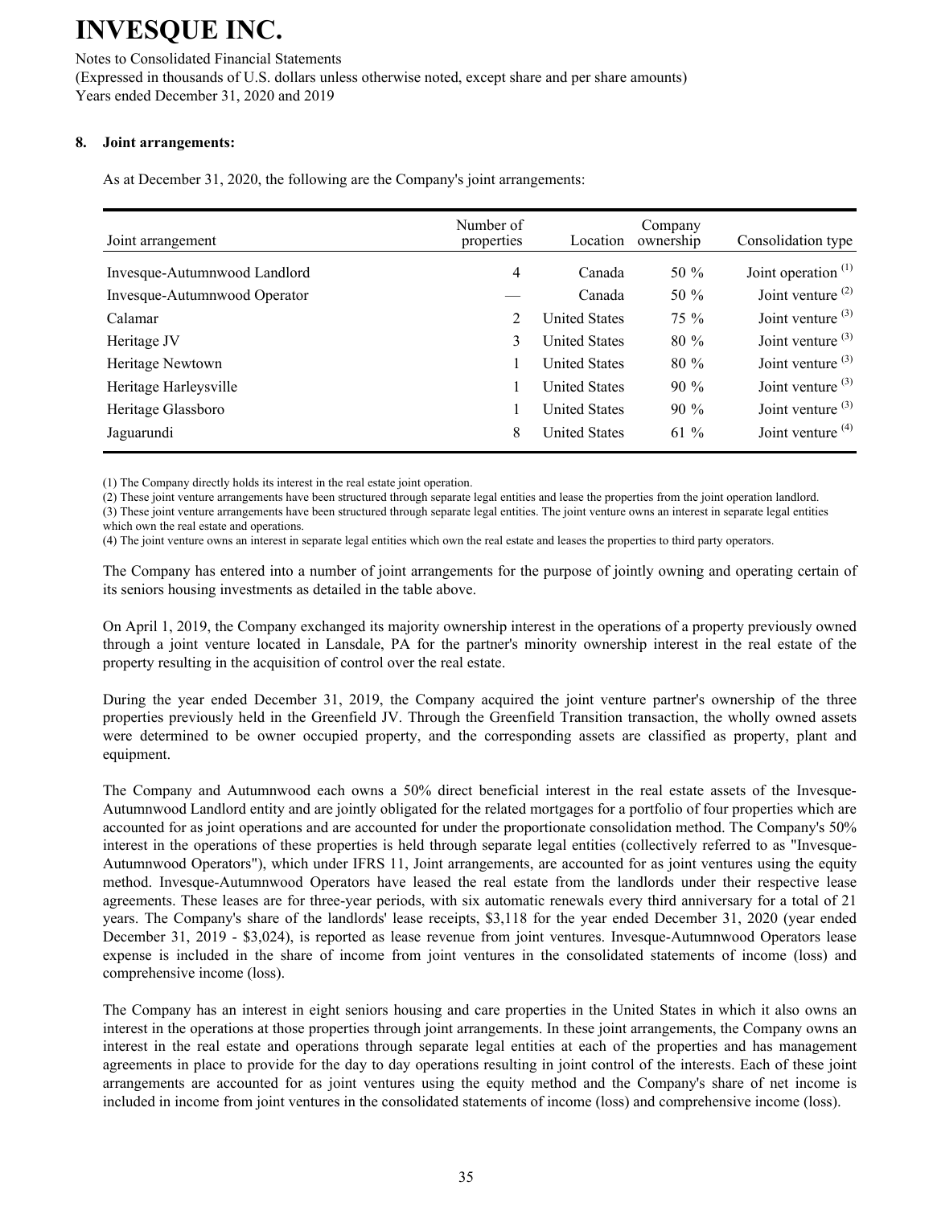# INVESQUE INC.

Notes to Consolidated Financial Statements
(Expressed in thousands of U.S. dollars unless otherwise noted, except share and per share amounts)
Years ended December 31, 2020 and 2019

## 8. Joint arrangements:

As at December 31, 2020, the following are the Company's joint arrangements:

| Joint arrangement | Number of properties | Location | Company ownership | Consolidation type |
|---|---|---|---|---|
| Invesque-Autumnwood Landlord | 4 | Canada | 50 % | Joint operation (1) |
| Invesque-Autumnwood Operator | — | Canada | 50 % | Joint venture (2) |
| Calamar | 2 | United States | 75 % | Joint venture (3) |
| Heritage JV | 3 | United States | 80 % | Joint venture (3) |
| Heritage Newtown | 1 | United States | 80 % | Joint venture (3) |
| Heritage Harleysville | 1 | United States | 90 % | Joint venture (3) |
| Heritage Glassboro | 1 | United States | 90 % | Joint venture (3) |
| Jaguarundi | 8 | United States | 61 % | Joint venture (4) |

(1) The Company directly holds its interest in the real estate joint operation.
(2) These joint venture arrangements have been structured through separate legal entities and lease the properties from the joint operation landlord.
(3) These joint venture arrangements have been structured through separate legal entities. The joint venture owns an interest in separate legal entities which own the real estate and operations.
(4) The joint venture owns an interest in separate legal entities which own the real estate and leases the properties to third party operators.

The Company has entered into a number of joint arrangements for the purpose of jointly owning and operating certain of its seniors housing investments as detailed in the table above.

On April 1, 2019, the Company exchanged its majority ownership interest in the operations of a property previously owned through a joint venture located in Lansdale, PA for the partner's minority ownership interest in the real estate of the property resulting in the acquisition of control over the real estate.

During the year ended December 31, 2019, the Company acquired the joint venture partner's ownership of the three properties previously held in the Greenfield JV. Through the Greenfield Transition transaction, the wholly owned assets were determined to be owner occupied property, and the corresponding assets are classified as property, plant and equipment.

The Company and Autumnwood each owns a 50% direct beneficial interest in the real estate assets of the Invesque-Autumnwood Landlord entity and are jointly obligated for the related mortgages for a portfolio of four properties which are accounted for as joint operations and are accounted for under the proportionate consolidation method. The Company's 50% interest in the operations of these properties is held through separate legal entities (collectively referred to as "Invesque-Autumnwood Operators"), which under IFRS 11, Joint arrangements, are accounted for as joint ventures using the equity method. Invesque-Autumnwood Operators have leased the real estate from the landlords under their respective lease agreements. These leases are for three-year periods, with six automatic renewals every third anniversary for a total of 21 years. The Company's share of the landlords' lease receipts, $3,118 for the year ended December 31, 2020 (year ended December 31, 2019 - $3,024), is reported as lease revenue from joint ventures. Invesque-Autumnwood Operators lease expense is included in the share of income from joint ventures in the consolidated statements of income (loss) and comprehensive income (loss).

The Company has an interest in eight seniors housing and care properties in the United States in which it also owns an interest in the operations at those properties through joint arrangements. In these joint arrangements, the Company owns an interest in the real estate and operations through separate legal entities at each of the properties and has management agreements in place to provide for the day to day operations resulting in joint control of the interests. Each of these joint arrangements are accounted for as joint ventures using the equity method and the Company's share of net income is included in income from joint ventures in the consolidated statements of income (loss) and comprehensive income (loss).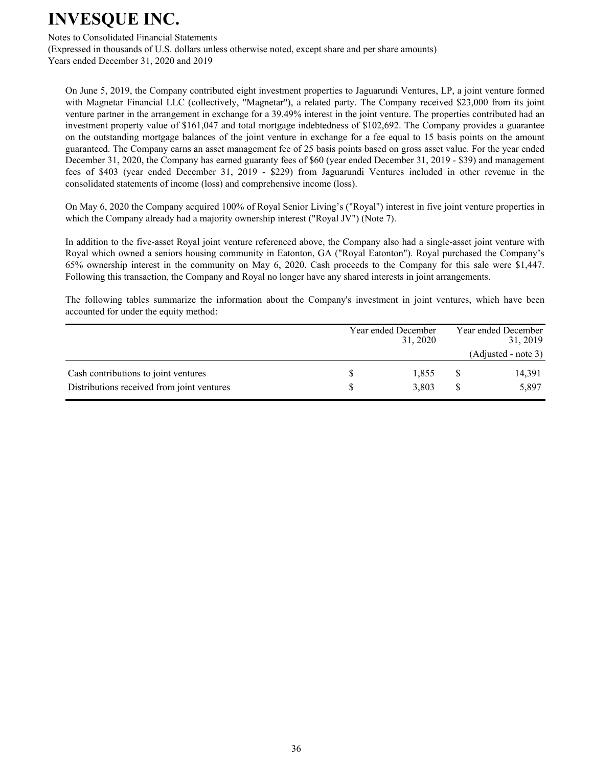On June 5, 2019, the Company contributed eight investment properties to Jaguarundi Ventures, LP, a joint venture formed with Magnetar Financial LLC (collectively, "Magnetar"), a related party. The Company received $23,000 from its joint venture partner in the arrangement in exchange for a 39.49% interest in the joint venture. The properties contributed had an investment property value of $161,047 and total mortgage indebtedness of $102,692. The Company provides a guarantee on the outstanding mortgage balances of the joint venture in exchange for a fee equal to 15 basis points on the amount guaranteed. The Company earns an asset management fee of 25 basis points based on gross asset value. For the year ended December 31, 2020, the Company has earned guaranty fees of $60 (year ended December 31, 2019 - $39) and management fees of $403 (year ended December 31, 2019 - $229) from Jaguarundi Ventures included in other revenue in the consolidated statements of income (loss) and comprehensive income (loss).

On May 6, 2020 the Company acquired 100% of Royal Senior Living's ("Royal") interest in five joint venture properties in which the Company already had a majority ownership interest ("Royal JV") (Note 7).

In addition to the five-asset Royal joint venture referenced above, the Company also had a single-asset joint venture with Royal which owned a seniors housing community in Eatonton, GA ("Royal Eatonton"). Royal purchased the Company's 65% ownership interest in the community on May 6, 2020. Cash proceeds to the Company for this sale were $1,447. Following this transaction, the Company and Royal no longer have any shared interests in joint arrangements.

The following tables summarize the information about the Company's investment in joint ventures, which have been accounted for under the equity method:

| | Year ended December 31, 2020 | Year ended December 31, 2019 (Adjusted - note 3) |
|---|---|---|
| Cash contributions to joint ventures | $ 1,855 | $ 14,391 |
| Distributions received from joint ventures | $ 3,803 | $ 5,897 |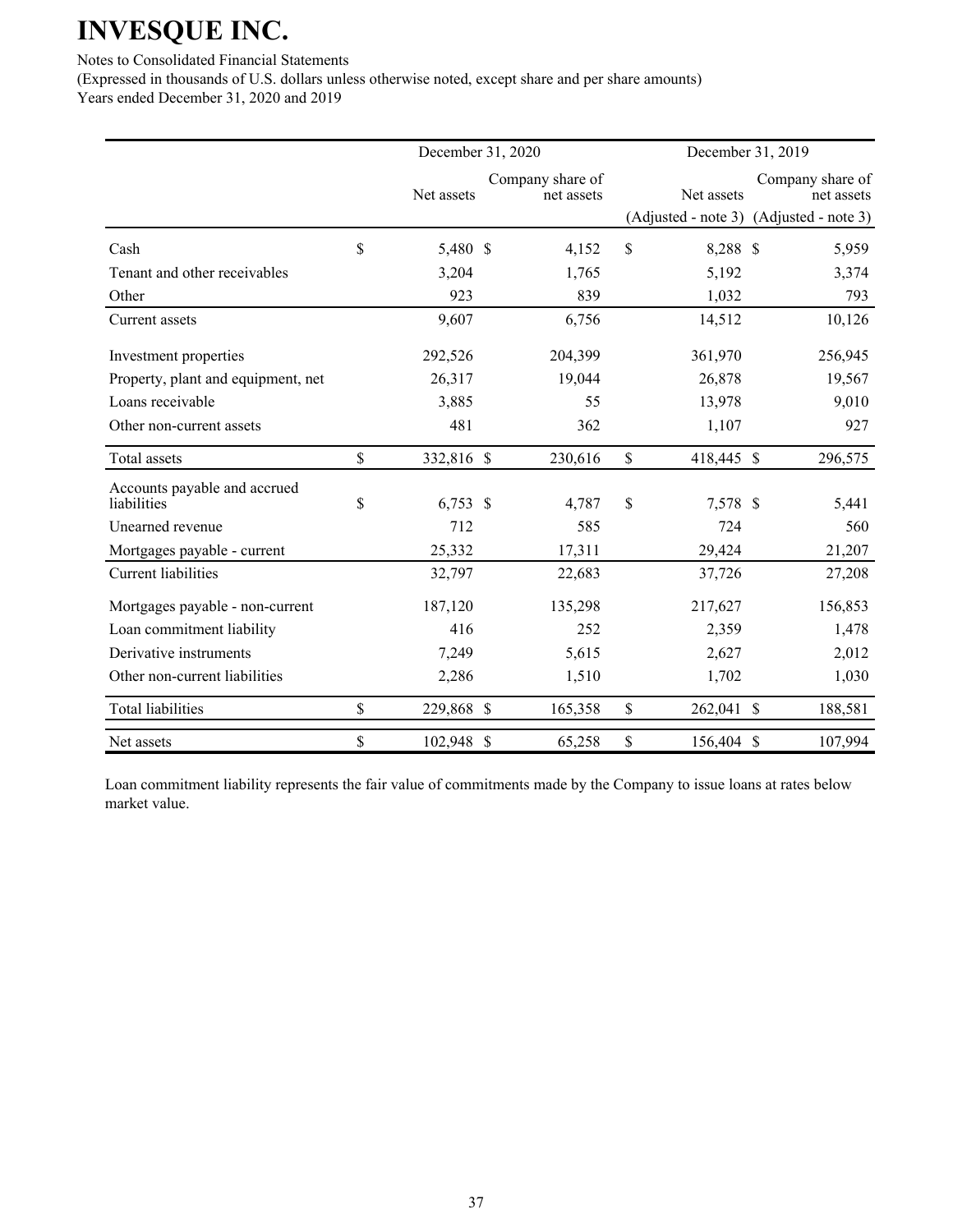# INVESQUE INC.

Notes to Consolidated Financial Statements

(Expressed in thousands of U.S. dollars unless otherwise noted, except share and per share amounts)

Years ended December 31, 2020 and 2019

| | December 31, 2020 | | December 31, 2019 | |
|---|---|---|---|---|
| | Net assets | Company share of net assets | Net assets (Adjusted - note 3) | Company share of net assets (Adjusted - note 3) |
| Cash | $ 5,480 | $ 4,152 | $ 8,288 | $ 5,959 |
| Tenant and other receivables | 3,204 | 1,765 | 5,192 | 3,374 |
| Other | 923 | 839 | 1,032 | 793 |
| Current assets | 9,607 | 6,756 | 14,512 | 10,126 |
| Investment properties | 292,526 | 204,399 | 361,970 | 256,945 |
| Property, plant and equipment, net | 26,317 | 19,044 | 26,878 | 19,567 |
| Loans receivable | 3,885 | 55 | 13,978 | 9,010 |
| Other non-current assets | 481 | 362 | 1,107 | 927 |
| Total assets | $ 332,816 | $ 230,616 | $ 418,445 | $ 296,575 |
| Accounts payable and accrued liabilities | $ 6,753 | $ 4,787 | $ 7,578 | $ 5,441 |
| Unearned revenue | 712 | 585 | 724 | 560 |
| Mortgages payable - current | 25,332 | 17,311 | 29,424 | 21,207 |
| Current liabilities | 32,797 | 22,683 | 37,726 | 27,208 |
| Mortgages payable - non-current | 187,120 | 135,298 | 217,627 | 156,853 |
| Loan commitment liability | 416 | 252 | 2,359 | 1,478 |
| Derivative instruments | 7,249 | 5,615 | 2,627 | 2,012 |
| Other non-current liabilities | 2,286 | 1,510 | 1,702 | 1,030 |
| Total liabilities | $ 229,868 | $ 165,358 | $ 262,041 | $ 188,581 |
| Net assets | $ 102,948 | $ 65,258 | $ 156,404 | $ 107,994 |

Loan commitment liability represents the fair value of commitments made by the Company to issue loans at rates below market value.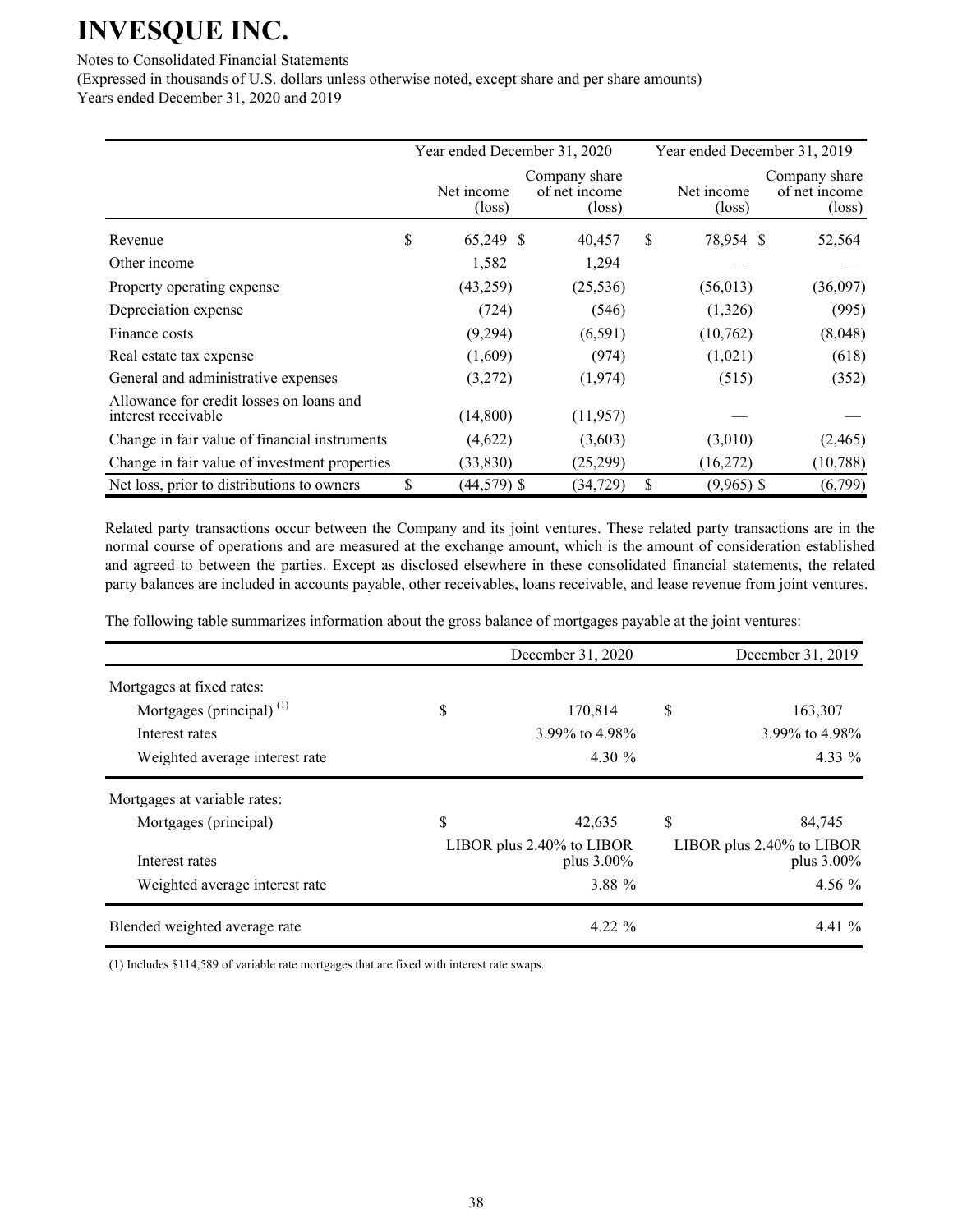# INVESQUE INC.

Notes to Consolidated Financial Statements

(Expressed in thousands of U.S. dollars unless otherwise noted, except share and per share amounts)

Years ended December 31, 2020 and 2019

| | Year ended December 31, 2020 | | Year ended December 31, 2019 | |
|---|---|---|---|---|
| | Net income (loss) | Company share of net income (loss) | Net income (loss) | Company share of net income (loss) |
| Revenue | $ 65,249 | $ 40,457 | $ 78,954 | $ 52,564 |
| Other income | 1,582 | 1,294 | — | — |
| Property operating expense | (43,259) | (25,536) | (56,013) | (36,097) |
| Depreciation expense | (724) | (546) | (1,326) | (995) |
| Finance costs | (9,294) | (6,591) | (10,762) | (8,048) |
| Real estate tax expense | (1,609) | (974) | (1,021) | (618) |
| General and administrative expenses | (3,272) | (1,974) | (515) | (352) |
| Allowance for credit losses on loans and interest receivable | (14,800) | (11,957) | — | — |
| Change in fair value of financial instruments | (4,622) | (3,603) | (3,010) | (2,465) |
| Change in fair value of investment properties | (33,830) | (25,299) | (16,272) | (10,788) |
| Net loss, prior to distributions to owners | $ (44,579) | $ (34,729) | $ (9,965) | $ (6,799) |

Related party transactions occur between the Company and its joint ventures. These related party transactions are in the normal course of operations and are measured at the exchange amount, which is the amount of consideration established and agreed to between the parties. Except as disclosed elsewhere in these consolidated financial statements, the related party balances are included in accounts payable, other receivables, loans receivable, and lease revenue from joint ventures.

The following table summarizes information about the gross balance of mortgages payable at the joint ventures:

| | December 31, 2020 | December 31, 2019 |
|---|---|---|
| Mortgages at fixed rates: | | |
| Mortgages (principal) (1) | $ 170,814 | $ 163,307 |
| Interest rates | 3.99% to 4.98% | 3.99% to 4.98% |
| Weighted average interest rate | 4.30 % | 4.33 % |
| Mortgages at variable rates: | | |
| Mortgages (principal) | $ 42,635 | $ 84,745 |
| Interest rates | LIBOR plus 2.40% to LIBOR plus 3.00% | LIBOR plus 2.40% to LIBOR plus 3.00% |
| Weighted average interest rate | 3.88 % | 4.56 % |
| Blended weighted average rate | 4.22 % | 4.41 % |

(1) Includes $114,589 of variable rate mortgages that are fixed with interest rate swaps.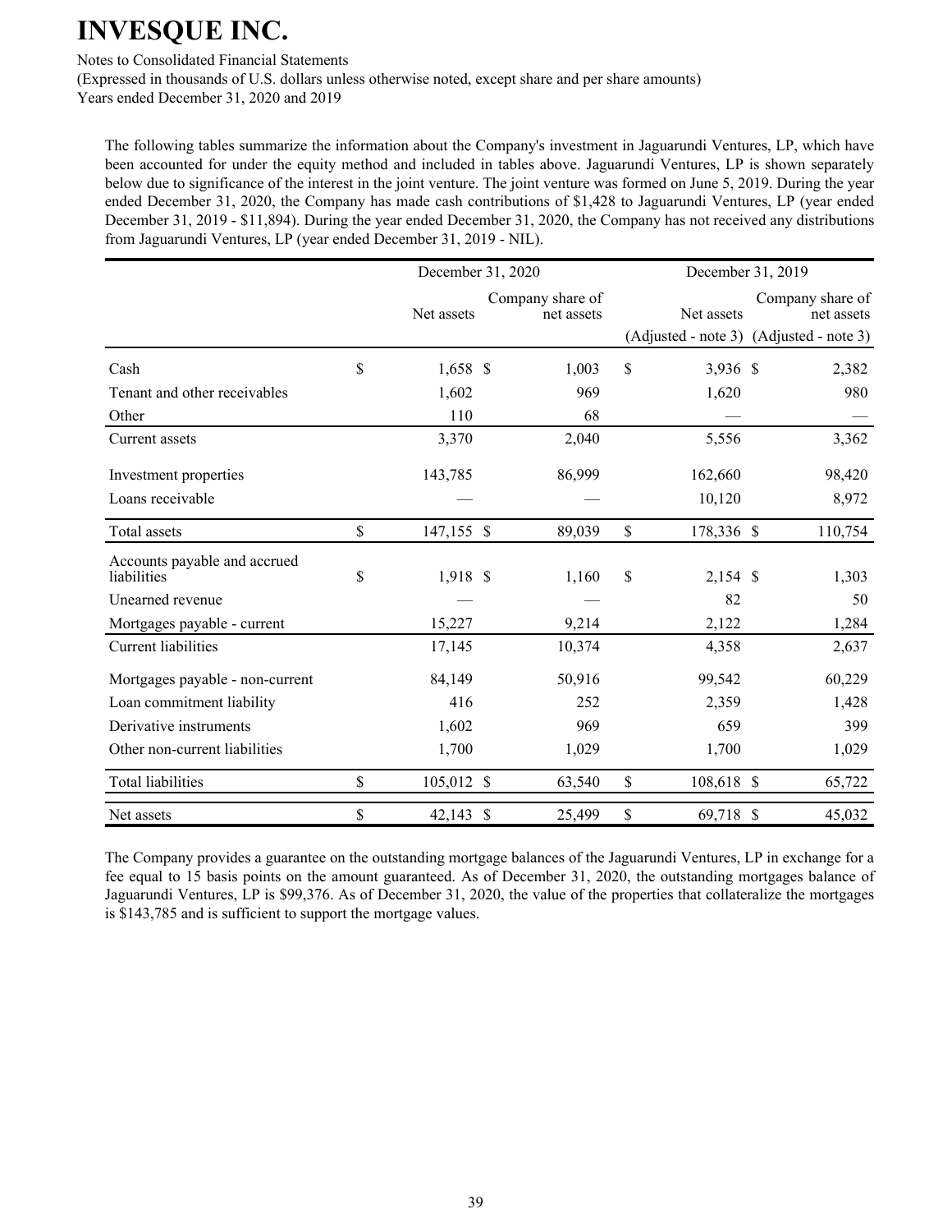The following tables summarize the information about the Company's investment in Jaguarundi Ventures, LP, which have been accounted for under the equity method and included in tables above. Jaguarundi Ventures, LP is shown separately below due to significance of the interest in the joint venture. The joint venture was formed on June 5, 2019. During the year ended December 31, 2020, the Company has made cash contributions of $1,428 to Jaguarundi Ventures, LP (year ended December 31, 2019 - $11,894). During the year ended December 31, 2020, the Company has not received any distributions from Jaguarundi Ventures, LP (year ended December 31, 2019 - NIL).

| | December 31, 2020 | | December 31, 2019 | |
|---|---|---|---|---|
| | Net assets | Company share of net assets | Net assets (Adjusted - note 3) | Company share of net assets (Adjusted - note 3) |
| Cash | $ 1,658 | $ 1,003 | $ 3,936 | $ 2,382 |
| Tenant and other receivables | 1,602 | 969 | 1,620 | 980 |
| Other | 110 | 68 | — | — |
| Current assets | 3,370 | 2,040 | 5,556 | 3,362 |
| Investment properties | 143,785 | 86,999 | 162,660 | 98,420 |
| Loans receivable | — | — | 10,120 | 8,972 |
| Total assets | $ 147,155 | $ 89,039 | $ 178,336 | $ 110,754 |
| Accounts payable and accrued liabilities | $ 1,918 | $ 1,160 | $ 2,154 | $ 1,303 |
| Unearned revenue | — | — | 82 | 50 |
| Mortgages payable - current | 15,227 | 9,214 | 2,122 | 1,284 |
| Current liabilities | 17,145 | 10,374 | 4,358 | 2,637 |
| Mortgages payable - non-current | 84,149 | 50,916 | 99,542 | 60,229 |
| Loan commitment liability | 416 | 252 | 2,359 | 1,428 |
| Derivative instruments | 1,602 | 969 | 659 | 399 |
| Other non-current liabilities | 1,700 | 1,029 | 1,700 | 1,029 |
| Total liabilities | $ 105,012 | $ 63,540 | $ 108,618 | $ 65,722 |
| Net assets | $ 42,143 | $ 25,499 | $ 69,718 | $ 45,032 |

The Company provides a guarantee on the outstanding mortgage balances of the Jaguarundi Ventures, LP in exchange for a fee equal to 15 basis points on the amount guaranteed. As of December 31, 2020, the outstanding mortgages balance of Jaguarundi Ventures, LP is $99,376. As of December 31, 2020, the value of the properties that collateralize the mortgages is $143,785 and is sufficient to support the mortgage values.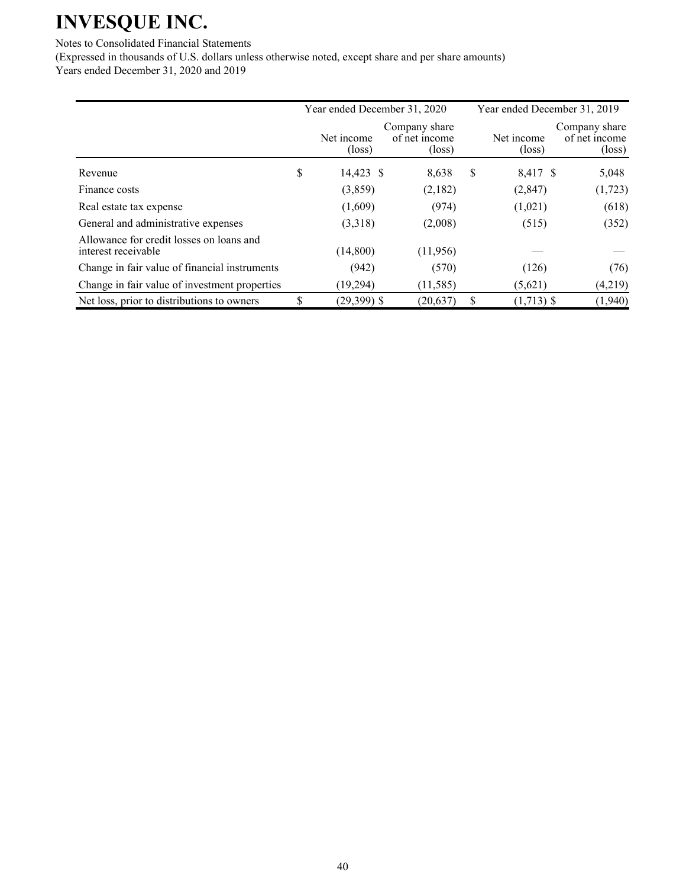# INVESQUE INC.

Notes to Consolidated Financial Statements
(Expressed in thousands of U.S. dollars unless otherwise noted, except share and per share amounts)
Years ended December 31, 2020 and 2019

| | Year ended December 31, 2020 | | Year ended December 31, 2019 | |
|---|---|---|---|---|
| | Net income (loss) | Company share of net income (loss) | Net income (loss) | Company share of net income (loss) |
| Revenue | $ 14,423 | $ 8,638 | $ 8,417 | $ 5,048 |
| Finance costs | (3,859) | (2,182) | (2,847) | (1,723) |
| Real estate tax expense | (1,609) | (974) | (1,021) | (618) |
| General and administrative expenses | (3,318) | (2,008) | (515) | (352) |
| Allowance for credit losses on loans and interest receivable | (14,800) | (11,956) | — | — |
| Change in fair value of financial instruments | (942) | (570) | (126) | (76) |
| Change in fair value of investment properties | (19,294) | (11,585) | (5,621) | (4,219) |
| Net loss, prior to distributions to owners | $ (29,399) | $ (20,637) | $ (1,713) | $ (1,940) |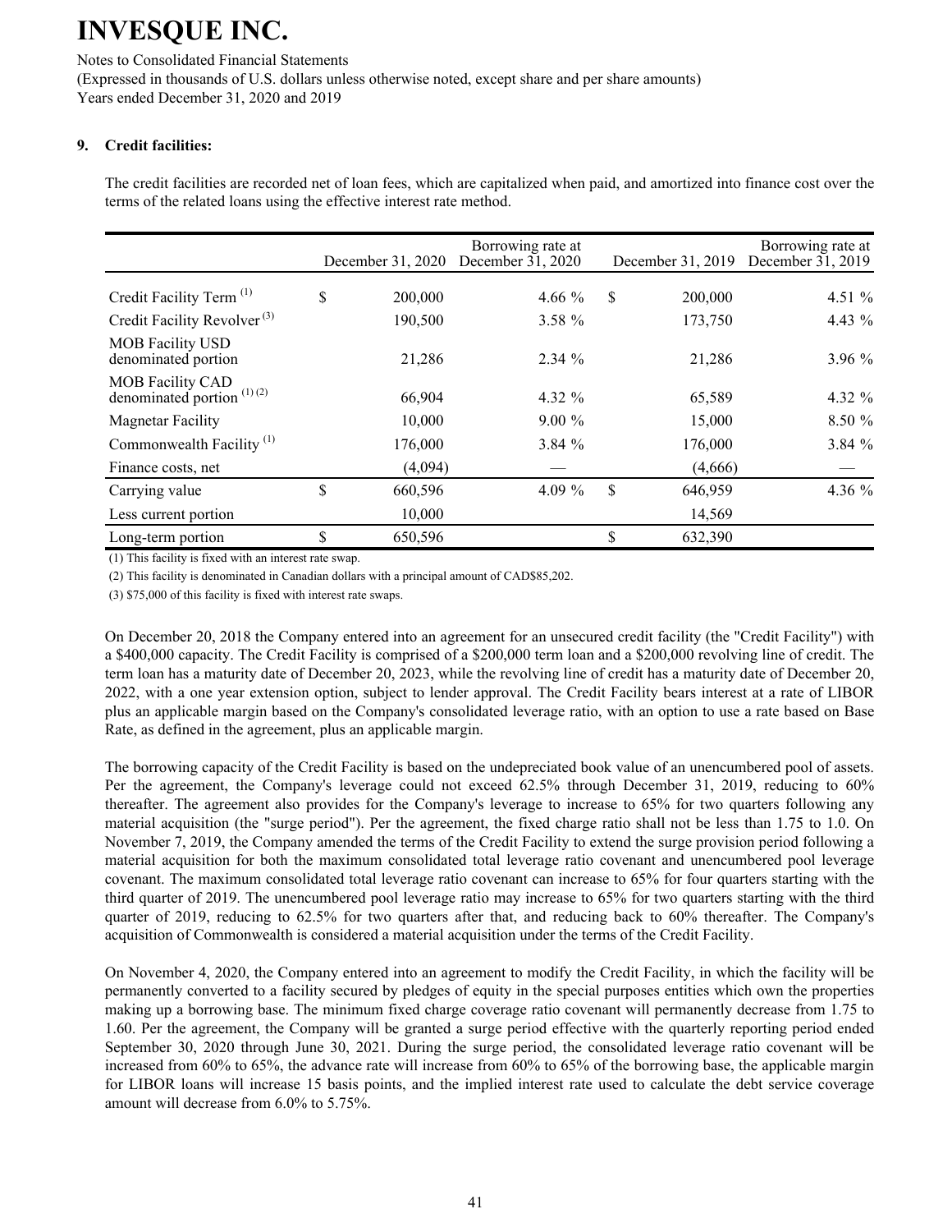# INVESQUE INC.

Notes to Consolidated Financial Statements
(Expressed in thousands of U.S. dollars unless otherwise noted, except share and per share amounts)
Years ended December 31, 2020 and 2019

## 9. Credit facilities:

The credit facilities are recorded net of loan fees, which are capitalized when paid, and amortized into finance cost over the terms of the related loans using the effective interest rate method.

| | December 31, 2020 | Borrowing rate at December 31, 2020 | December 31, 2019 | Borrowing rate at December 31, 2019 |
|---|---|---|---|---|
| Credit Facility Term (1) | $ 200,000 | 4.66 % | $ 200,000 | 4.51 % |
| Credit Facility Revolver (3) | 190,500 | 3.58 % | 173,750 | 4.43 % |
| MOB Facility USD denominated portion | 21,286 | 2.34 % | 21,286 | 3.96 % |
| MOB Facility CAD denominated portion (1) (2) | 66,904 | 4.32 % | 65,589 | 4.32 % |
| Magnetar Facility | 10,000 | 9.00 % | 15,000 | 8.50 % |
| Commonwealth Facility (1) | 176,000 | 3.84 % | 176,000 | 3.84 % |
| Finance costs, net | (4,094) | — | (4,666) | — |
| Carrying value | $ 660,596 | 4.09 % | $ 646,959 | 4.36 % |
| Less current portion | 10,000 | | 14,569 | |
| Long-term portion | $ 650,596 | | $ 632,390 | |

(1) This facility is fixed with an interest rate swap.

(2) This facility is denominated in Canadian dollars with a principal amount of CAD$85,202.

(3) $75,000 of this facility is fixed with interest rate swaps.

On December 20, 2018 the Company entered into an agreement for an unsecured credit facility (the "Credit Facility") with a $400,000 capacity. The Credit Facility is comprised of a $200,000 term loan and a $200,000 revolving line of credit. The term loan has a maturity date of December 20, 2023, while the revolving line of credit has a maturity date of December 20, 2022, with a one year extension option, subject to lender approval. The Credit Facility bears interest at a rate of LIBOR plus an applicable margin based on the Company's consolidated leverage ratio, with an option to use a rate based on Base Rate, as defined in the agreement, plus an applicable margin.

The borrowing capacity of the Credit Facility is based on the undepreciated book value of an unencumbered pool of assets. Per the agreement, the Company's leverage could not exceed 62.5% through December 31, 2019, reducing to 60% thereafter. The agreement also provides for the Company's leverage to increase to 65% for two quarters following any material acquisition (the "surge period"). Per the agreement, the fixed charge ratio shall not be less than 1.75 to 1.0. On November 7, 2019, the Company amended the terms of the Credit Facility to extend the surge provision period following a material acquisition for both the maximum consolidated total leverage ratio covenant and unencumbered pool leverage covenant. The maximum consolidated total leverage ratio covenant can increase to 65% for four quarters starting with the third quarter of 2019. The unencumbered pool leverage ratio may increase to 65% for two quarters starting with the third quarter of 2019, reducing to 62.5% for two quarters after that, and reducing back to 60% thereafter. The Company's acquisition of Commonwealth is considered a material acquisition under the terms of the Credit Facility.

On November 4, 2020, the Company entered into an agreement to modify the Credit Facility, in which the facility will be permanently converted to a facility secured by pledges of equity in the special purposes entities which own the properties making up a borrowing base. The minimum fixed charge coverage ratio covenant will permanently decrease from 1.75 to 1.60. Per the agreement, the Company will be granted a surge period effective with the quarterly reporting period ended September 30, 2020 through June 30, 2021. During the surge period, the consolidated leverage ratio covenant will be increased from 60% to 65%, the advance rate will increase from 60% to 65% of the borrowing base, the applicable margin for LIBOR loans will increase 15 basis points, and the implied interest rate used to calculate the debt service coverage amount will decrease from 6.0% to 5.75%.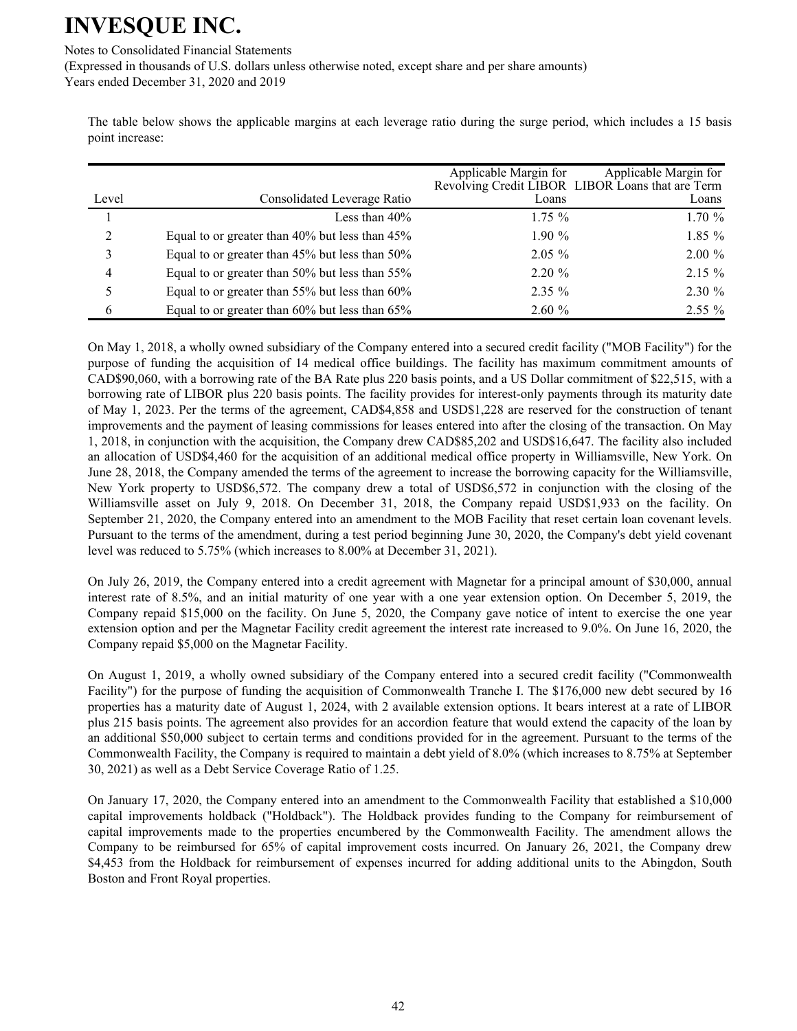The table below shows the applicable margins at each leverage ratio during the surge period, which includes a 15 basis point increase:

| Level | Consolidated Leverage Ratio | Applicable Margin for Revolving Credit LIBOR Loans | Applicable Margin for LIBOR Loans that are Term Loans |
|---|---|---|---|
| 1 | Less than 40% | 1.75 % | 1.70 % |
| 2 | Equal to or greater than 40% but less than 45% | 1.90 % | 1.85 % |
| 3 | Equal to or greater than 45% but less than 50% | 2.05 % | 2.00 % |
| 4 | Equal to or greater than 50% but less than 55% | 2.20 % | 2.15 % |
| 5 | Equal to or greater than 55% but less than 60% | 2.35 % | 2.30 % |
| 6 | Equal to or greater than 60% but less than 65% | 2.60 % | 2.55 % |

On May 1, 2018, a wholly owned subsidiary of the Company entered into a secured credit facility ("MOB Facility") for the purpose of funding the acquisition of 14 medical office buildings. The facility has maximum commitment amounts of CAD$90,060, with a borrowing rate of the BA Rate plus 220 basis points, and a US Dollar commitment of $22,515, with a borrowing rate of LIBOR plus 220 basis points. The facility provides for interest-only payments through its maturity date of May 1, 2023. Per the terms of the agreement, CAD$4,858 and USD$1,228 are reserved for the construction of tenant improvements and the payment of leasing commissions for leases entered into after the closing of the transaction. On May 1, 2018, in conjunction with the acquisition, the Company drew CAD$85,202 and USD$16,647. The facility also included an allocation of USD$4,460 for the acquisition of an additional medical office property in Williamsville, New York. On June 28, 2018, the Company amended the terms of the agreement to increase the borrowing capacity for the Williamsville, New York property to USD$6,572. The company drew a total of USD$6,572 in conjunction with the closing of the Williamsville asset on July 9, 2018. On December 31, 2018, the Company repaid USD$1,933 on the facility. On September 21, 2020, the Company entered into an amendment to the MOB Facility that reset certain loan covenant levels. Pursuant to the terms of the amendment, during a test period beginning June 30, 2020, the Company's debt yield covenant level was reduced to 5.75% (which increases to 8.00% at December 31, 2021).

On July 26, 2019, the Company entered into a credit agreement with Magnetar for a principal amount of $30,000, annual interest rate of 8.5%, and an initial maturity of one year with a one year extension option. On December 5, 2019, the Company repaid $15,000 on the facility. On June 5, 2020, the Company gave notice of intent to exercise the one year extension option and per the Magnetar Facility credit agreement the interest rate increased to 9.0%. On June 16, 2020, the Company repaid $5,000 on the Magnetar Facility.

On August 1, 2019, a wholly owned subsidiary of the Company entered into a secured credit facility ("Commonwealth Facility") for the purpose of funding the acquisition of Commonwealth Tranche I. The $176,000 new debt secured by 16 properties has a maturity date of August 1, 2024, with 2 available extension options. It bears interest at a rate of LIBOR plus 215 basis points. The agreement also provides for an accordion feature that would extend the capacity of the loan by an additional $50,000 subject to certain terms and conditions provided for in the agreement. Pursuant to the terms of the Commonwealth Facility, the Company is required to maintain a debt yield of 8.0% (which increases to 8.75% at September 30, 2021) as well as a Debt Service Coverage Ratio of 1.25.

On January 17, 2020, the Company entered into an amendment to the Commonwealth Facility that established a $10,000 capital improvements holdback ("Holdback"). The Holdback provides funding to the Company for reimbursement of capital improvements made to the properties encumbered by the Commonwealth Facility. The amendment allows the Company to be reimbursed for 65% of capital improvement costs incurred. On January 26, 2021, the Company drew $4,453 from the Holdback for reimbursement of expenses incurred for adding additional units to the Abingdon, South Boston and Front Royal properties.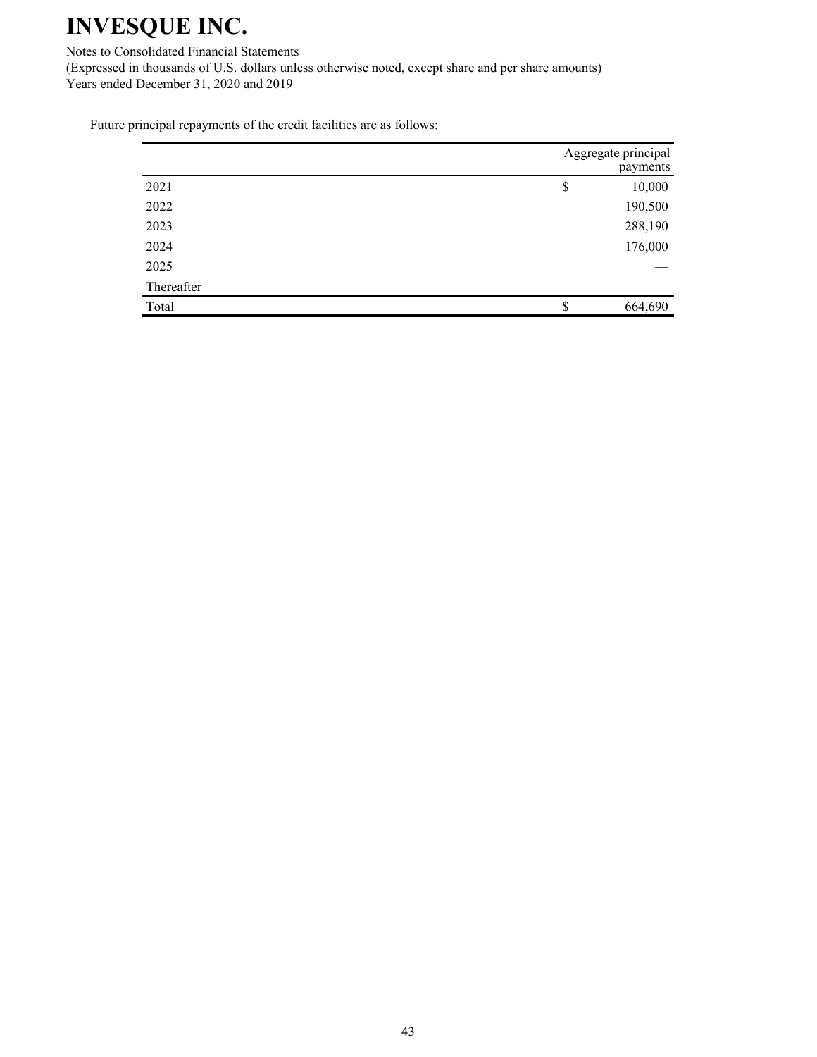Future principal repayments of the credit facilities are as follows:

| | Aggregate principal payments |
|---|---|
| 2021 | $ 10,000 |
| 2022 | 190,500 |
| 2023 | 288,190 |
| 2024 | 176,000 |
| 2025 | — |
| Thereafter | — |
| Total | $ 664,690 |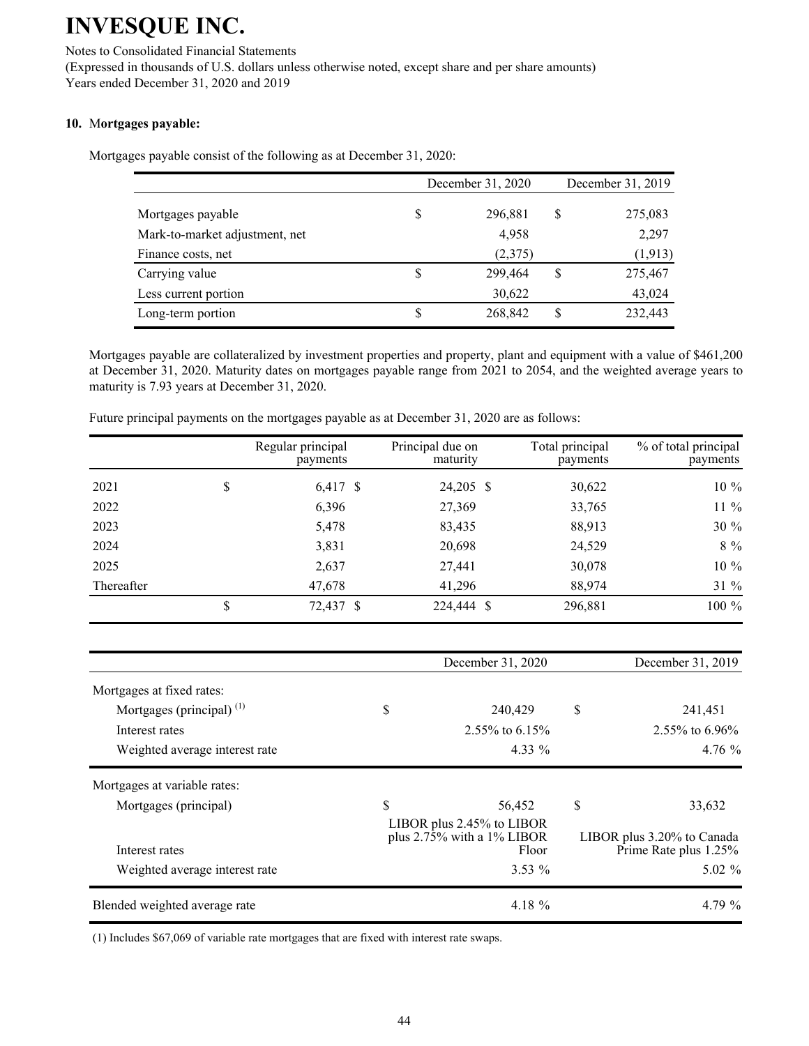# INVESQUE INC.

Notes to Consolidated Financial Statements

(Expressed in thousands of U.S. dollars unless otherwise noted, except share and per share amounts)

Years ended December 31, 2020 and 2019

### 10. Mortgages payable:

Mortgages payable consist of the following as at December 31, 2020:

| | December 31, 2020 | December 31, 2019 |
|---|---|---|
| Mortgages payable | $ 296,881 | $ 275,083 |
| Mark-to-market adjustment, net | 4,958 | 2,297 |
| Finance costs, net | (2,375) | (1,913) |
| Carrying value | $ 299,464 | $ 275,467 |
| Less current portion | 30,622 | 43,024 |
| Long-term portion | $ 268,842 | $ 232,443 |

Mortgages payable are collateralized by investment properties and property, plant and equipment with a value of $461,200 at December 31, 2020. Maturity dates on mortgages payable range from 2021 to 2054, and the weighted average years to maturity is 7.93 years at December 31, 2020.

Future principal payments on the mortgages payable as at December 31, 2020 are as follows:

| | Regular principal payments | Principal due on maturity | Total principal payments | % of total principal payments |
|---|---|---|---|---|
| 2021 | $ 6,417 | $ 24,205 | $ 30,622 | 10 % |
| 2022 | 6,396 | 27,369 | 33,765 | 11 % |
| 2023 | 5,478 | 83,435 | 88,913 | 30 % |
| 2024 | 3,831 | 20,698 | 24,529 | 8 % |
| 2025 | 2,637 | 27,441 | 30,078 | 10 % |
| Thereafter | 47,678 | 41,296 | 88,974 | 31 % |
| | $ 72,437 | $ 224,444 | $ 296,881 | 100 % |

| | December 31, 2020 | December 31, 2019 |
|---|---|---|
| Mortgages at fixed rates: | | |
| Mortgages (principal) [(1)] | $ 240,429 | $ 241,451 |
| Interest rates | 2.55% to 6.15% | 2.55% to 6.96% |
| Weighted average interest rate | 4.33 % | 4.76 % |
| Mortgages at variable rates: | | |
| Mortgages (principal) | $ 56,452 | $ 33,632 |
| Interest rates | LIBOR plus 2.45% to LIBOR plus 2.75% with a 1% LIBOR Floor | LIBOR plus 3.20% to Canada Prime Rate plus 1.25% |
| Weighted average interest rate | 3.53 % | 5.02 % |
| Blended weighted average rate | 4.18 % | 4.79 % |

(1) Includes $67,069 of variable rate mortgages that are fixed with interest rate swaps.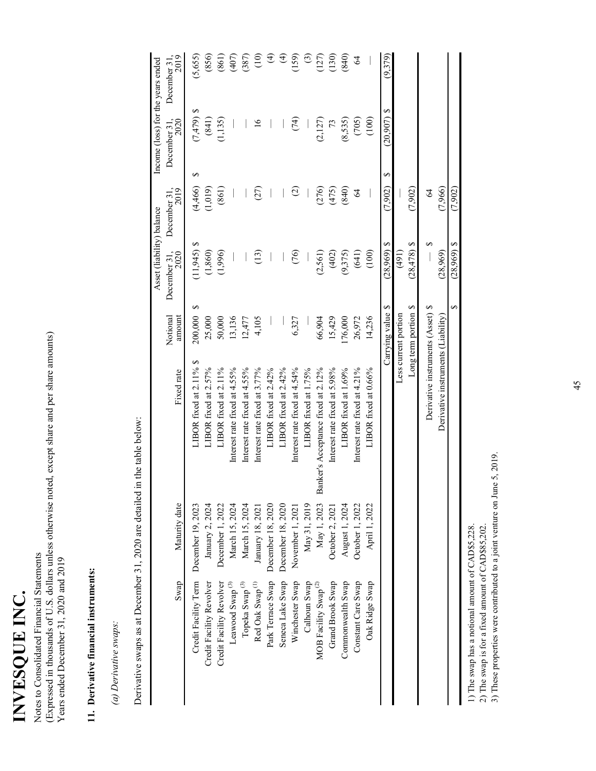# INVESQUE INC.

Notes to Consolidated Financial Statements
(Expressed in thousands of U.S. dollars unless otherwise noted, except share and per share amounts)
Years ended December 31, 2020 and 2019

## 11. Derivative financial instruments:

*(a) Derivative swaps:*

Derivative swaps as at December 31, 2020 are detailed in the table below:

| Swap | Maturity date | Fixed rate | Notional amount | Asset (liability) balance December 31, 2020 | Asset (liability) balance December 31, 2019 | Income (loss) for the years ended December 31, 2020 | Income (loss) for the years ended December 31, 2019 |
|---|---|---|---|---|---|---|---|
| Credit Facility Term | December 19, 2023 | LIBOR fixed at 2.11% $ | 200,000 $ | (11,945) $ | (4,466) $ | (7,479) $ | (5,655) |
| Credit Facility Revolver | January 2, 2024 | LIBOR fixed at 2.57% | 25,000 | (1,860) | (1,019) | (841) | (856) |
| Credit Facility Revolver | December 1, 2022 | LIBOR fixed at 2.11% | 50,000 | (1,996) | (861) | (1,135) | (861) |
| Leawood Swap [3] | March 15, 2024 | Interest rate fixed at 4.55% | 13,136 | — | — | — | (407) |
| Topeka Swap [3] | March 15, 2024 | Interest rate fixed at 4.55% | 12,477 | — | — | — | (387) |
| Red Oak Swap [1] | January 18, 2021 | Interest rate fixed at 3.77% | 4,105 | (13) | (27) | 16 | (10) |
| Park Terrace Swap | December 18, 2020 | LIBOR fixed at 2.42% | — | — | — | — | (4) |
| Seneca Lake Swap | December 18, 2020 | LIBOR fixed at 2.42% | — | — | — | — | (4) |
| Winchester Swap | November 1, 2021 | Interest rate fixed at 4.54% | 6,327 | (76) | (2) | (74) | (159) |
| Calhoun Swap | May 31, 2019 | LIBOR fixed at 1.75% | — | — | — | — | (3) |
| MOB Facility Swap [2] | May 1, 2023 | Banker's Acceptance fixed at 2.12% | 66,904 | (2,561) | (276) | (2,127) | (127) |
| Grand Brook Swap | October 2, 2021 | Interest rate fixed at 5.98% | 15,429 | (402) | (475) | 73 | (130) |
| Commonwealth Swap | August 1, 2024 | LIBOR fixed at 1.69% | 176,000 | (9,375) | (840) | (8,535) | (840) |
| Constant Care Swap | October 1, 2022 | Interest rate fixed at 4.21% | 26,972 | (641) | 64 | (705) | 64 |
| Oak Ridge Swap | April 1, 2022 | LIBOR fixed at 0.66% | 14,236 | (100) | — | (100) | — |
| | | | Carrying value $ | (28,969) $ | (7,902) $ | (20,907) $ | (9,379) |
| | | | Less current portion | (491) | — | | |
| | | | Long term portion $ | (28,478) $ | (7,902) | | |
| | | | Derivative instruments (Asset) $ | — $ | 64 | | |
| | | | Derivative instruments (Liability) | (28,969) | (7,966) | | |
| | | | $ | (28,969) $ | (7,902) | | |

1) The swap has a notional amount of CAD$5,228.
2) The swap is for a fixed amount of CAD$85,202.
3) These properties were contributed to a joint venture on June 5, 2019.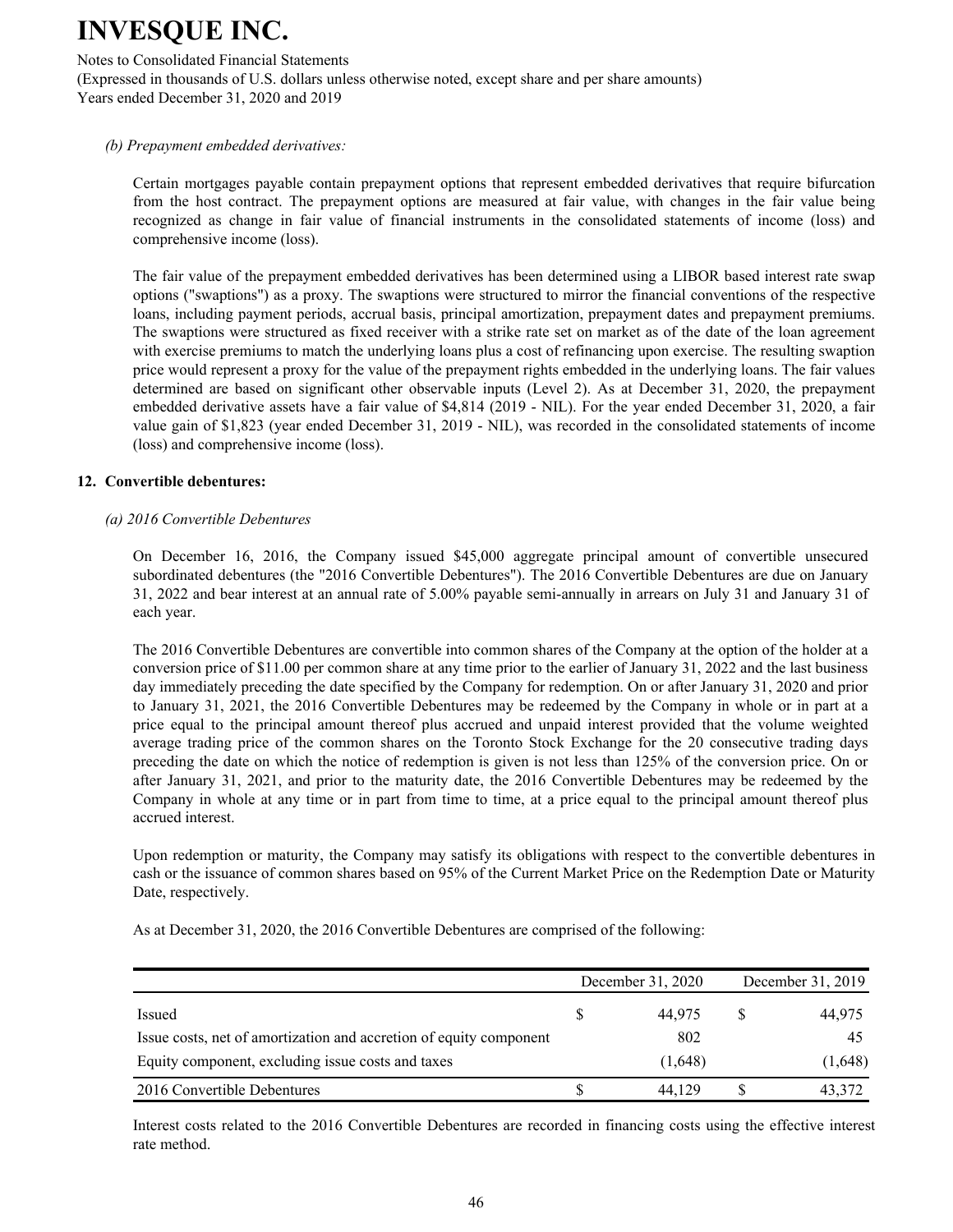*(b) Prepayment embedded derivatives:*

Certain mortgages payable contain prepayment options that represent embedded derivatives that require bifurcation from the host contract. The prepayment options are measured at fair value, with changes in the fair value being recognized as change in fair value of financial instruments in the consolidated statements of income (loss) and comprehensive income (loss).

The fair value of the prepayment embedded derivatives has been determined using a LIBOR based interest rate swap options ("swaptions") as a proxy. The swaptions were structured to mirror the financial conventions of the respective loans, including payment periods, accrual basis, principal amortization, prepayment dates and prepayment premiums. The swaptions were structured as fixed receiver with a strike rate set on market as of the date of the loan agreement with exercise premiums to match the underlying loans plus a cost of refinancing upon exercise. The resulting swaption price would represent a proxy for the value of the prepayment rights embedded in the underlying loans. The fair values determined are based on significant other observable inputs (Level 2). As at December 31, 2020, the prepayment embedded derivative assets have a fair value of $4,814 (2019 - NIL). For the year ended December 31, 2020, a fair value gain of $1,823 (year ended December 31, 2019 - NIL), was recorded in the consolidated statements of income (loss) and comprehensive income (loss).

## 12. Convertible debentures:

*(a) 2016 Convertible Debentures*

On December 16, 2016, the Company issued $45,000 aggregate principal amount of convertible unsecured subordinated debentures (the "2016 Convertible Debentures"). The 2016 Convertible Debentures are due on January 31, 2022 and bear interest at an annual rate of 5.00% payable semi-annually in arrears on July 31 and January 31 of each year.

The 2016 Convertible Debentures are convertible into common shares of the Company at the option of the holder at a conversion price of $11.00 per common share at any time prior to the earlier of January 31, 2022 and the last business day immediately preceding the date specified by the Company for redemption. On or after January 31, 2020 and prior to January 31, 2021, the 2016 Convertible Debentures may be redeemed by the Company in whole or in part at a price equal to the principal amount thereof plus accrued and unpaid interest provided that the volume weighted average trading price of the common shares on the Toronto Stock Exchange for the 20 consecutive trading days preceding the date on which the notice of redemption is given is not less than 125% of the conversion price. On or after January 31, 2021, and prior to the maturity date, the 2016 Convertible Debentures may be redeemed by the Company in whole at any time or in part from time to time, at a price equal to the principal amount thereof plus accrued interest.

Upon redemption or maturity, the Company may satisfy its obligations with respect to the convertible debentures in cash or the issuance of common shares based on 95% of the Current Market Price on the Redemption Date or Maturity Date, respectively.

As at December 31, 2020, the 2016 Convertible Debentures are comprised of the following:

| | December 31, 2020 | December 31, 2019 |
|---|---|---|
| Issued | $ 44,975 | $ 44,975 |
| Issue costs, net of amortization and accretion of equity component | 802 | 45 |
| Equity component, excluding issue costs and taxes | (1,648) | (1,648) |
| 2016 Convertible Debentures | $ 44,129 | $ 43,372 |

Interest costs related to the 2016 Convertible Debentures are recorded in financing costs using the effective interest rate method.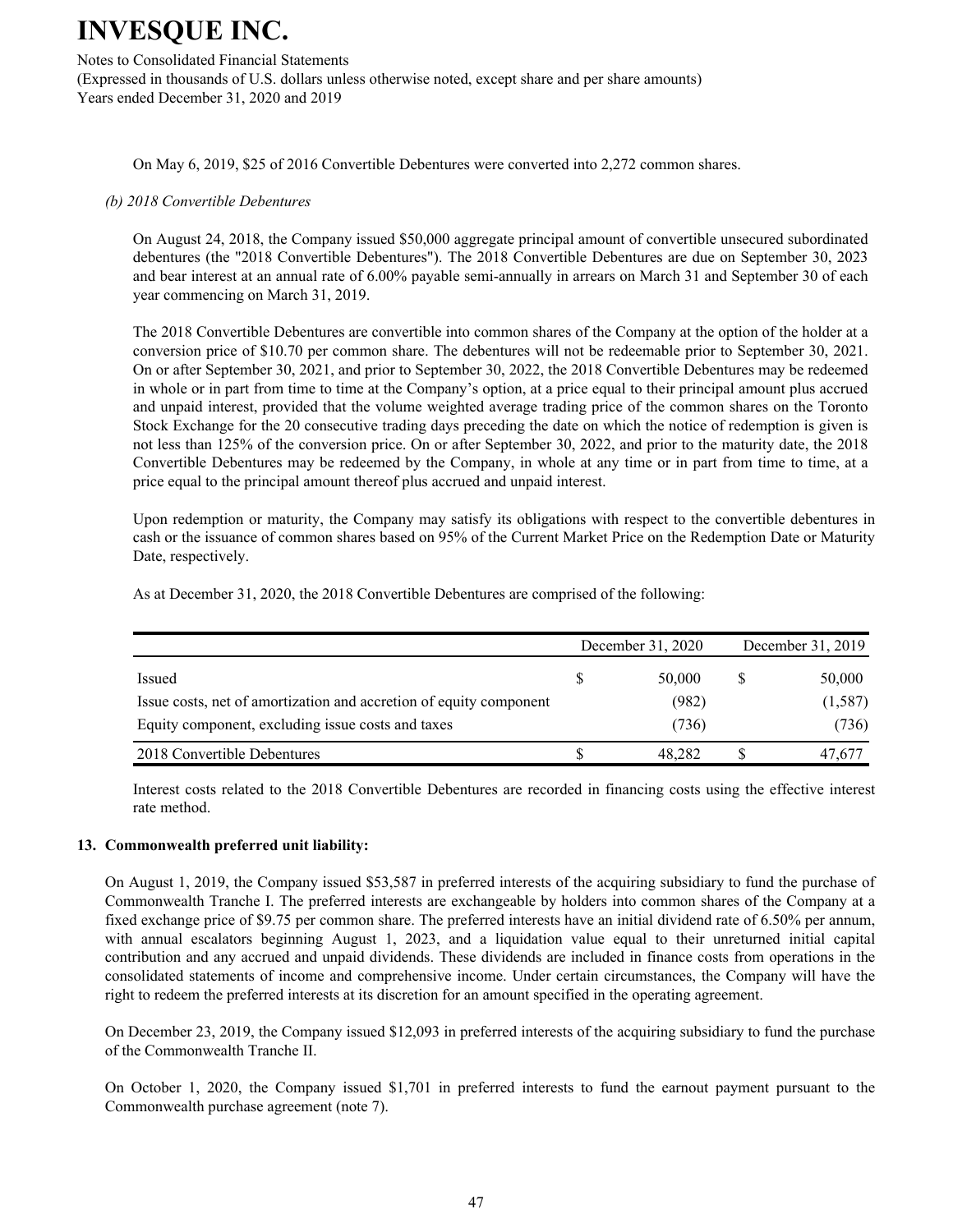On May 6, 2019, $25 of 2016 Convertible Debentures were converted into 2,272 common shares.

*(b) 2018 Convertible Debentures*

On August 24, 2018, the Company issued $50,000 aggregate principal amount of convertible unsecured subordinated debentures (the "2018 Convertible Debentures"). The 2018 Convertible Debentures are due on September 30, 2023 and bear interest at an annual rate of 6.00% payable semi-annually in arrears on March 31 and September 30 of each year commencing on March 31, 2019.

The 2018 Convertible Debentures are convertible into common shares of the Company at the option of the holder at a conversion price of $10.70 per common share. The debentures will not be redeemable prior to September 30, 2021. On or after September 30, 2021, and prior to September 30, 2022, the 2018 Convertible Debentures may be redeemed in whole or in part from time to time at the Company's option, at a price equal to their principal amount plus accrued and unpaid interest, provided that the volume weighted average trading price of the common shares on the Toronto Stock Exchange for the 20 consecutive trading days preceding the date on which the notice of redemption is given is not less than 125% of the conversion price. On or after September 30, 2022, and prior to the maturity date, the 2018 Convertible Debentures may be redeemed by the Company, in whole at any time or in part from time to time, at a price equal to the principal amount thereof plus accrued and unpaid interest.

Upon redemption or maturity, the Company may satisfy its obligations with respect to the convertible debentures in cash or the issuance of common shares based on 95% of the Current Market Price on the Redemption Date or Maturity Date, respectively.

As at December 31, 2020, the 2018 Convertible Debentures are comprised of the following:

| | December 31, 2020 | December 31, 2019 |
|---|---|---|
| Issued | $ 50,000 | $ 50,000 |
| Issue costs, net of amortization and accretion of equity component | (982) | (1,587) |
| Equity component, excluding issue costs and taxes | (736) | (736) |
| 2018 Convertible Debentures | $ 48,282 | $ 47,677 |

Interest costs related to the 2018 Convertible Debentures are recorded in financing costs using the effective interest rate method.

## 13. Commonwealth preferred unit liability:

On August 1, 2019, the Company issued $53,587 in preferred interests of the acquiring subsidiary to fund the purchase of Commonwealth Tranche I. The preferred interests are exchangeable by holders into common shares of the Company at a fixed exchange price of $9.75 per common share. The preferred interests have an initial dividend rate of 6.50% per annum, with annual escalators beginning August 1, 2023, and a liquidation value equal to their unreturned initial capital contribution and any accrued and unpaid dividends. These dividends are included in finance costs from operations in the consolidated statements of income and comprehensive income. Under certain circumstances, the Company will have the right to redeem the preferred interests at its discretion for an amount specified in the operating agreement.

On December 23, 2019, the Company issued $12,093 in preferred interests of the acquiring subsidiary to fund the purchase of the Commonwealth Tranche II.

On October 1, 2020, the Company issued $1,701 in preferred interests to fund the earnout payment pursuant to the Commonwealth purchase agreement (note 7).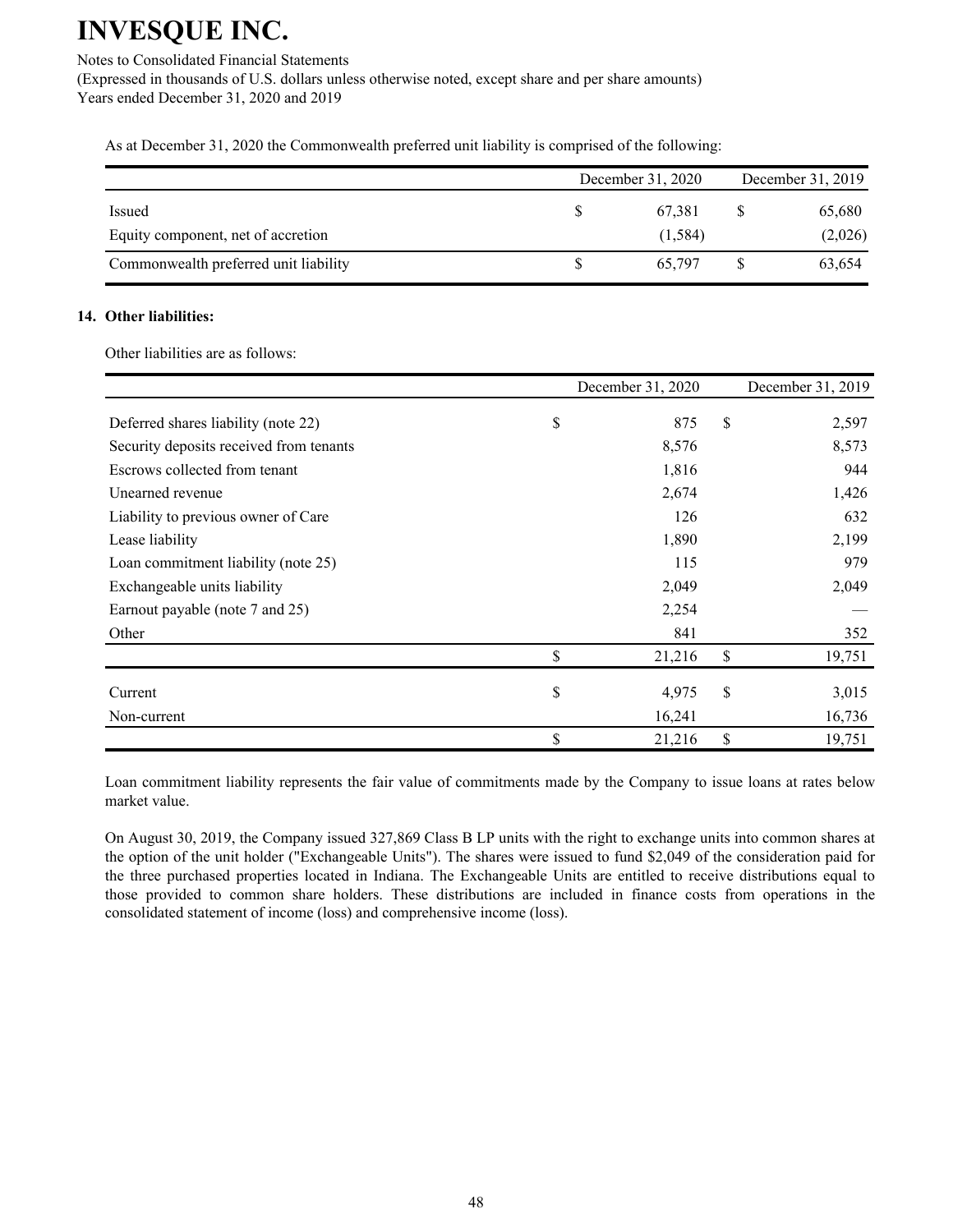As at December 31, 2020 the Commonwealth preferred unit liability is comprised of the following:

| | December 31, 2020 | December 31, 2019 |
|---|---|---|
| Issued | $ 67,381 | $ 65,680 |
| Equity component, net of accretion | (1,584) | (2,026) |
| Commonwealth preferred unit liability | $ 65,797 | $ 63,654 |

## 14. Other liabilities:

Other liabilities are as follows:

| | December 31, 2020 | December 31, 2019 |
|---|---|---|
| Deferred shares liability (note 22) | $ 875 | $ 2,597 |
| Security deposits received from tenants | 8,576 | 8,573 |
| Escrows collected from tenant | 1,816 | 944 |
| Unearned revenue | 2,674 | 1,426 |
| Liability to previous owner of Care | 126 | 632 |
| Lease liability | 1,890 | 2,199 |
| Loan commitment liability (note 25) | 115 | 979 |
| Exchangeable units liability | 2,049 | 2,049 |
| Earnout payable (note 7 and 25) | 2,254 | — |
| Other | 841 | 352 |
| | $ 21,216 | $ 19,751 |
| Current | $ 4,975 | $ 3,015 |
| Non-current | 16,241 | 16,736 |
| | $ 21,216 | $ 19,751 |

Loan commitment liability represents the fair value of commitments made by the Company to issue loans at rates below market value.

On August 30, 2019, the Company issued 327,869 Class B LP units with the right to exchange units into common shares at the option of the unit holder ("Exchangeable Units"). The shares were issued to fund $2,049 of the consideration paid for the three purchased properties located in Indiana. The Exchangeable Units are entitled to receive distributions equal to those provided to common share holders. These distributions are included in finance costs from operations in the consolidated statement of income (loss) and comprehensive income (loss).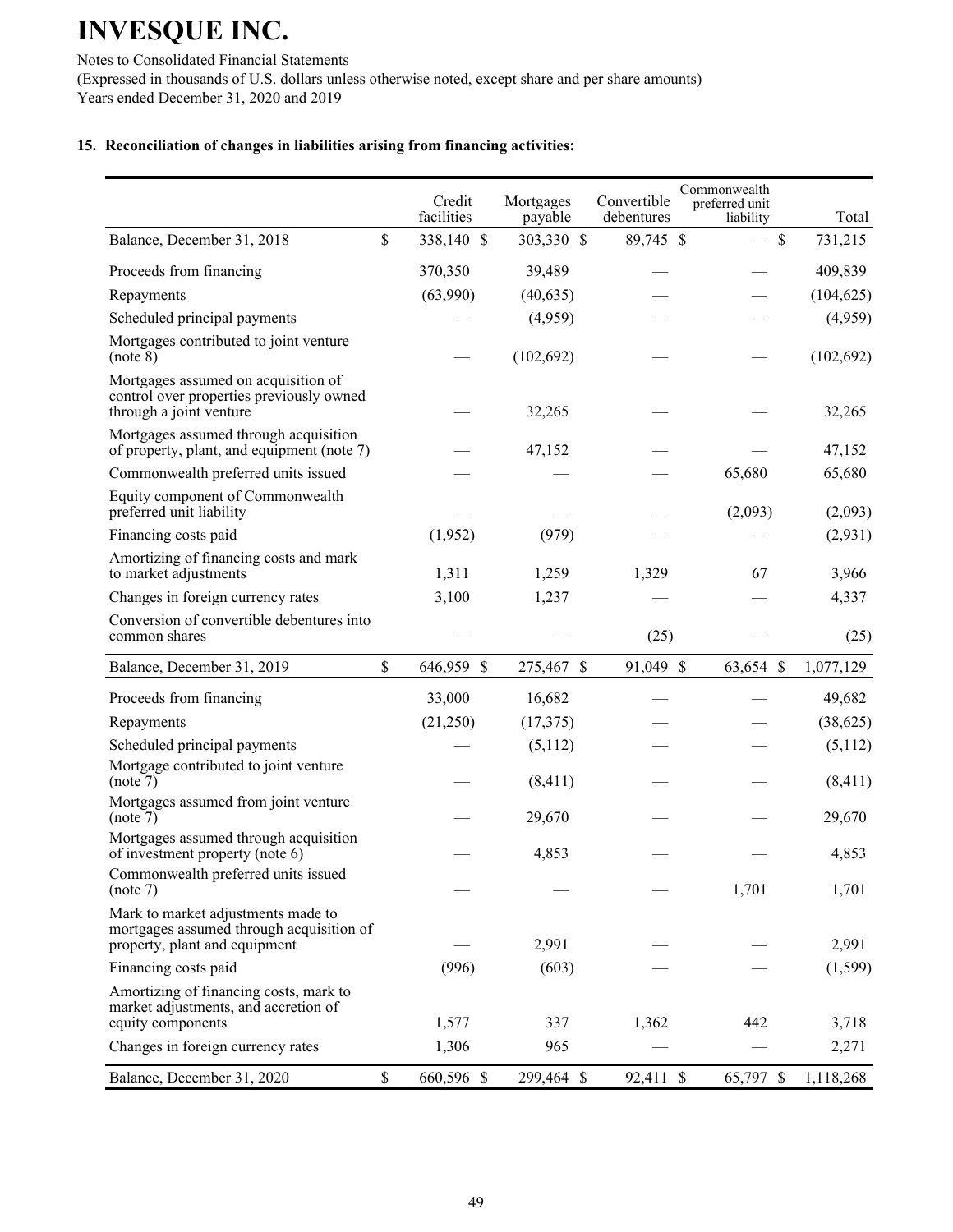# INVESQUE INC.

Notes to Consolidated Financial Statements
(Expressed in thousands of U.S. dollars unless otherwise noted, except share and per share amounts)
Years ended December 31, 2020 and 2019

## 15. Reconciliation of changes in liabilities arising from financing activities:

| | Credit facilities | Mortgages payable | Convertible debentures | Commonwealth preferred unit liability | Total |
|---|---|---|---|---|---|
| Balance, December 31, 2018 | $ 338,140 | $ 303,330 | $ 89,745 | $ — | $ 731,215 |
| Proceeds from financing | 370,350 | 39,489 | — | — | 409,839 |
| Repayments | (63,990) | (40,635) | — | — | (104,625) |
| Scheduled principal payments | — | (4,959) | — | — | (4,959) |
| Mortgages contributed to joint venture (note 8) | — | (102,692) | — | — | (102,692) |
| Mortgages assumed on acquisition of control over properties previously owned through a joint venture | — | 32,265 | — | — | 32,265 |
| Mortgages assumed through acquisition of property, plant, and equipment (note 7) | — | 47,152 | — | — | 47,152 |
| Commonwealth preferred units issued | — | — | — | 65,680 | 65,680 |
| Equity component of Commonwealth preferred unit liability | — | — | — | (2,093) | (2,093) |
| Financing costs paid | (1,952) | (979) | — | — | (2,931) |
| Amortizing of financing costs and mark to market adjustments | 1,311 | 1,259 | 1,329 | 67 | 3,966 |
| Changes in foreign currency rates | 3,100 | 1,237 | — | — | 4,337 |
| Conversion of convertible debentures into common shares | — | — | (25) | — | (25) |
| Balance, December 31, 2019 | $ 646,959 | $ 275,467 | $ 91,049 | $ 63,654 | $ 1,077,129 |
| Proceeds from financing | 33,000 | 16,682 | — | — | 49,682 |
| Repayments | (21,250) | (17,375) | — | — | (38,625) |
| Scheduled principal payments | — | (5,112) | — | — | (5,112) |
| Mortgage contributed to joint venture (note 7) | — | (8,411) | — | — | (8,411) |
| Mortgages assumed from joint venture (note 7) | — | 29,670 | — | — | 29,670 |
| Mortgages assumed through acquisition of investment property (note 6) | — | 4,853 | — | — | 4,853 |
| Commonwealth preferred units issued (note 7) | — | — | — | 1,701 | 1,701 |
| Mark to market adjustments made to mortgages assumed through acquisition of property, plant and equipment | — | 2,991 | — | — | 2,991 |
| Financing costs paid | (996) | (603) | — | — | (1,599) |
| Amortizing of financing costs, mark to market adjustments, and accretion of equity components | 1,577 | 337 | 1,362 | 442 | 3,718 |
| Changes in foreign currency rates | 1,306 | 965 | — | — | 2,271 |
| Balance, December 31, 2020 | $ 660,596 | $ 299,464 | $ 92,411 | $ 65,797 | $ 1,118,268 |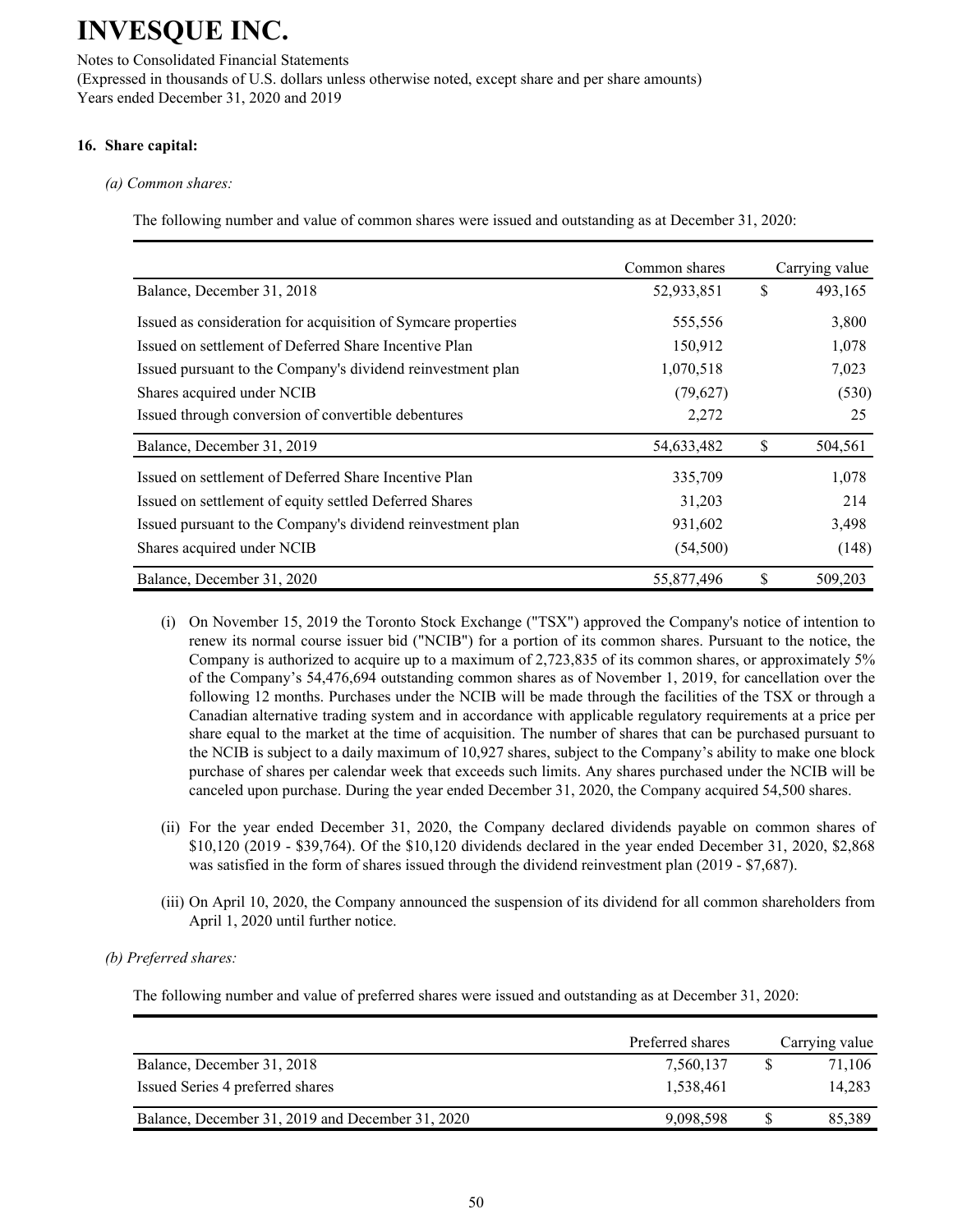# INVESQUE INC.

Notes to Consolidated Financial Statements
(Expressed in thousands of U.S. dollars unless otherwise noted, except share and per share amounts)
Years ended December 31, 2020 and 2019

**16. Share capital:**

*(a) Common shares:*

The following number and value of common shares were issued and outstanding as at December 31, 2020:

| | Common shares | | Carrying value |
|---|---|---|---|
| Balance, December 31, 2018 | 52,933,851 | $ | 493,165 |
| Issued as consideration for acquisition of Symcare properties | 555,556 | | 3,800 |
| Issued on settlement of Deferred Share Incentive Plan | 150,912 | | 1,078 |
| Issued pursuant to the Company's dividend reinvestment plan | 1,070,518 | | 7,023 |
| Shares acquired under NCIB | (79,627) | | (530) |
| Issued through conversion of convertible debentures | 2,272 | | 25 |
| Balance, December 31, 2019 | 54,633,482 | $ | 504,561 |
| Issued on settlement of Deferred Share Incentive Plan | 335,709 | | 1,078 |
| Issued on settlement of equity settled Deferred Shares | 31,203 | | 214 |
| Issued pursuant to the Company's dividend reinvestment plan | 931,602 | | 3,498 |
| Shares acquired under NCIB | (54,500) | | (148) |
| Balance, December 31, 2020 | 55,877,496 | $ | 509,203 |

(i) On November 15, 2019 the Toronto Stock Exchange ("TSX") approved the Company's notice of intention to renew its normal course issuer bid ("NCIB") for a portion of its common shares. Pursuant to the notice, the Company is authorized to acquire up to a maximum of 2,723,835 of its common shares, or approximately 5% of the Company's 54,476,694 outstanding common shares as of November 1, 2019, for cancellation over the following 12 months. Purchases under the NCIB will be made through the facilities of the TSX or through a Canadian alternative trading system and in accordance with applicable regulatory requirements at a price per share equal to the market at the time of acquisition. The number of shares that can be purchased pursuant to the NCIB is subject to a daily maximum of 10,927 shares, subject to the Company's ability to make one block purchase of shares per calendar week that exceeds such limits. Any shares purchased under the NCIB will be canceled upon purchase. During the year ended December 31, 2020, the Company acquired 54,500 shares.

(ii) For the year ended December 31, 2020, the Company declared dividends payable on common shares of $10,120 (2019 - $39,764). Of the $10,120 dividends declared in the year ended December 31, 2020, $2,868 was satisfied in the form of shares issued through the dividend reinvestment plan (2019 - $7,687).

(iii) On April 10, 2020, the Company announced the suspension of its dividend for all common shareholders from April 1, 2020 until further notice.

*(b) Preferred shares:*

The following number and value of preferred shares were issued and outstanding as at December 31, 2020:

| | Preferred shares | | Carrying value |
|---|---|---|---|
| Balance, December 31, 2018 | 7,560,137 | $ | 71,106 |
| Issued Series 4 preferred shares | 1,538,461 | | 14,283 |
| Balance, December 31, 2019 and December 31, 2020 | 9,098,598 | $ | 85,389 |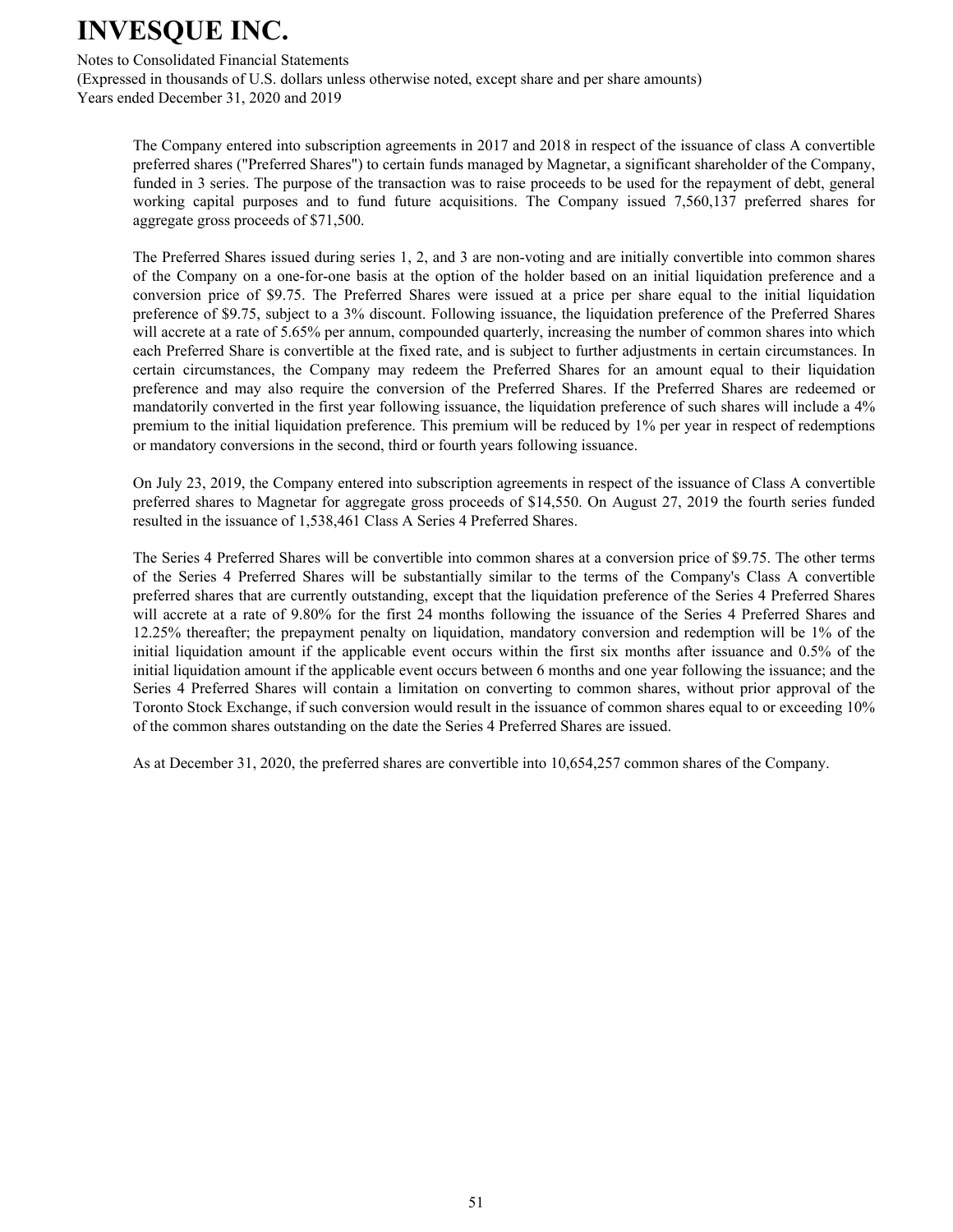The Company entered into subscription agreements in 2017 and 2018 in respect of the issuance of class A convertible preferred shares ("Preferred Shares") to certain funds managed by Magnetar, a significant shareholder of the Company, funded in 3 series. The purpose of the transaction was to raise proceeds to be used for the repayment of debt, general working capital purposes and to fund future acquisitions. The Company issued 7,560,137 preferred shares for aggregate gross proceeds of $71,500.

The Preferred Shares issued during series 1, 2, and 3 are non-voting and are initially convertible into common shares of the Company on a one-for-one basis at the option of the holder based on an initial liquidation preference and a conversion price of $9.75. The Preferred Shares were issued at a price per share equal to the initial liquidation preference of $9.75, subject to a 3% discount. Following issuance, the liquidation preference of the Preferred Shares will accrete at a rate of 5.65% per annum, compounded quarterly, increasing the number of common shares into which each Preferred Share is convertible at the fixed rate, and is subject to further adjustments in certain circumstances. In certain circumstances, the Company may redeem the Preferred Shares for an amount equal to their liquidation preference and may also require the conversion of the Preferred Shares. If the Preferred Shares are redeemed or mandatorily converted in the first year following issuance, the liquidation preference of such shares will include a 4% premium to the initial liquidation preference. This premium will be reduced by 1% per year in respect of redemptions or mandatory conversions in the second, third or fourth years following issuance.

On July 23, 2019, the Company entered into subscription agreements in respect of the issuance of Class A convertible preferred shares to Magnetar for aggregate gross proceeds of $14,550. On August 27, 2019 the fourth series funded resulted in the issuance of 1,538,461 Class A Series 4 Preferred Shares.

The Series 4 Preferred Shares will be convertible into common shares at a conversion price of $9.75. The other terms of the Series 4 Preferred Shares will be substantially similar to the terms of the Company's Class A convertible preferred shares that are currently outstanding, except that the liquidation preference of the Series 4 Preferred Shares will accrete at a rate of 9.80% for the first 24 months following the issuance of the Series 4 Preferred Shares and 12.25% thereafter; the prepayment penalty on liquidation, mandatory conversion and redemption will be 1% of the initial liquidation amount if the applicable event occurs within the first six months after issuance and 0.5% of the initial liquidation amount if the applicable event occurs between 6 months and one year following the issuance; and the Series 4 Preferred Shares will contain a limitation on converting to common shares, without prior approval of the Toronto Stock Exchange, if such conversion would result in the issuance of common shares equal to or exceeding 10% of the common shares outstanding on the date the Series 4 Preferred Shares are issued.

As at December 31, 2020, the preferred shares are convertible into 10,654,257 common shares of the Company.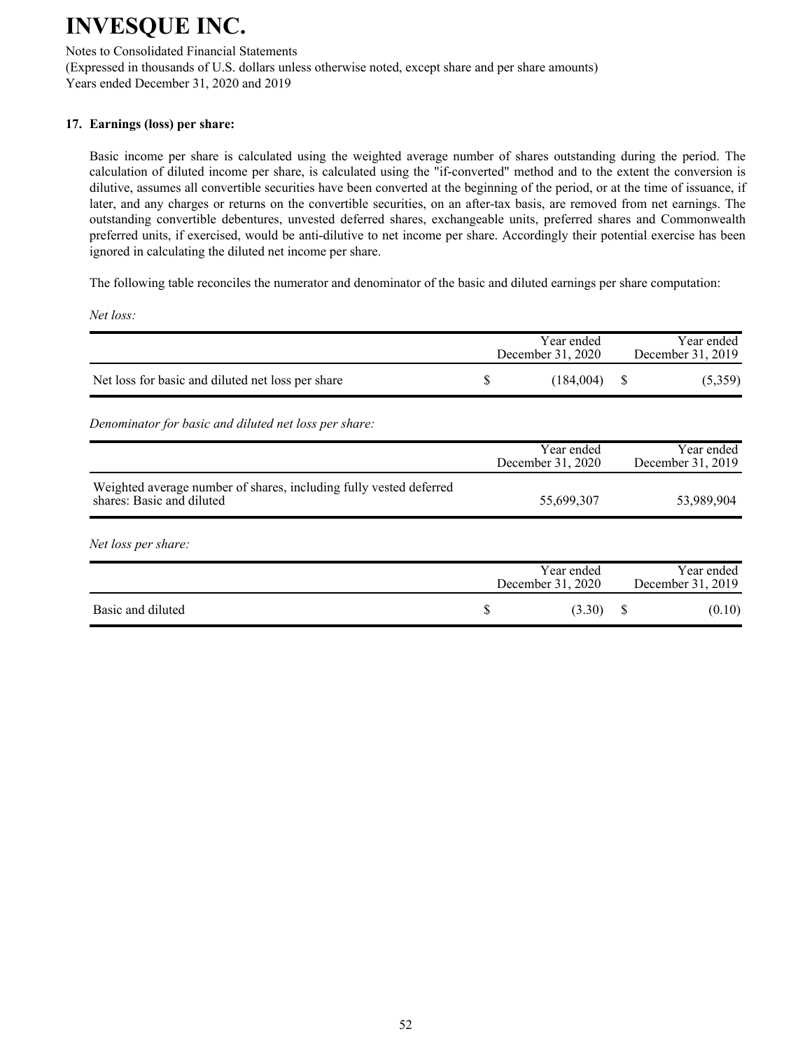# INVESQUE INC.

Notes to Consolidated Financial Statements

(Expressed in thousands of U.S. dollars unless otherwise noted, except share and per share amounts)

Years ended December 31, 2020 and 2019

### 17. Earnings (loss) per share:

Basic income per share is calculated using the weighted average number of shares outstanding during the period. The calculation of diluted income per share, is calculated using the "if-converted" method and to the extent the conversion is dilutive, assumes all convertible securities have been converted at the beginning of the period, or at the time of issuance, if later, and any charges or returns on the convertible securities, on an after-tax basis, are removed from net earnings. The outstanding convertible debentures, unvested deferred shares, exchangeable units, preferred shares and Commonwealth preferred units, if exercised, would be anti-dilutive to net income per share. Accordingly their potential exercise has been ignored in calculating the diluted net income per share.

The following table reconciles the numerator and denominator of the basic and diluted earnings per share computation:

*Net loss:*

| | Year ended December 31, 2020 | Year ended December 31, 2019 |
|---|---|---|
| Net loss for basic and diluted net loss per share | $ (184,004) | $ (5,359) |

*Denominator for basic and diluted net loss per share:*

| | Year ended December 31, 2020 | Year ended December 31, 2019 |
|---|---|---|
| Weighted average number of shares, including fully vested deferred shares: Basic and diluted | 55,699,307 | 53,989,904 |

*Net loss per share:*

| | Year ended December 31, 2020 | Year ended December 31, 2019 |
|---|---|---|
| Basic and diluted | $ (3.30) | $ (0.10) |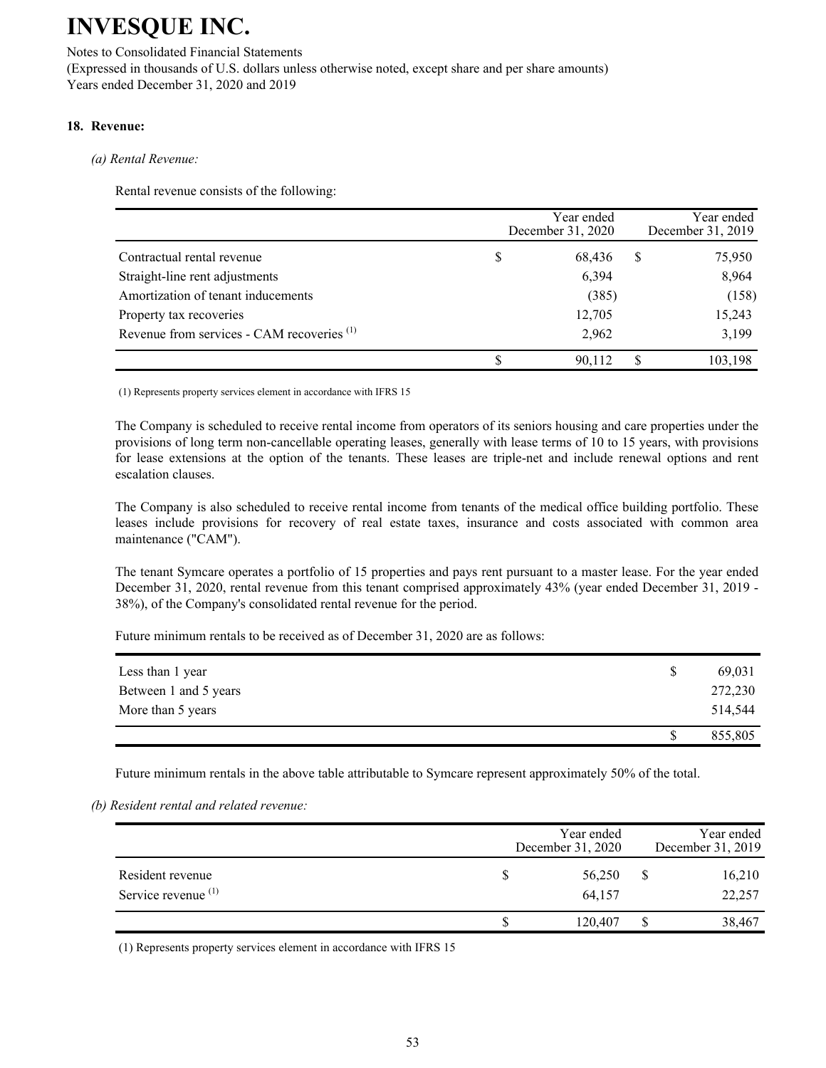# INVESQUE INC.

Notes to Consolidated Financial Statements
(Expressed in thousands of U.S. dollars unless otherwise noted, except share and per share amounts)
Years ended December 31, 2020 and 2019

**18. Revenue:**

*(a) Rental Revenue:*

Rental revenue consists of the following:

| | Year ended December 31, 2020 | Year ended December 31, 2019 |
|---|---|---|
| Contractual rental revenue | $ 68,436 | $ 75,950 |
| Straight-line rent adjustments | 6,394 | 8,964 |
| Amortization of tenant inducements | (385) | (158) |
| Property tax recoveries | 12,705 | 15,243 |
| Revenue from services - CAM recoveries [1] | 2,962 | 3,199 |
| | $ 90,112 | $ 103,198 |

(1) Represents property services element in accordance with IFRS 15

The Company is scheduled to receive rental income from operators of its seniors housing and care properties under the provisions of long term non-cancellable operating leases, generally with lease terms of 10 to 15 years, with provisions for lease extensions at the option of the tenants. These leases are triple-net and include renewal options and rent escalation clauses.

The Company is also scheduled to receive rental income from tenants of the medical office building portfolio. These leases include provisions for recovery of real estate taxes, insurance and costs associated with common area maintenance ("CAM").

The tenant Symcare operates a portfolio of 15 properties and pays rent pursuant to a master lease. For the year ended December 31, 2020, rental revenue from this tenant comprised approximately 43% (year ended December 31, 2019 - 38%), of the Company's consolidated rental revenue for the period.

Future minimum rentals to be received as of December 31, 2020 are as follows:

| | |
|---|---|
| Less than 1 year | $ 69,031 |
| Between 1 and 5 years | 272,230 |
| More than 5 years | 514,544 |
| | $ 855,805 |

Future minimum rentals in the above table attributable to Symcare represent approximately 50% of the total.

*(b) Resident rental and related revenue:*

| | Year ended December 31, 2020 | Year ended December 31, 2019 |
|---|---|---|
| Resident revenue | $ 56,250 | $ 16,210 |
| Service revenue [1] | 64,157 | 22,257 |
| | $ 120,407 | $ 38,467 |

(1) Represents property services element in accordance with IFRS 15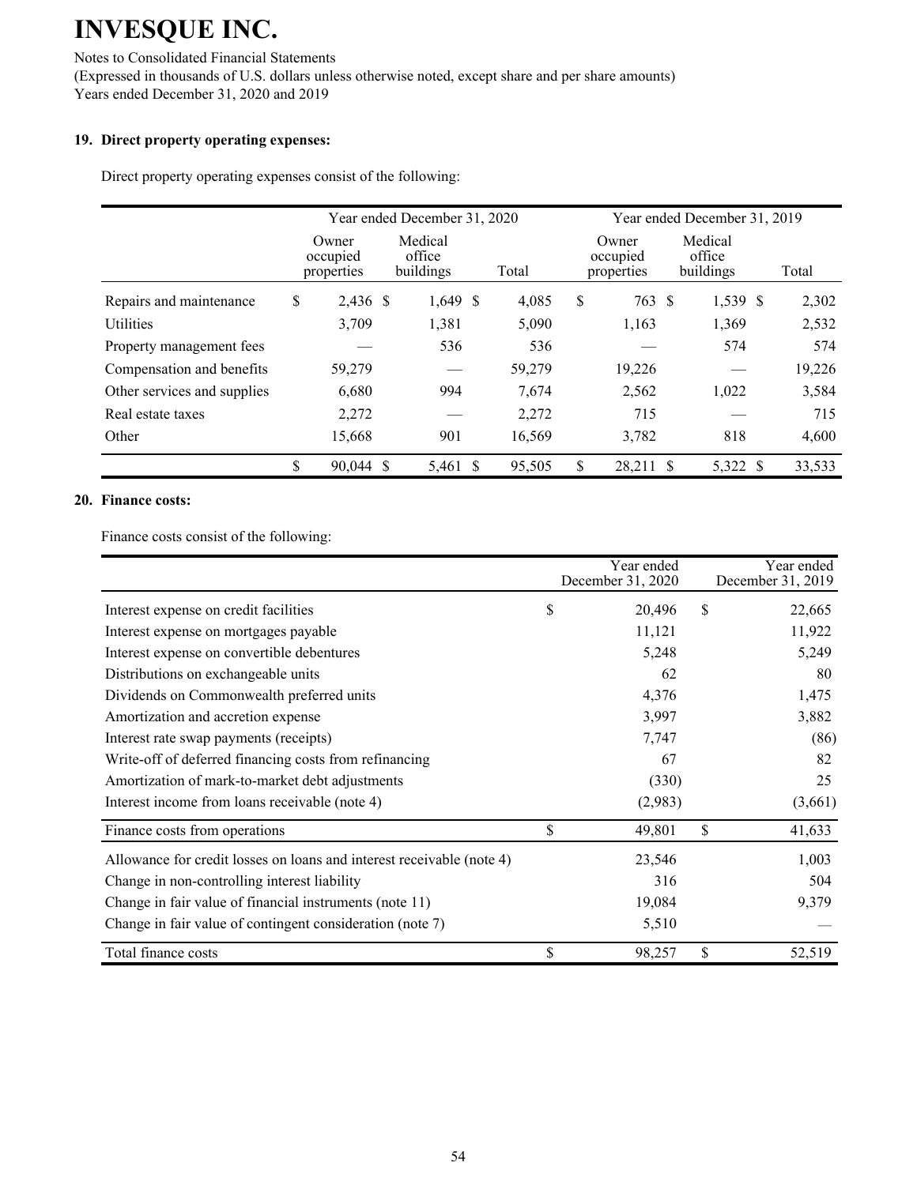# INVESQUE INC.

Notes to Consolidated Financial Statements

(Expressed in thousands of U.S. dollars unless otherwise noted, except share and per share amounts)

Years ended December 31, 2020 and 2019

**19. Direct property operating expenses:**

Direct property operating expenses consist of the following:

| | Year ended December 31, 2020 | | | Year ended December 31, 2019 | | |
|---|---|---|---|---|---|---|
| | Owner occupied properties | Medical office buildings | Total | Owner occupied properties | Medical office buildings | Total |
| Repairs and maintenance | $ 2,436 | $ 1,649 | $ 4,085 | $ 763 | $ 1,539 | $ 2,302 |
| Utilities | 3,709 | 1,381 | 5,090 | 1,163 | 1,369 | 2,532 |
| Property management fees | — | 536 | 536 | — | 574 | 574 |
| Compensation and benefits | 59,279 | — | 59,279 | 19,226 | — | 19,226 |
| Other services and supplies | 6,680 | 994 | 7,674 | 2,562 | 1,022 | 3,584 |
| Real estate taxes | 2,272 | — | 2,272 | 715 | — | 715 |
| Other | 15,668 | 901 | 16,569 | 3,782 | 818 | 4,600 |
| | $ 90,044 | $ 5,461 | $ 95,505 | $ 28,211 | $ 5,322 | $ 33,533 |

**20. Finance costs:**

Finance costs consist of the following:

| | Year ended December 31, 2020 | Year ended December 31, 2019 |
|---|---|---|
| Interest expense on credit facilities | $ 20,496 | $ 22,665 |
| Interest expense on mortgages payable | 11,121 | 11,922 |
| Interest expense on convertible debentures | 5,248 | 5,249 |
| Distributions on exchangeable units | 62 | 80 |
| Dividends on Commonwealth preferred units | 4,376 | 1,475 |
| Amortization and accretion expense | 3,997 | 3,882 |
| Interest rate swap payments (receipts) | 7,747 | (86) |
| Write-off of deferred financing costs from refinancing | 67 | 82 |
| Amortization of mark-to-market debt adjustments | (330) | 25 |
| Interest income from loans receivable (note 4) | (2,983) | (3,661) |
| Finance costs from operations | $ 49,801 | $ 41,633 |
| Allowance for credit losses on loans and interest receivable (note 4) | 23,546 | 1,003 |
| Change in non-controlling interest liability | 316 | 504 |
| Change in fair value of financial instruments (note 11) | 19,084 | 9,379 |
| Change in fair value of contingent consideration (note 7) | 5,510 | — |
| Total finance costs | $ 98,257 | $ 52,519 |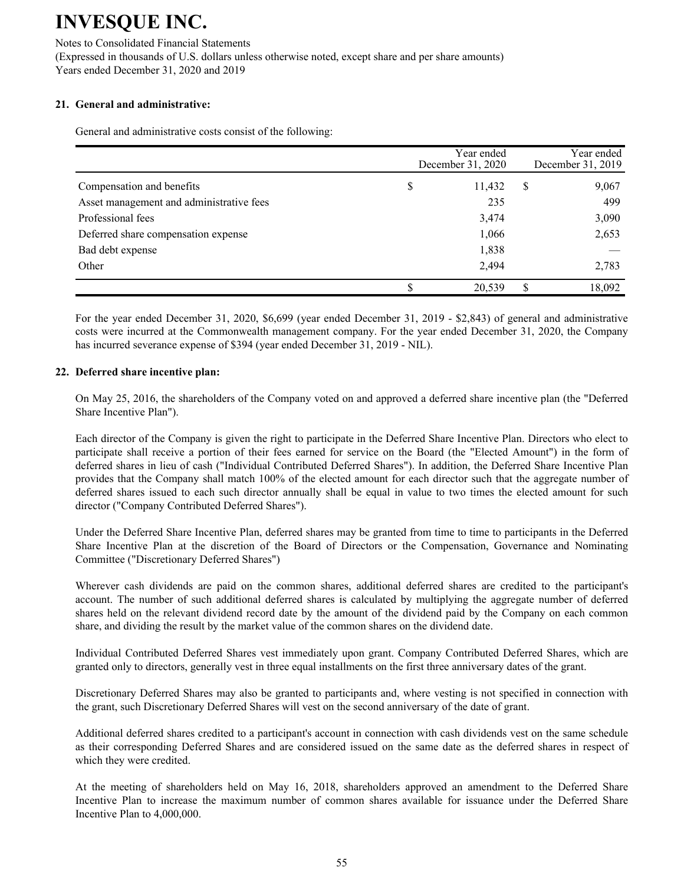# INVESQUE INC.

Notes to Consolidated Financial Statements

(Expressed in thousands of U.S. dollars unless otherwise noted, except share and per share amounts)

Years ended December 31, 2020 and 2019

### 21. General and administrative:

General and administrative costs consist of the following:

| | Year ended December 31, 2020 | Year ended December 31, 2019 |
|---|---|---|
| Compensation and benefits | $ 11,432 | $ 9,067 |
| Asset management and administrative fees | 235 | 499 |
| Professional fees | 3,474 | 3,090 |
| Deferred share compensation expense | 1,066 | 2,653 |
| Bad debt expense | 1,838 | — |
| Other | 2,494 | 2,783 |
| | $ 20,539 | $ 18,092 |

For the year ended December 31, 2020, $6,699 (year ended December 31, 2019 - $2,843) of general and administrative costs were incurred at the Commonwealth management company. For the year ended December 31, 2020, the Company has incurred severance expense of $394 (year ended December 31, 2019 - NIL).

### 22. Deferred share incentive plan:

On May 25, 2016, the shareholders of the Company voted on and approved a deferred share incentive plan (the "Deferred Share Incentive Plan").

Each director of the Company is given the right to participate in the Deferred Share Incentive Plan. Directors who elect to participate shall receive a portion of their fees earned for service on the Board (the "Elected Amount") in the form of deferred shares in lieu of cash ("Individual Contributed Deferred Shares"). In addition, the Deferred Share Incentive Plan provides that the Company shall match 100% of the elected amount for each director such that the aggregate number of deferred shares issued to each such director annually shall be equal in value to two times the elected amount for such director ("Company Contributed Deferred Shares").

Under the Deferred Share Incentive Plan, deferred shares may be granted from time to time to participants in the Deferred Share Incentive Plan at the discretion of the Board of Directors or the Compensation, Governance and Nominating Committee ("Discretionary Deferred Shares")

Wherever cash dividends are paid on the common shares, additional deferred shares are credited to the participant's account. The number of such additional deferred shares is calculated by multiplying the aggregate number of deferred shares held on the relevant dividend record date by the amount of the dividend paid by the Company on each common share, and dividing the result by the market value of the common shares on the dividend date.

Individual Contributed Deferred Shares vest immediately upon grant. Company Contributed Deferred Shares, which are granted only to directors, generally vest in three equal installments on the first three anniversary dates of the grant.

Discretionary Deferred Shares may also be granted to participants and, where vesting is not specified in connection with the grant, such Discretionary Deferred Shares will vest on the second anniversary of the date of grant.

Additional deferred shares credited to a participant's account in connection with cash dividends vest on the same schedule as their corresponding Deferred Shares and are considered issued on the same date as the deferred shares in respect of which they were credited.

At the meeting of shareholders held on May 16, 2018, shareholders approved an amendment to the Deferred Share Incentive Plan to increase the maximum number of common shares available for issuance under the Deferred Share Incentive Plan to 4,000,000.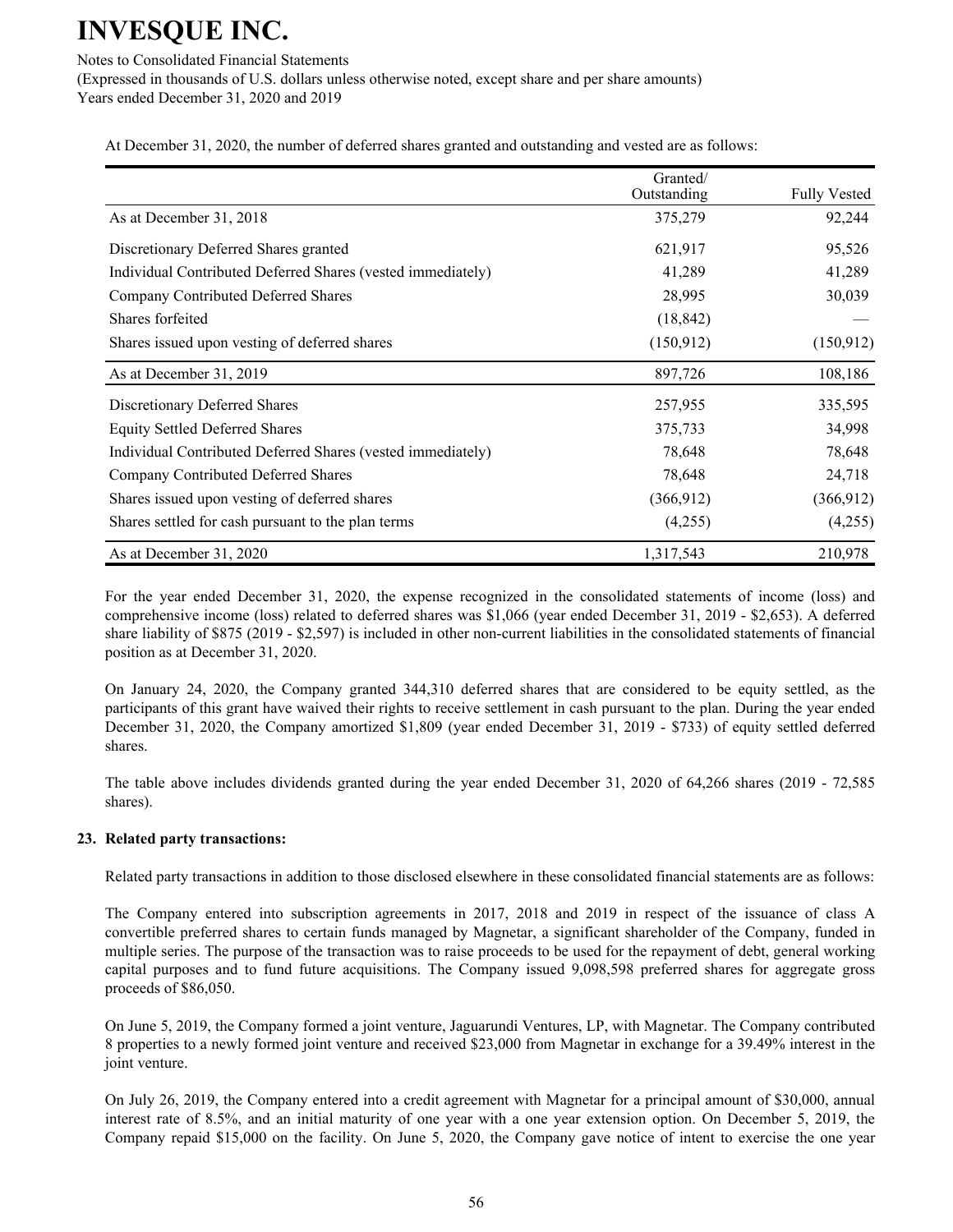At December 31, 2020, the number of deferred shares granted and outstanding and vested are as follows:

| | Granted/ Outstanding | Fully Vested |
|---|---|---|
| As at December 31, 2018 | 375,279 | 92,244 |
| Discretionary Deferred Shares granted | 621,917 | 95,526 |
| Individual Contributed Deferred Shares (vested immediately) | 41,289 | 41,289 |
| Company Contributed Deferred Shares | 28,995 | 30,039 |
| Shares forfeited | (18,842) | — |
| Shares issued upon vesting of deferred shares | (150,912) | (150,912) |
| As at December 31, 2019 | 897,726 | 108,186 |
| Discretionary Deferred Shares | 257,955 | 335,595 |
| Equity Settled Deferred Shares | 375,733 | 34,998 |
| Individual Contributed Deferred Shares (vested immediately) | 78,648 | 78,648 |
| Company Contributed Deferred Shares | 78,648 | 24,718 |
| Shares issued upon vesting of deferred shares | (366,912) | (366,912) |
| Shares settled for cash pursuant to the plan terms | (4,255) | (4,255) |
| As at December 31, 2020 | 1,317,543 | 210,978 |

For the year ended December 31, 2020, the expense recognized in the consolidated statements of income (loss) and comprehensive income (loss) related to deferred shares was $1,066 (year ended December 31, 2019 - $2,653). A deferred share liability of $875 (2019 - $2,597) is included in other non-current liabilities in the consolidated statements of financial position as at December 31, 2020.

On January 24, 2020, the Company granted 344,310 deferred shares that are considered to be equity settled, as the participants of this grant have waived their rights to receive settlement in cash pursuant to the plan. During the year ended December 31, 2020, the Company amortized $1,809 (year ended December 31, 2019 - $733) of equity settled deferred shares.

The table above includes dividends granted during the year ended December 31, 2020 of 64,266 shares (2019 - 72,585 shares).

## 23. Related party transactions:

Related party transactions in addition to those disclosed elsewhere in these consolidated financial statements are as follows:

The Company entered into subscription agreements in 2017, 2018 and 2019 in respect of the issuance of class A convertible preferred shares to certain funds managed by Magnetar, a significant shareholder of the Company, funded in multiple series. The purpose of the transaction was to raise proceeds to be used for the repayment of debt, general working capital purposes and to fund future acquisitions. The Company issued 9,098,598 preferred shares for aggregate gross proceeds of $86,050.

On June 5, 2019, the Company formed a joint venture, Jaguarundi Ventures, LP, with Magnetar. The Company contributed 8 properties to a newly formed joint venture and received $23,000 from Magnetar in exchange for a 39.49% interest in the joint venture.

On July 26, 2019, the Company entered into a credit agreement with Magnetar for a principal amount of $30,000, annual interest rate of 8.5%, and an initial maturity of one year with a one year extension option. On December 5, 2019, the Company repaid $15,000 on the facility. On June 5, 2020, the Company gave notice of intent to exercise the one year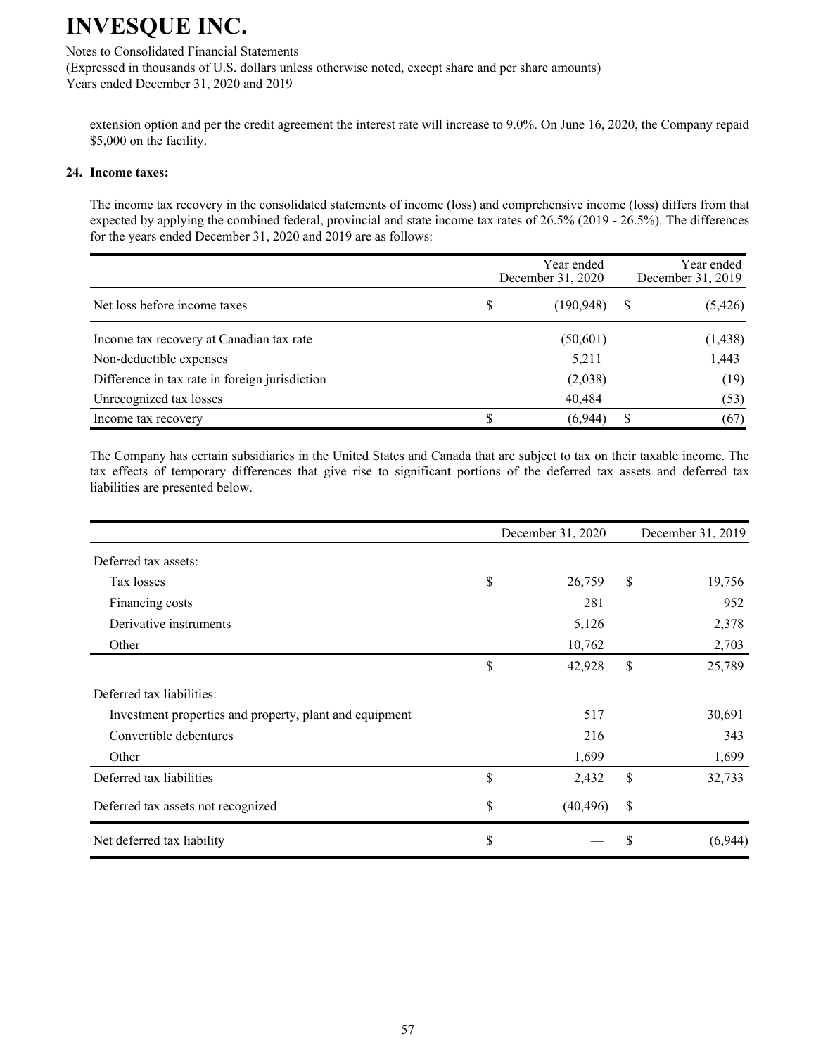extension option and per the credit agreement the interest rate will increase to 9.0%. On June 16, 2020, the Company repaid \$5,000 on the facility.

**24. Income taxes:**

The income tax recovery in the consolidated statements of income (loss) and comprehensive income (loss) differs from that expected by applying the combined federal, provincial and state income tax rates of 26.5% (2019 - 26.5%). The differences for the years ended December 31, 2020 and 2019 are as follows:

| | Year ended December 31, 2020 | Year ended December 31, 2019 |
|---|---|---|
| Net loss before income taxes | $ (190,948) | $ (5,426) |
| Income tax recovery at Canadian tax rate | (50,601) | (1,438) |
| Non-deductible expenses | 5,211 | 1,443 |
| Difference in tax rate in foreign jurisdiction | (2,038) | (19) |
| Unrecognized tax losses | 40,484 | (53) |
| Income tax recovery | $ (6,944) | $ (67) |

The Company has certain subsidiaries in the United States and Canada that are subject to tax on their taxable income. The tax effects of temporary differences that give rise to significant portions of the deferred tax assets and deferred tax liabilities are presented below.

| | December 31, 2020 | December 31, 2019 |
|---|---|---|
| Deferred tax assets: | | |
| Tax losses | $ 26,759 | $ 19,756 |
| Financing costs | 281 | 952 |
| Derivative instruments | 5,126 | 2,378 |
| Other | 10,762 | 2,703 |
| | $ 42,928 | $ 25,789 |
| Deferred tax liabilities: | | |
| Investment properties and property, plant and equipment | 517 | 30,691 |
| Convertible debentures | 216 | 343 |
| Other | 1,699 | 1,699 |
| Deferred tax liabilities | $ 2,432 | $ 32,733 |
| Deferred tax assets not recognized | $ (40,496) | $ — |
| Net deferred tax liability | $ — | $ (6,944) |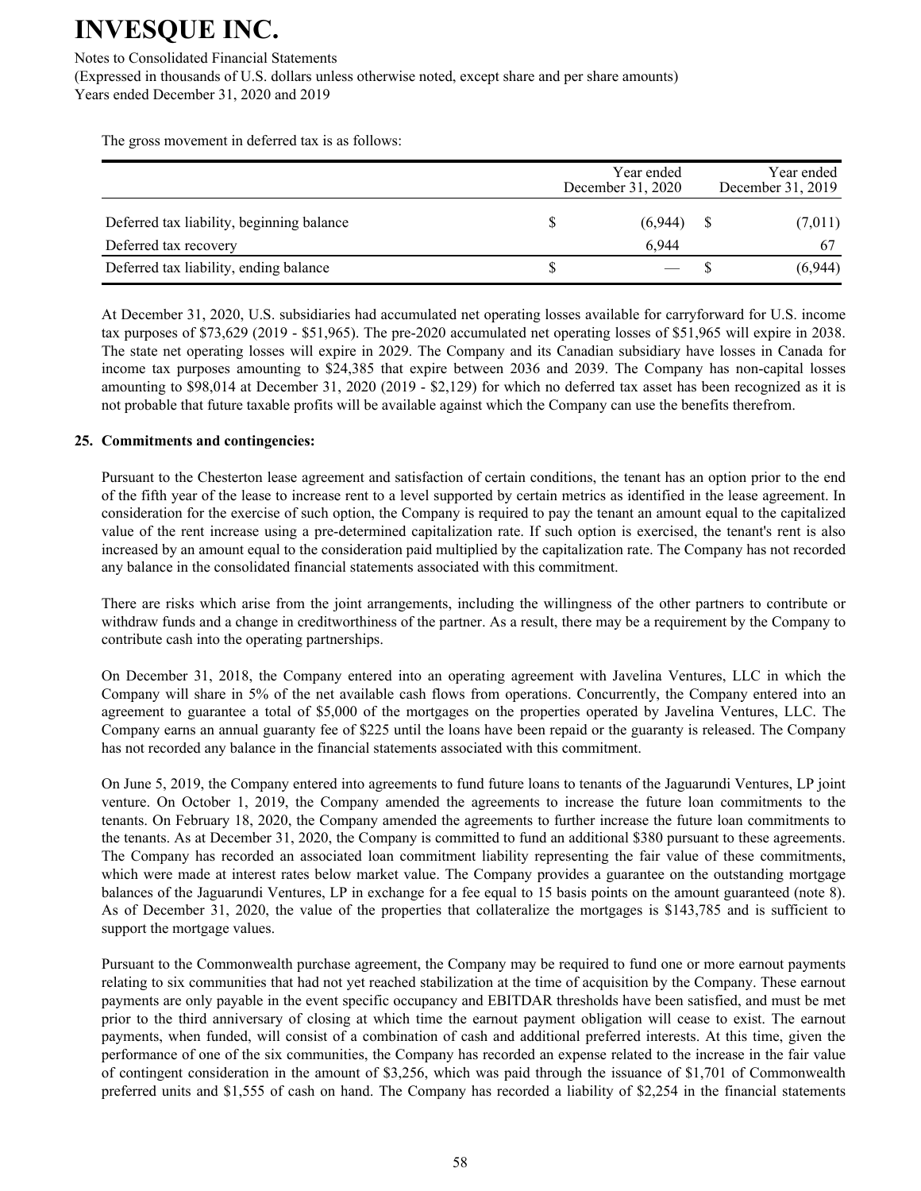The gross movement in deferred tax is as follows:

| | Year ended December 31, 2020 | Year ended December 31, 2019 |
|---|---|---|
| Deferred tax liability, beginning balance | $ (6,944) | $ (7,011) |
| Deferred tax recovery | 6,944 | 67 |
| Deferred tax liability, ending balance | $ — | $ (6,944) |

At December 31, 2020, U.S. subsidiaries had accumulated net operating losses available for carryforward for U.S. income tax purposes of $73,629 (2019 - $51,965). The pre-2020 accumulated net operating losses of $51,965 will expire in 2038. The state net operating losses will expire in 2029. The Company and its Canadian subsidiary have losses in Canada for income tax purposes amounting to $24,385 that expire between 2036 and 2039. The Company has non-capital losses amounting to $98,014 at December 31, 2020 (2019 - $2,129) for which no deferred tax asset has been recognized as it is not probable that future taxable profits will be available against which the Company can use the benefits therefrom.

## 25. Commitments and contingencies:

Pursuant to the Chesterton lease agreement and satisfaction of certain conditions, the tenant has an option prior to the end of the fifth year of the lease to increase rent to a level supported by certain metrics as identified in the lease agreement. In consideration for the exercise of such option, the Company is required to pay the tenant an amount equal to the capitalized value of the rent increase using a pre-determined capitalization rate. If such option is exercised, the tenant's rent is also increased by an amount equal to the consideration paid multiplied by the capitalization rate. The Company has not recorded any balance in the consolidated financial statements associated with this commitment.

There are risks which arise from the joint arrangements, including the willingness of the other partners to contribute or withdraw funds and a change in creditworthiness of the partner. As a result, there may be a requirement by the Company to contribute cash into the operating partnerships.

On December 31, 2018, the Company entered into an operating agreement with Javelina Ventures, LLC in which the Company will share in 5% of the net available cash flows from operations. Concurrently, the Company entered into an agreement to guarantee a total of $5,000 of the mortgages on the properties operated by Javelina Ventures, LLC. The Company earns an annual guaranty fee of $225 until the loans have been repaid or the guaranty is released. The Company has not recorded any balance in the financial statements associated with this commitment.

On June 5, 2019, the Company entered into agreements to fund future loans to tenants of the Jaguarundi Ventures, LP joint venture. On October 1, 2019, the Company amended the agreements to increase the future loan commitments to the tenants. On February 18, 2020, the Company amended the agreements to further increase the future loan commitments to the tenants. As at December 31, 2020, the Company is committed to fund an additional $380 pursuant to these agreements. The Company has recorded an associated loan commitment liability representing the fair value of these commitments, which were made at interest rates below market value. The Company provides a guarantee on the outstanding mortgage balances of the Jaguarundi Ventures, LP in exchange for a fee equal to 15 basis points on the amount guaranteed (note 8). As of December 31, 2020, the value of the properties that collateralize the mortgages is $143,785 and is sufficient to support the mortgage values.

Pursuant to the Commonwealth purchase agreement, the Company may be required to fund one or more earnout payments relating to six communities that had not yet reached stabilization at the time of acquisition by the Company. These earnout payments are only payable in the event specific occupancy and EBITDAR thresholds have been satisfied, and must be met prior to the third anniversary of closing at which time the earnout payment obligation will cease to exist. The earnout payments, when funded, will consist of a combination of cash and additional preferred interests. At this time, given the performance of one of the six communities, the Company has recorded an expense related to the increase in the fair value of contingent consideration in the amount of $3,256, which was paid through the issuance of $1,701 of Commonwealth preferred units and $1,555 of cash on hand. The Company has recorded a liability of $2,254 in the financial statements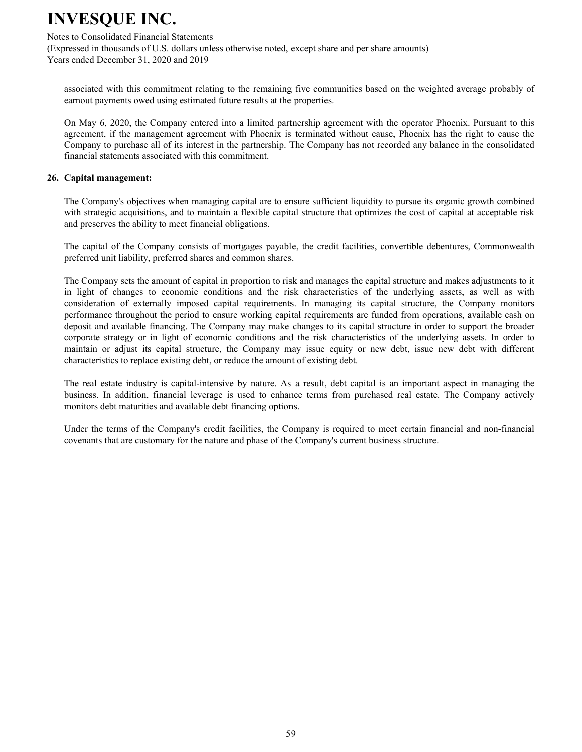associated with this commitment relating to the remaining five communities based on the weighted average probably of earnout payments owed using estimated future results at the properties.

On May 6, 2020, the Company entered into a limited partnership agreement with the operator Phoenix. Pursuant to this agreement, if the management agreement with Phoenix is terminated without cause, Phoenix has the right to cause the Company to purchase all of its interest in the partnership. The Company has not recorded any balance in the consolidated financial statements associated with this commitment.

## 26. Capital management:

The Company's objectives when managing capital are to ensure sufficient liquidity to pursue its organic growth combined with strategic acquisitions, and to maintain a flexible capital structure that optimizes the cost of capital at acceptable risk and preserves the ability to meet financial obligations.

The capital of the Company consists of mortgages payable, the credit facilities, convertible debentures, Commonwealth preferred unit liability, preferred shares and common shares.

The Company sets the amount of capital in proportion to risk and manages the capital structure and makes adjustments to it in light of changes to economic conditions and the risk characteristics of the underlying assets, as well as with consideration of externally imposed capital requirements. In managing its capital structure, the Company monitors performance throughout the period to ensure working capital requirements are funded from operations, available cash on deposit and available financing. The Company may make changes to its capital structure in order to support the broader corporate strategy or in light of economic conditions and the risk characteristics of the underlying assets. In order to maintain or adjust its capital structure, the Company may issue equity or new debt, issue new debt with different characteristics to replace existing debt, or reduce the amount of existing debt.

The real estate industry is capital-intensive by nature. As a result, debt capital is an important aspect in managing the business. In addition, financial leverage is used to enhance terms from purchased real estate. The Company actively monitors debt maturities and available debt financing options.

Under the terms of the Company's credit facilities, the Company is required to meet certain financial and non-financial covenants that are customary for the nature and phase of the Company's current business structure.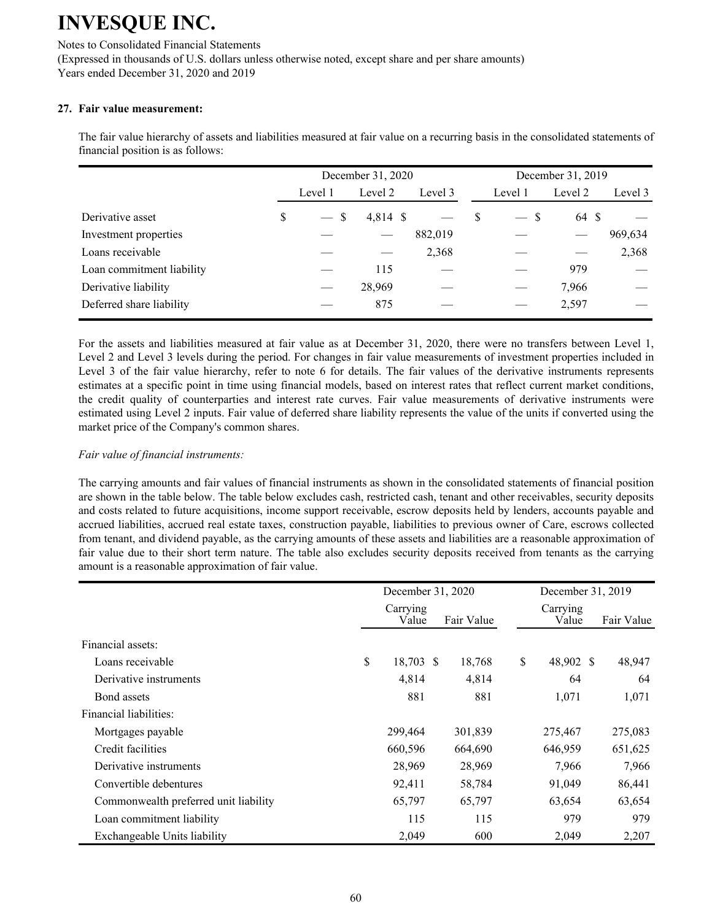### 27. Fair value measurement:

The fair value hierarchy of assets and liabilities measured at fair value on a recurring basis in the consolidated statements of financial position is as follows:

| | December 31, 2020 | | | December 31, 2019 | | |
|---|---|---|---|---|---|---|
| | Level 1 | Level 2 | Level 3 | Level 1 | Level 2 | Level 3 |
| Derivative asset | $ — | $ 4,814 | $ — | $ — | $ 64 | $ — |
| Investment properties | — | — | 882,019 | — | — | 969,634 |
| Loans receivable | — | — | 2,368 | — | — | 2,368 |
| Loan commitment liability | — | 115 | — | — | 979 | — |
| Derivative liability | — | 28,969 | — | — | 7,966 | — |
| Deferred share liability | — | 875 | — | — | 2,597 | — |

For the assets and liabilities measured at fair value as at December 31, 2020, there were no transfers between Level 1, Level 2 and Level 3 levels during the period. For changes in fair value measurements of investment properties included in Level 3 of the fair value hierarchy, refer to note 6 for details. The fair values of the derivative instruments represents estimates at a specific point in time using financial models, based on interest rates that reflect current market conditions, the credit quality of counterparties and interest rate curves. Fair value measurements of derivative instruments were estimated using Level 2 inputs. Fair value of deferred share liability represents the value of the units if converted using the market price of the Company's common shares.

*Fair value of financial instruments:*

The carrying amounts and fair values of financial instruments as shown in the consolidated statements of financial position are shown in the table below. The table below excludes cash, restricted cash, tenant and other receivables, security deposits and costs related to future acquisitions, income support receivable, escrow deposits held by lenders, accounts payable and accrued liabilities, accrued real estate taxes, construction payable, liabilities to previous owner of Care, escrows collected from tenant, and dividend payable, as the carrying amounts of these assets and liabilities are a reasonable approximation of fair value due to their short term nature. The table also excludes security deposits received from tenants as the carrying amount is a reasonable approximation of fair value.

| | December 31, 2020 | | December 31, 2019 | |
|---|---|---|---|---|
| | Carrying Value | Fair Value | Carrying Value | Fair Value |
| Financial assets: | | | | |
| Loans receivable | $ 18,703 | $ 18,768 | $ 48,902 | $ 48,947 |
| Derivative instruments | 4,814 | 4,814 | 64 | 64 |
| Bond assets | 881 | 881 | 1,071 | 1,071 |
| Financial liabilities: | | | | |
| Mortgages payable | 299,464 | 301,839 | 275,467 | 275,083 |
| Credit facilities | 660,596 | 664,690 | 646,959 | 651,625 |
| Derivative instruments | 28,969 | 28,969 | 7,966 | 7,966 |
| Convertible debentures | 92,411 | 58,784 | 91,049 | 86,441 |
| Commonwealth preferred unit liability | 65,797 | 65,797 | 63,654 | 63,654 |
| Loan commitment liability | 115 | 115 | 979 | 979 |
| Exchangeable Units liability | 2,049 | 600 | 2,049 | 2,207 |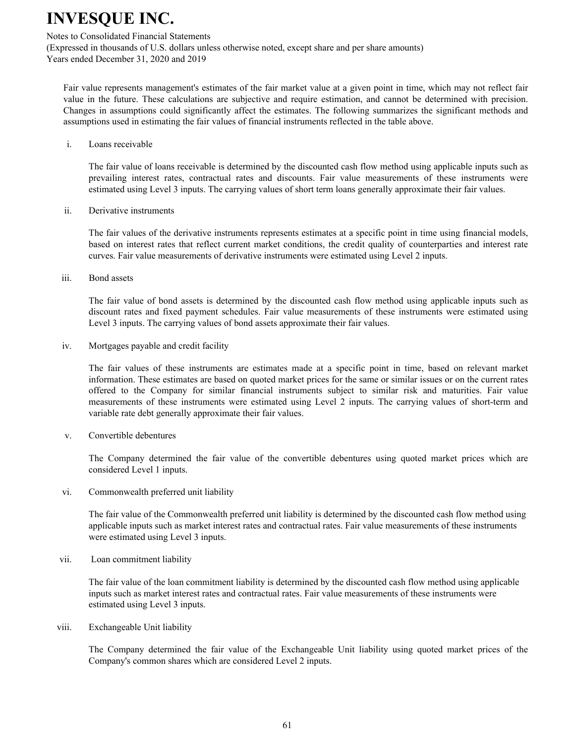Fair value represents management's estimates of the fair market value at a given point in time, which may not reflect fair value in the future. These calculations are subjective and require estimation, and cannot be determined with precision. Changes in assumptions could significantly affect the estimates. The following summarizes the significant methods and assumptions used in estimating the fair values of financial instruments reflected in the table above.

i. Loans receivable

The fair value of loans receivable is determined by the discounted cash flow method using applicable inputs such as prevailing interest rates, contractual rates and discounts. Fair value measurements of these instruments were estimated using Level 3 inputs. The carrying values of short term loans generally approximate their fair values.

ii. Derivative instruments

The fair values of the derivative instruments represents estimates at a specific point in time using financial models, based on interest rates that reflect current market conditions, the credit quality of counterparties and interest rate curves. Fair value measurements of derivative instruments were estimated using Level 2 inputs.

iii. Bond assets

The fair value of bond assets is determined by the discounted cash flow method using applicable inputs such as discount rates and fixed payment schedules. Fair value measurements of these instruments were estimated using Level 3 inputs. The carrying values of bond assets approximate their fair values.

iv. Mortgages payable and credit facility

The fair values of these instruments are estimates made at a specific point in time, based on relevant market information. These estimates are based on quoted market prices for the same or similar issues or on the current rates offered to the Company for similar financial instruments subject to similar risk and maturities. Fair value measurements of these instruments were estimated using Level 2 inputs. The carrying values of short-term and variable rate debt generally approximate their fair values.

v. Convertible debentures

The Company determined the fair value of the convertible debentures using quoted market prices which are considered Level 1 inputs.

vi. Commonwealth preferred unit liability

The fair value of the Commonwealth preferred unit liability is determined by the discounted cash flow method using applicable inputs such as market interest rates and contractual rates. Fair value measurements of these instruments were estimated using Level 3 inputs.

vii. Loan commitment liability

The fair value of the loan commitment liability is determined by the discounted cash flow method using applicable inputs such as market interest rates and contractual rates. Fair value measurements of these instruments were estimated using Level 3 inputs.

viii. Exchangeable Unit liability

The Company determined the fair value of the Exchangeable Unit liability using quoted market prices of the Company's common shares which are considered Level 2 inputs.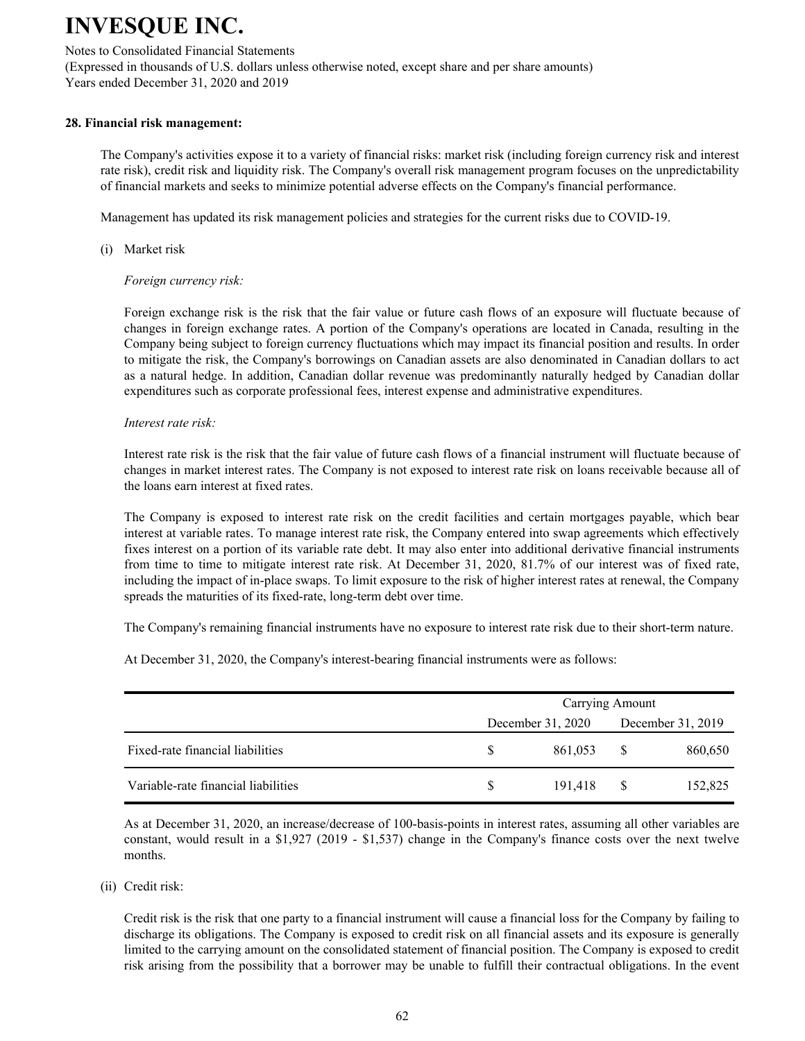# INVESQUE INC.

Notes to Consolidated Financial Statements
(Expressed in thousands of U.S. dollars unless otherwise noted, except share and per share amounts)
Years ended December 31, 2020 and 2019

### 28. Financial risk management:

The Company's activities expose it to a variety of financial risks: market risk (including foreign currency risk and interest rate risk), credit risk and liquidity risk. The Company's overall risk management program focuses on the unpredictability of financial markets and seeks to minimize potential adverse effects on the Company's financial performance.

Management has updated its risk management policies and strategies for the current risks due to COVID-19.

(i) Market risk

*Foreign currency risk:*

Foreign exchange risk is the risk that the fair value or future cash flows of an exposure will fluctuate because of changes in foreign exchange rates. A portion of the Company's operations are located in Canada, resulting in the Company being subject to foreign currency fluctuations which may impact its financial position and results. In order to mitigate the risk, the Company's borrowings on Canadian assets are also denominated in Canadian dollars to act as a natural hedge. In addition, Canadian dollar revenue was predominantly naturally hedged by Canadian dollar expenditures such as corporate professional fees, interest expense and administrative expenditures.

*Interest rate risk:*

Interest rate risk is the risk that the fair value of future cash flows of a financial instrument will fluctuate because of changes in market interest rates. The Company is not exposed to interest rate risk on loans receivable because all of the loans earn interest at fixed rates.

The Company is exposed to interest rate risk on the credit facilities and certain mortgages payable, which bear interest at variable rates. To manage interest rate risk, the Company entered into swap agreements which effectively fixes interest on a portion of its variable rate debt. It may also enter into additional derivative financial instruments from time to time to mitigate interest rate risk. At December 31, 2020, 81.7% of our interest was of fixed rate, including the impact of in-place swaps. To limit exposure to the risk of higher interest rates at renewal, the Company spreads the maturities of its fixed-rate, long-term debt over time.

The Company's remaining financial instruments have no exposure to interest rate risk due to their short-term nature.

At December 31, 2020, the Company's interest-bearing financial instruments were as follows:

| | Carrying Amount | |
|---|---|---|
| | December 31, 2020 | December 31, 2019 |
| Fixed-rate financial liabilities | $ 861,053 | $ 860,650 |
| Variable-rate financial liabilities | $ 191,418 | $ 152,825 |

As at December 31, 2020, an increase/decrease of 100-basis-points in interest rates, assuming all other variables are constant, would result in a $1,927 (2019 - $1,537) change in the Company's finance costs over the next twelve months.

(ii) Credit risk:

Credit risk is the risk that one party to a financial instrument will cause a financial loss for the Company by failing to discharge its obligations. The Company is exposed to credit risk on all financial assets and its exposure is generally limited to the carrying amount on the consolidated statement of financial position. The Company is exposed to credit risk arising from the possibility that a borrower may be unable to fulfill their contractual obligations. In the event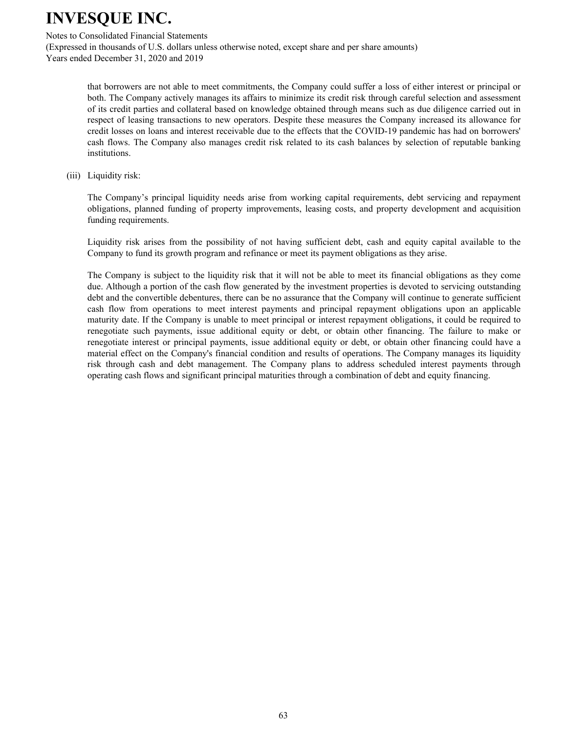that borrowers are not able to meet commitments, the Company could suffer a loss of either interest or principal or both. The Company actively manages its affairs to minimize its credit risk through careful selection and assessment of its credit parties and collateral based on knowledge obtained through means such as due diligence carried out in respect of leasing transactions to new operators. Despite these measures the Company increased its allowance for credit losses on loans and interest receivable due to the effects that the COVID-19 pandemic has had on borrowers' cash flows. The Company also manages credit risk related to its cash balances by selection of reputable banking institutions.

(iii) Liquidity risk:

The Company's principal liquidity needs arise from working capital requirements, debt servicing and repayment obligations, planned funding of property improvements, leasing costs, and property development and acquisition funding requirements.

Liquidity risk arises from the possibility of not having sufficient debt, cash and equity capital available to the Company to fund its growth program and refinance or meet its payment obligations as they arise.

The Company is subject to the liquidity risk that it will not be able to meet its financial obligations as they come due. Although a portion of the cash flow generated by the investment properties is devoted to servicing outstanding debt and the convertible debentures, there can be no assurance that the Company will continue to generate sufficient cash flow from operations to meet interest payments and principal repayment obligations upon an applicable maturity date. If the Company is unable to meet principal or interest repayment obligations, it could be required to renegotiate such payments, issue additional equity or debt, or obtain other financing. The failure to make or renegotiate interest or principal payments, issue additional equity or debt, or obtain other financing could have a material effect on the Company's financial condition and results of operations. The Company manages its liquidity risk through cash and debt management. The Company plans to address scheduled interest payments through operating cash flows and significant principal maturities through a combination of debt and equity financing.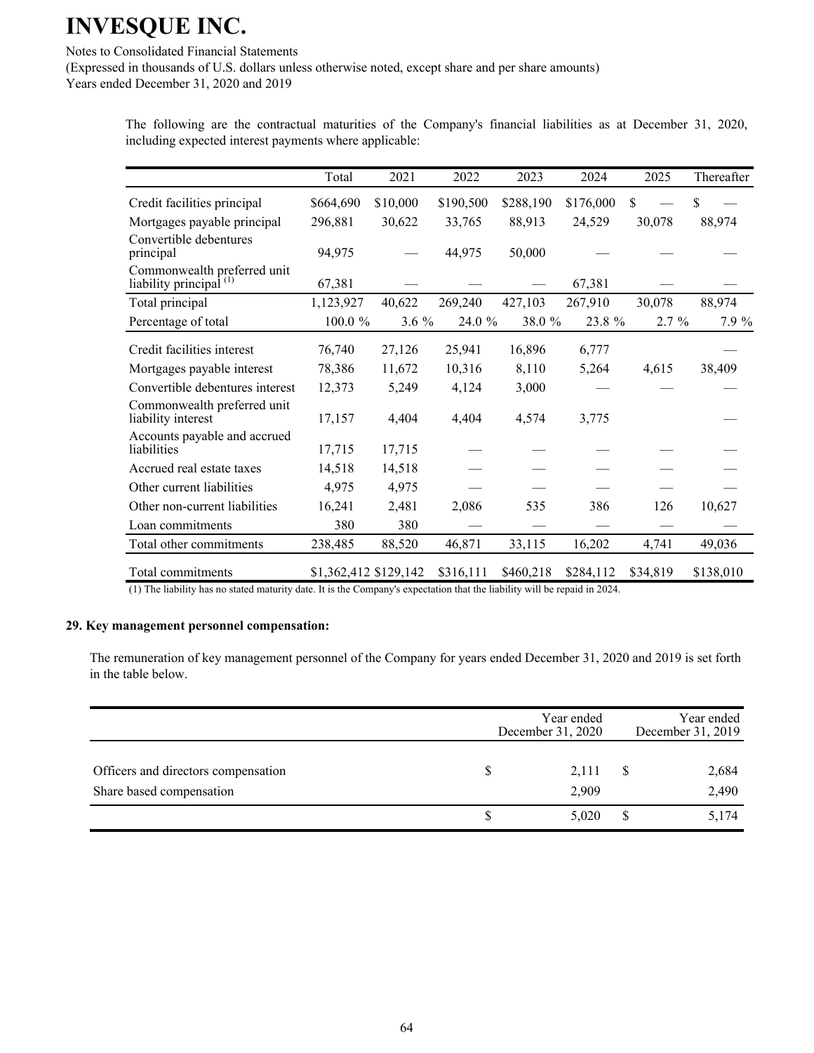The following are the contractual maturities of the Company's financial liabilities as at December 31, 2020, including expected interest payments where applicable:

| | Total | 2021 | 2022 | 2023 | 2024 | 2025 | Thereafter |
|---|---|---|---|---|---|---|---|
| Credit facilities principal | $664,690 | $10,000 | $190,500 | $288,190 | $176,000 | $ — | $ — |
| Mortgages payable principal | 296,881 | 30,622 | 33,765 | 88,913 | 24,529 | 30,078 | 88,974 |
| Convertible debentures principal | 94,975 | — | 44,975 | 50,000 | — | — | — |
| Commonwealth preferred unit liability principal (1) | 67,381 | — | — | — | 67,381 | — | — |
| Total principal | 1,123,927 | 40,622 | 269,240 | 427,103 | 267,910 | 30,078 | 88,974 |
| Percentage of total | 100.0 % | 3.6 % | 24.0 % | 38.0 % | 23.8 % | 2.7 % | 7.9 % |
| Credit facilities interest | 76,740 | 27,126 | 25,941 | 16,896 | 6,777 | | — |
| Mortgages payable interest | 78,386 | 11,672 | 10,316 | 8,110 | 5,264 | 4,615 | 38,409 |
| Convertible debentures interest | 12,373 | 5,249 | 4,124 | 3,000 | — | — | — |
| Commonwealth preferred unit liability interest | 17,157 | 4,404 | 4,404 | 4,574 | 3,775 | | — |
| Accounts payable and accrued liabilities | 17,715 | 17,715 | — | — | — | — | — |
| Accrued real estate taxes | 14,518 | 14,518 | — | — | — | — | — |
| Other current liabilities | 4,975 | 4,975 | — | — | — | — | — |
| Other non-current liabilities | 16,241 | 2,481 | 2,086 | 535 | 386 | 126 | 10,627 |
| Loan commitments | 380 | 380 | — | — | — | — | — |
| Total other commitments | 238,485 | 88,520 | 46,871 | 33,115 | 16,202 | 4,741 | 49,036 |
| Total commitments | $1,362,412 | $129,142 | $316,111 | $460,218 | $284,112 | $34,819 | $138,010 |

(1) The liability has no stated maturity date. It is the Company's expectation that the liability will be repaid in 2024.

## 29. Key management personnel compensation:

The remuneration of key management personnel of the Company for years ended December 31, 2020 and 2019 is set forth in the table below.

| | Year ended December 31, 2020 | Year ended December 31, 2019 |
|---|---|---|
| Officers and directors compensation | $ 2,111 | $ 2,684 |
| Share based compensation | 2,909 | 2,490 |
| | $ 5,020 | $ 5,174 |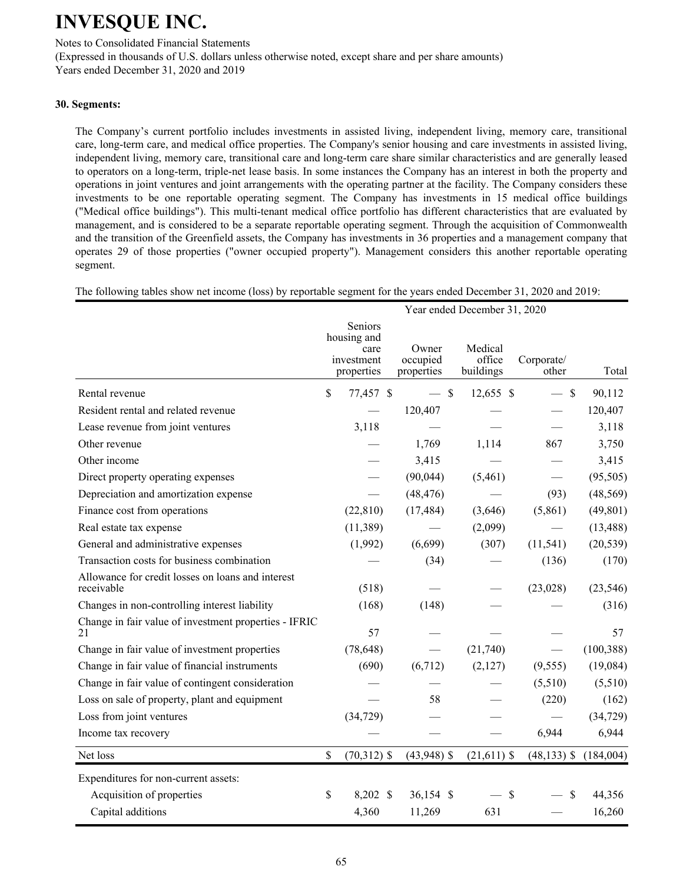# INVESQUE INC.

Notes to Consolidated Financial Statements
(Expressed in thousands of U.S. dollars unless otherwise noted, except share and per share amounts)
Years ended December 31, 2020 and 2019

### 30. Segments:

The Company's current portfolio includes investments in assisted living, independent living, memory care, transitional care, long-term care, and medical office properties. The Company's senior housing and care investments in assisted living, independent living, memory care, transitional care and long-term care share similar characteristics and are generally leased to operators on a long-term, triple-net lease basis. In some instances the Company has an interest in both the property and operations in joint ventures and joint arrangements with the operating partner at the facility. The Company considers these investments to be one reportable operating segment. The Company has investments in 15 medical office buildings ("Medical office buildings"). This multi-tenant medical office portfolio has different characteristics that are evaluated by management, and is considered to be a separate reportable operating segment. Through the acquisition of Commonwealth and the transition of the Greenfield assets, the Company has investments in 36 properties and a management company that operates 29 of those properties ("owner occupied property"). Management considers this another reportable operating segment.

The following tables show net income (loss) by reportable segment for the years ended December 31, 2020 and 2019:

| | Year ended December 31, 2020 | | | | |
|---|---|---|---|---|---|
| | Seniors housing and care investment properties | Owner occupied properties | Medical office buildings | Corporate/ other | Total |
| Rental revenue | $ 77,457 | $ — | $ 12,655 | $ — | $ 90,112 |
| Resident rental and related revenue | — | 120,407 | — | — | 120,407 |
| Lease revenue from joint ventures | 3,118 | — | — | — | 3,118 |
| Other revenue | — | 1,769 | 1,114 | 867 | 3,750 |
| Other income | — | 3,415 | — | — | 3,415 |
| Direct property operating expenses | — | (90,044) | (5,461) | — | (95,505) |
| Depreciation and amortization expense | — | (48,476) | — | (93) | (48,569) |
| Finance cost from operations | (22,810) | (17,484) | (3,646) | (5,861) | (49,801) |
| Real estate tax expense | (11,389) | — | (2,099) | — | (13,488) |
| General and administrative expenses | (1,992) | (6,699) | (307) | (11,541) | (20,539) |
| Transaction costs for business combination | — | (34) | — | (136) | (170) |
| Allowance for credit losses on loans and interest receivable | (518) | — | — | (23,028) | (23,546) |
| Changes in non-controlling interest liability | (168) | (148) | — | — | (316) |
| Change in fair value of investment properties - IFRIC 21 | 57 | — | — | — | 57 |
| Change in fair value of investment properties | (78,648) | — | (21,740) | — | (100,388) |
| Change in fair value of financial instruments | (690) | (6,712) | (2,127) | (9,555) | (19,084) |
| Change in fair value of contingent consideration | — | — | — | (5,510) | (5,510) |
| Loss on sale of property, plant and equipment | — | 58 | — | (220) | (162) |
| Loss from joint ventures | (34,729) | — | — | — | (34,729) |
| Income tax recovery | — | — | — | 6,944 | 6,944 |
| Net loss | $ (70,312) | $ (43,948) | $ (21,611) | $ (48,133) | $ (184,004) |
| Expenditures for non-current assets: | | | | | |
| Acquisition of properties | $ 8,202 | $ 36,154 | $ — | $ — | $ 44,356 |
| Capital additions | 4,360 | 11,269 | 631 | — | 16,260 |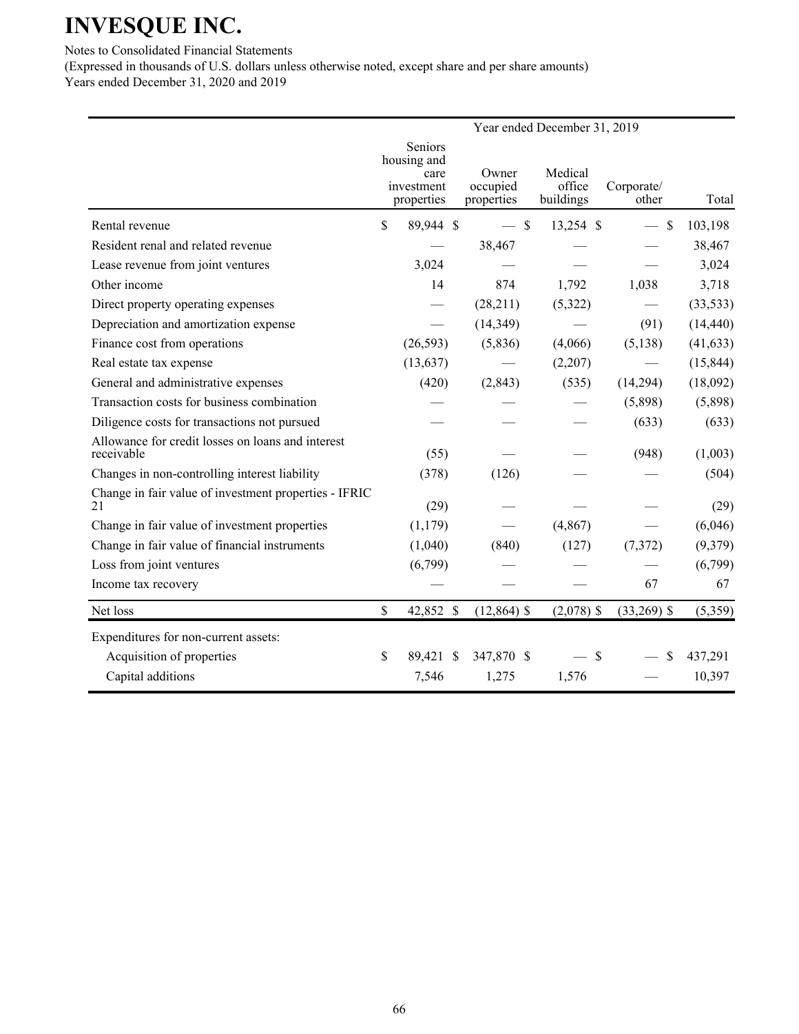# INVESQUE INC.

Notes to Consolidated Financial Statements
(Expressed in thousands of U.S. dollars unless otherwise noted, except share and per share amounts)
Years ended December 31, 2020 and 2019

| | Year ended December 31, 2019 | | | | |
|---|---|---|---|---|---|
| | Seniors housing and care investment properties | Owner occupied properties | Medical office buildings | Corporate/ other | Total |
| Rental revenue | $ 89,944 | $ — | $ 13,254 | $ — | $ 103,198 |
| Resident renal and related revenue | — | 38,467 | — | — | 38,467 |
| Lease revenue from joint ventures | 3,024 | — | — | — | 3,024 |
| Other income | 14 | 874 | 1,792 | 1,038 | 3,718 |
| Direct property operating expenses | — | (28,211) | (5,322) | — | (33,533) |
| Depreciation and amortization expense | — | (14,349) | — | (91) | (14,440) |
| Finance cost from operations | (26,593) | (5,836) | (4,066) | (5,138) | (41,633) |
| Real estate tax expense | (13,637) | — | (2,207) | — | (15,844) |
| General and administrative expenses | (420) | (2,843) | (535) | (14,294) | (18,092) |
| Transaction costs for business combination | — | — | — | (5,898) | (5,898) |
| Diligence costs for transactions not pursued | — | — | — | (633) | (633) |
| Allowance for credit losses on loans and interest receivable | (55) | — | — | (948) | (1,003) |
| Changes in non-controlling interest liability | (378) | (126) | — | — | (504) |
| Change in fair value of investment properties - IFRIC 21 | (29) | — | — | — | (29) |
| Change in fair value of investment properties | (1,179) | — | (4,867) | — | (6,046) |
| Change in fair value of financial instruments | (1,040) | (840) | (127) | (7,372) | (9,379) |
| Loss from joint ventures | (6,799) | — | — | — | (6,799) |
| Income tax recovery | — | — | — | 67 | 67 |
| Net loss | $ 42,852 | $ (12,864) | $ (2,078) | $ (33,269) | $ (5,359) |
| Expenditures for non-current assets: | | | | | |
| Acquisition of properties | $ 89,421 | $ 347,870 | $ — | $ — | $ 437,291 |
| Capital additions | 7,546 | 1,275 | 1,576 | — | 10,397 |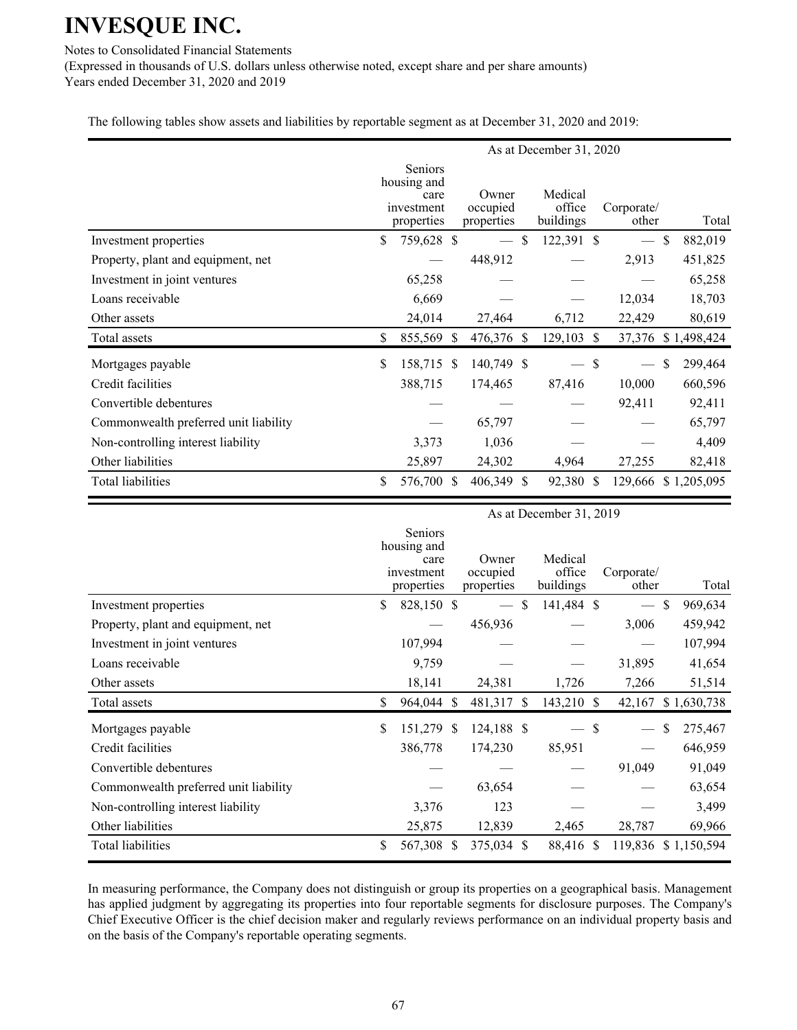INVESQUE INC.

Notes to Consolidated Financial Statements

(Expressed in thousands of U.S. dollars unless otherwise noted, except share and per share amounts)

Years ended December 31, 2020 and 2019

The following tables show assets and liabilities by reportable segment as at December 31, 2020 and 2019:

| | As at December 31, 2020 | | | | |
|---|---|---|---|---|---|
| | Seniors housing and care investment properties | Owner occupied properties | Medical office buildings | Corporate/ other | Total |
| Investment properties | $ 759,628 | $ — | $ 122,391 | $ — | $ 882,019 |
| Property, plant and equipment, net | — | 448,912 | — | 2,913 | 451,825 |
| Investment in joint ventures | 65,258 | — | — | — | 65,258 |
| Loans receivable | 6,669 | — | — | 12,034 | 18,703 |
| Other assets | 24,014 | 27,464 | 6,712 | 22,429 | 80,619 |
| Total assets | $ 855,569 | $ 476,376 | $ 129,103 | $ 37,376 | $ 1,498,424 |
| Mortgages payable | $ 158,715 | $ 140,749 | $ — | $ — | $ 299,464 |
| Credit facilities | 388,715 | 174,465 | 87,416 | 10,000 | 660,596 |
| Convertible debentures | — | — | — | 92,411 | 92,411 |
| Commonwealth preferred unit liability | — | 65,797 | — | — | 65,797 |
| Non-controlling interest liability | 3,373 | 1,036 | — | — | 4,409 |
| Other liabilities | 25,897 | 24,302 | 4,964 | 27,255 | 82,418 |
| Total liabilities | $ 576,700 | $ 406,349 | $ 92,380 | $ 129,666 | $ 1,205,095 |

| | As at December 31, 2019 | | | | |
|---|---|---|---|---|---|
| | Seniors housing and care investment properties | Owner occupied properties | Medical office buildings | Corporate/ other | Total |
| Investment properties | $ 828,150 | $ — | $ 141,484 | $ — | $ 969,634 |
| Property, plant and equipment, net | — | 456,936 | — | 3,006 | 459,942 |
| Investment in joint ventures | 107,994 | — | — | — | 107,994 |
| Loans receivable | 9,759 | — | — | 31,895 | 41,654 |
| Other assets | 18,141 | 24,381 | 1,726 | 7,266 | 51,514 |
| Total assets | $ 964,044 | $ 481,317 | $ 143,210 | $ 42,167 | $ 1,630,738 |
| Mortgages payable | $ 151,279 | $ 124,188 | $ — | $ — | $ 275,467 |
| Credit facilities | 386,778 | 174,230 | 85,951 | — | 646,959 |
| Convertible debentures | — | — | — | 91,049 | 91,049 |
| Commonwealth preferred unit liability | — | 63,654 | — | — | 63,654 |
| Non-controlling interest liability | 3,376 | 123 | — | — | 3,499 |
| Other liabilities | 25,875 | 12,839 | 2,465 | 28,787 | 69,966 |
| Total liabilities | $ 567,308 | $ 375,034 | $ 88,416 | $ 119,836 | $ 1,150,594 |

In measuring performance, the Company does not distinguish or group its properties on a geographical basis. Management has applied judgment by aggregating its properties into four reportable segments for disclosure purposes. The Company's Chief Executive Officer is the chief decision maker and regularly reviews performance on an individual property basis and on the basis of the Company's reportable operating segments.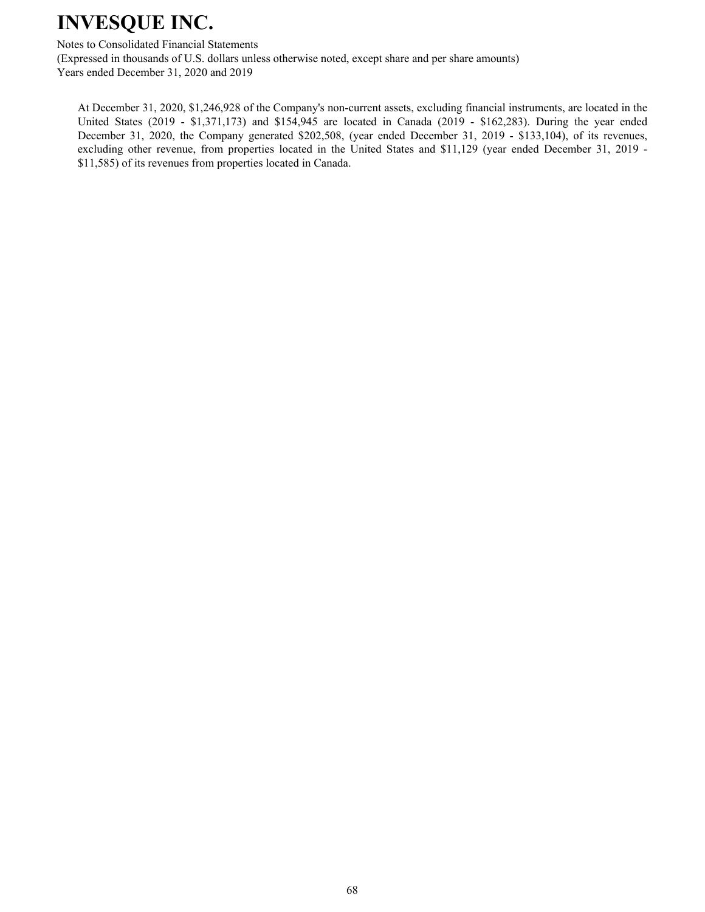At December 31, 2020, $1,246,928 of the Company's non-current assets, excluding financial instruments, are located in the United States (2019 - $1,371,173) and $154,945 are located in Canada (2019 - $162,283). During the year ended December 31, 2020, the Company generated $202,508, (year ended December 31, 2019 - $133,104), of its revenues, excluding other revenue, from properties located in the United States and $11,129 (year ended December 31, 2019 - $11,585) of its revenues from properties located in Canada.